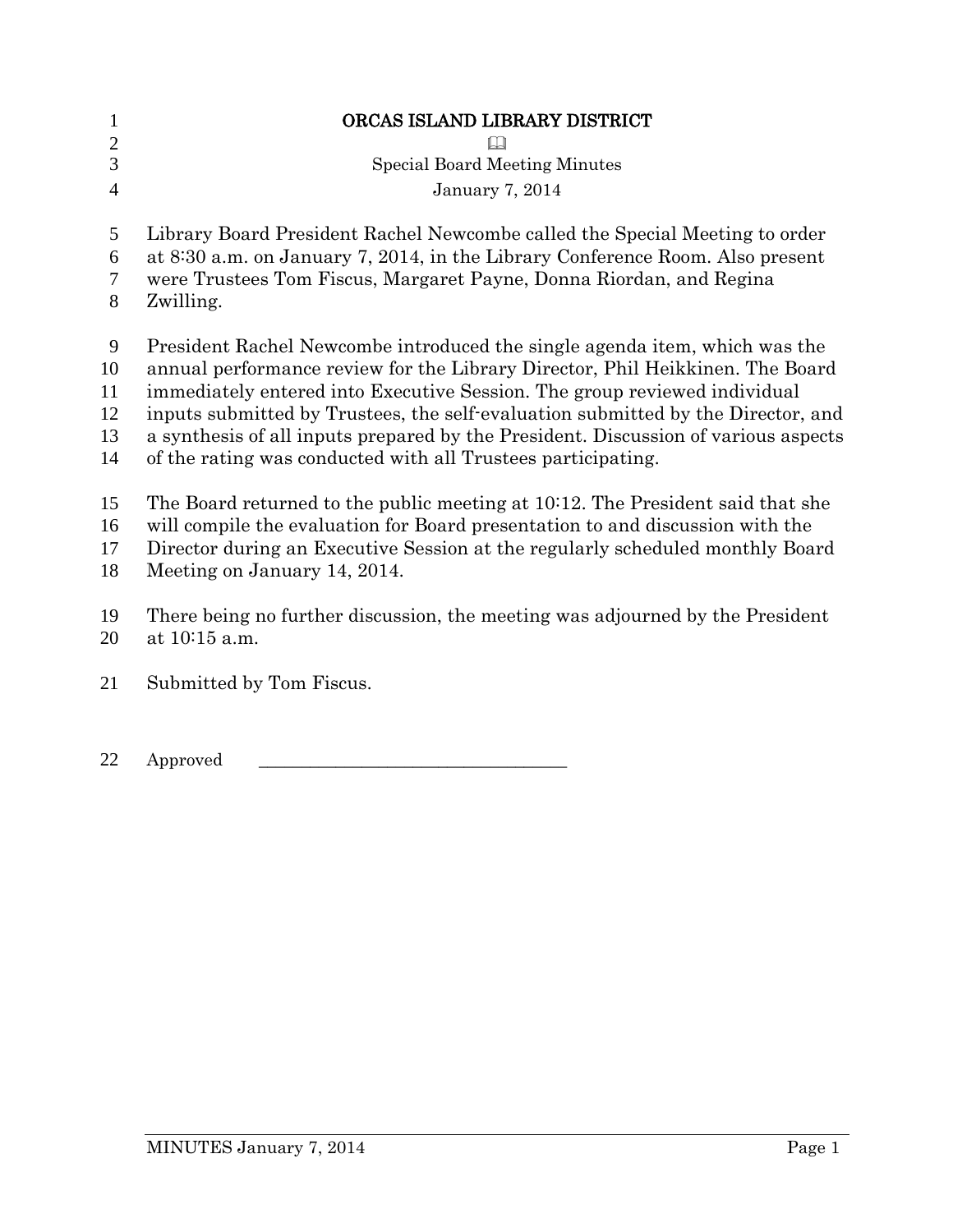# ORCAS ISLAND LIBRARY DISTRICT

📖

Special Board Meeting Minutes

January 7, 2014

Library Board President Rachel Newcombe called the Special Meeting to order at 8:30 a.m. on January 7, 2014, in the Library Conference Room. Also present were Trustees Tom Fiscus, Margaret Payne, Donna Riordan, and Regina Zwilling.

President Rachel Newcombe introduced the single agenda item, which was the annual performance review for the Library Director, Phil Heikkinen. The Board immediately entered into Executive Session. The group reviewed individual inputs submitted by Trustees, the self-evaluation submitted by the Director, and a synthesis of all inputs prepared by the President. Discussion of various aspects of the rating was conducted with all Trustees participating.

The Board returned to the public meeting at 10:12. The President said that she will compile the evaluation for Board presentation to and discussion with the Director during an Executive Session at the regularly scheduled monthly Board Meeting on January 14, 2014.

There being no further discussion, the meeting was adjourned by the President at 10:15 a.m.

Submitted by Tom Fiscus.

Approved \_\_\_\_\_\_\_\_\_\_\_\_\_\_\_\_\_\_\_\_\_\_\_\_\_\_\_\_\_\_\_\_\_\_\_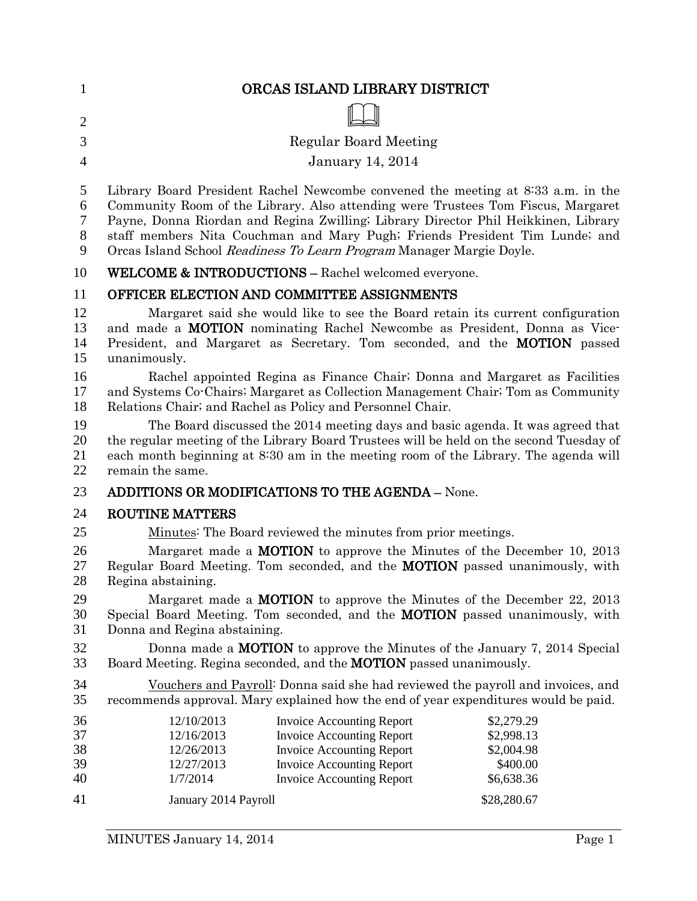# ORCAS ISLAND LIBRARY DISTRICT

Regular Board Meeting
January 14, 2014

Library Board President Rachel Newcombe convened the meeting at 8:33 a.m. in the Community Room of the Library. Also attending were Trustees Tom Fiscus, Margaret Payne, Donna Riordan and Regina Zwilling; Library Director Phil Heikkinen, Library staff members Nita Couchman and Mary Pugh; Friends President Tim Lunde; and Orcas Island School *Readiness To Learn Program* Manager Margie Doyle.

**WELCOME & INTRODUCTIONS** – Rachel welcomed everyone.

**OFFICER ELECTION AND COMMITTEE ASSIGNMENTS**

Margaret said she would like to see the Board retain its current configuration and made a **MOTION** nominating Rachel Newcombe as President, Donna as Vice-President, and Margaret as Secretary. Tom seconded, and the **MOTION** passed unanimously.

Rachel appointed Regina as Finance Chair; Donna and Margaret as Facilities and Systems Co-Chairs; Margaret as Collection Management Chair; Tom as Community Relations Chair; and Rachel as Policy and Personnel Chair.

The Board discussed the 2014 meeting days and basic agenda. It was agreed that the regular meeting of the Library Board Trustees will be held on the second Tuesday of each month beginning at 8:30 am in the meeting room of the Library. The agenda will remain the same.

**ADDITIONS OR MODIFICATIONS TO THE AGENDA** – None.

**ROUTINE MATTERS**

Minutes: The Board reviewed the minutes from prior meetings.

Margaret made a **MOTION** to approve the Minutes of the December 10, 2013 Regular Board Meeting. Tom seconded, and the **MOTION** passed unanimously, with Regina abstaining.

Margaret made a **MOTION** to approve the Minutes of the December 22, 2013 Special Board Meeting. Tom seconded, and the **MOTION** passed unanimously, with Donna and Regina abstaining.

Donna made a **MOTION** to approve the Minutes of the January 7, 2014 Special Board Meeting. Regina seconded, and the **MOTION** passed unanimously.

Vouchers and Payroll: Donna said she had reviewed the payroll and invoices, and recommends approval. Mary explained how the end of year expenditures would be paid.

| | | |
|---|---|---|
| 12/10/2013 | Invoice Accounting Report | $2,279.29 |
| 12/16/2013 | Invoice Accounting Report | $2,998.13 |
| 12/26/2013 | Invoice Accounting Report | $2,004.98 |
| 12/27/2013 | Invoice Accounting Report | $400.00 |
| 1/7/2014 | Invoice Accounting Report | $6,638.36 |
| January 2014 Payroll | | $28,280.67 |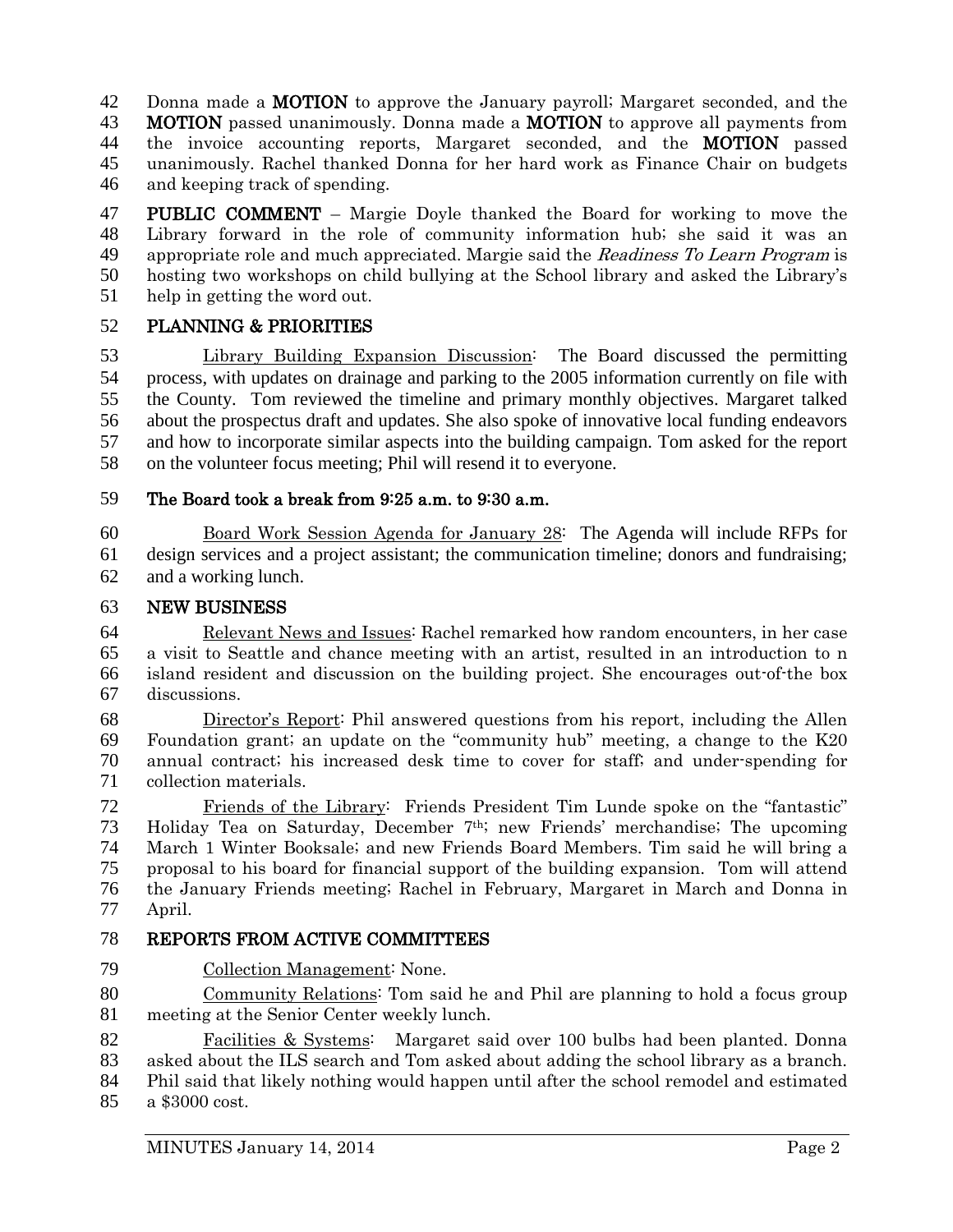Donna made a **MOTION** to approve the January payroll; Margaret seconded, and the **MOTION** passed unanimously. Donna made a **MOTION** to approve all payments from the invoice accounting reports, Margaret seconded, and the **MOTION** passed unanimously. Rachel thanked Donna for her hard work as Finance Chair on budgets and keeping track of spending.

**PUBLIC COMMENT** – Margie Doyle thanked the Board for working to move the Library forward in the role of community information hub; she said it was an appropriate role and much appreciated. Margie said the *Readiness To Learn Program* is hosting two workshops on child bullying at the School library and asked the Library's help in getting the word out.

## PLANNING & PRIORITIES

Library Building Expansion Discussion: The Board discussed the permitting process, with updates on drainage and parking to the 2005 information currently on file with the County. Tom reviewed the timeline and primary monthly objectives. Margaret talked about the prospectus draft and updates. She also spoke of innovative local funding endeavors and how to incorporate similar aspects into the building campaign. Tom asked for the report on the volunteer focus meeting; Phil will resend it to everyone.

**The Board took a break from 9:25 a.m. to 9:30 a.m.**

Board Work Session Agenda for January 28: The Agenda will include RFPs for design services and a project assistant; the communication timeline; donors and fundraising; and a working lunch.

## NEW BUSINESS

Relevant News and Issues: Rachel remarked how random encounters, in her case a visit to Seattle and chance meeting with an artist, resulted in an introduction to n island resident and discussion on the building project. She encourages out-of-the box discussions.

Director's Report: Phil answered questions from his report, including the Allen Foundation grant; an update on the "community hub" meeting, a change to the K20 annual contract; his increased desk time to cover for staff; and under-spending for collection materials.

Friends of the Library: Friends President Tim Lunde spoke on the "fantastic" Holiday Tea on Saturday, December 7th; new Friends' merchandise; The upcoming March 1 Winter Booksale; and new Friends Board Members. Tim said he will bring a proposal to his board for financial support of the building expansion. Tom will attend the January Friends meeting; Rachel in February, Margaret in March and Donna in April.

## REPORTS FROM ACTIVE COMMITTEES

Collection Management: None.

Community Relations: Tom said he and Phil are planning to hold a focus group meeting at the Senior Center weekly lunch.

Facilities & Systems: Margaret said over 100 bulbs had been planted. Donna asked about the ILS search and Tom asked about adding the school library as a branch. Phil said that likely nothing would happen until after the school remodel and estimated a $3000 cost.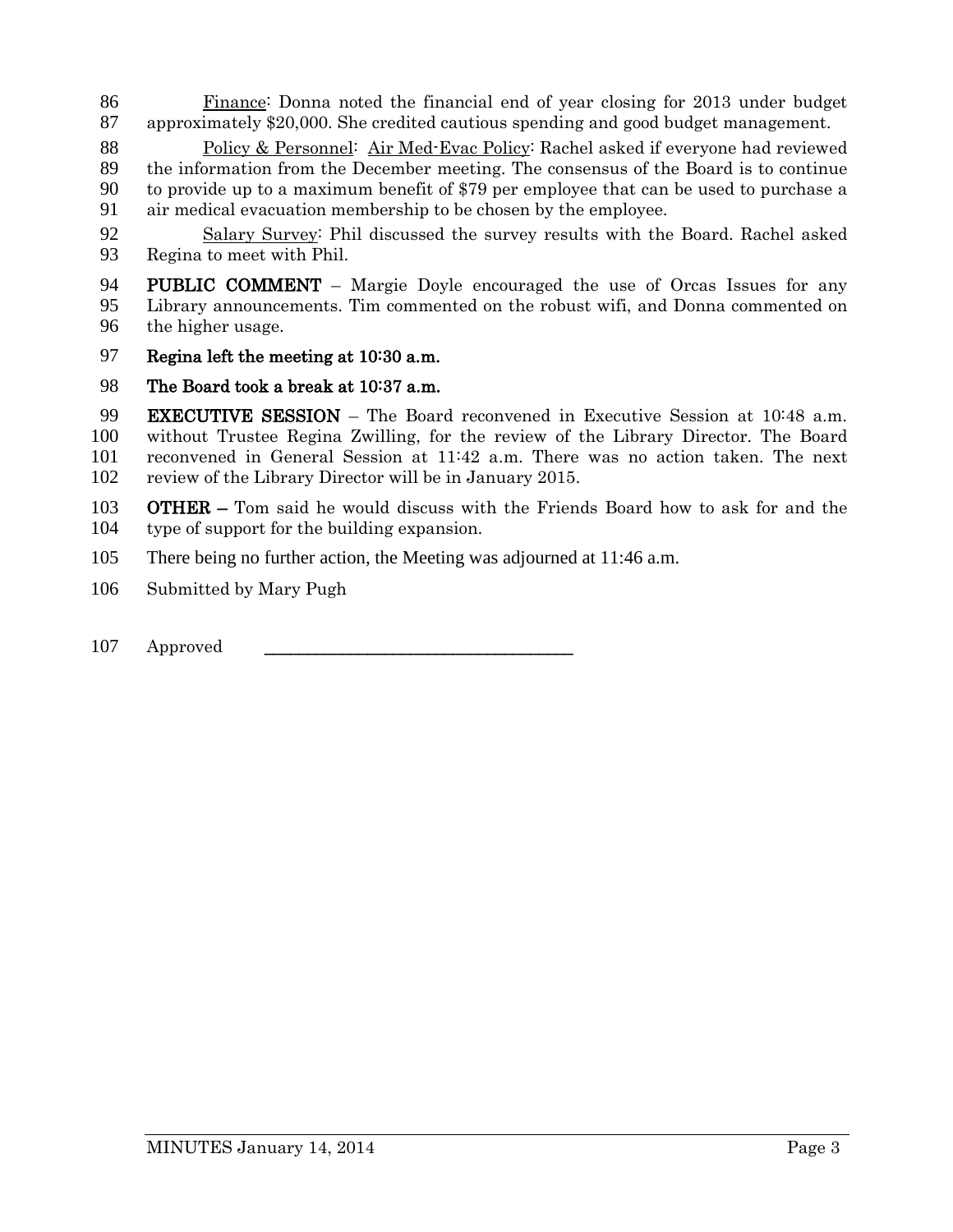Finance: Donna noted the financial end of year closing for 2013 under budget approximately $20,000. She credited cautious spending and good budget management.

Policy & Personnel: Air Med-Evac Policy: Rachel asked if everyone had reviewed the information from the December meeting. The consensus of the Board is to continue to provide up to a maximum benefit of $79 per employee that can be used to purchase a air medical evacuation membership to be chosen by the employee.

Salary Survey: Phil discussed the survey results with the Board. Rachel asked Regina to meet with Phil.

**PUBLIC COMMENT** – Margie Doyle encouraged the use of Orcas Issues for any Library announcements. Tim commented on the robust wifi, and Donna commented on the higher usage.

**Regina left the meeting at 10:30 a.m.**

**The Board took a break at 10:37 a.m.**

**EXECUTIVE SESSION** – The Board reconvened in Executive Session at 10:48 a.m. without Trustee Regina Zwilling, for the review of the Library Director. The Board reconvened in General Session at 11:42 a.m. There was no action taken. The next review of the Library Director will be in January 2015.

**OTHER –** Tom said he would discuss with the Friends Board how to ask for and the type of support for the building expansion.

There being no further action, the Meeting was adjourned at 11:46 a.m.

Submitted by Mary Pugh

Approved \_\_\_\_\_\_\_\_\_\_\_\_\_\_\_\_\_\_\_\_\_\_\_\_\_\_\_\_\_\_\_\_\_\_\_\_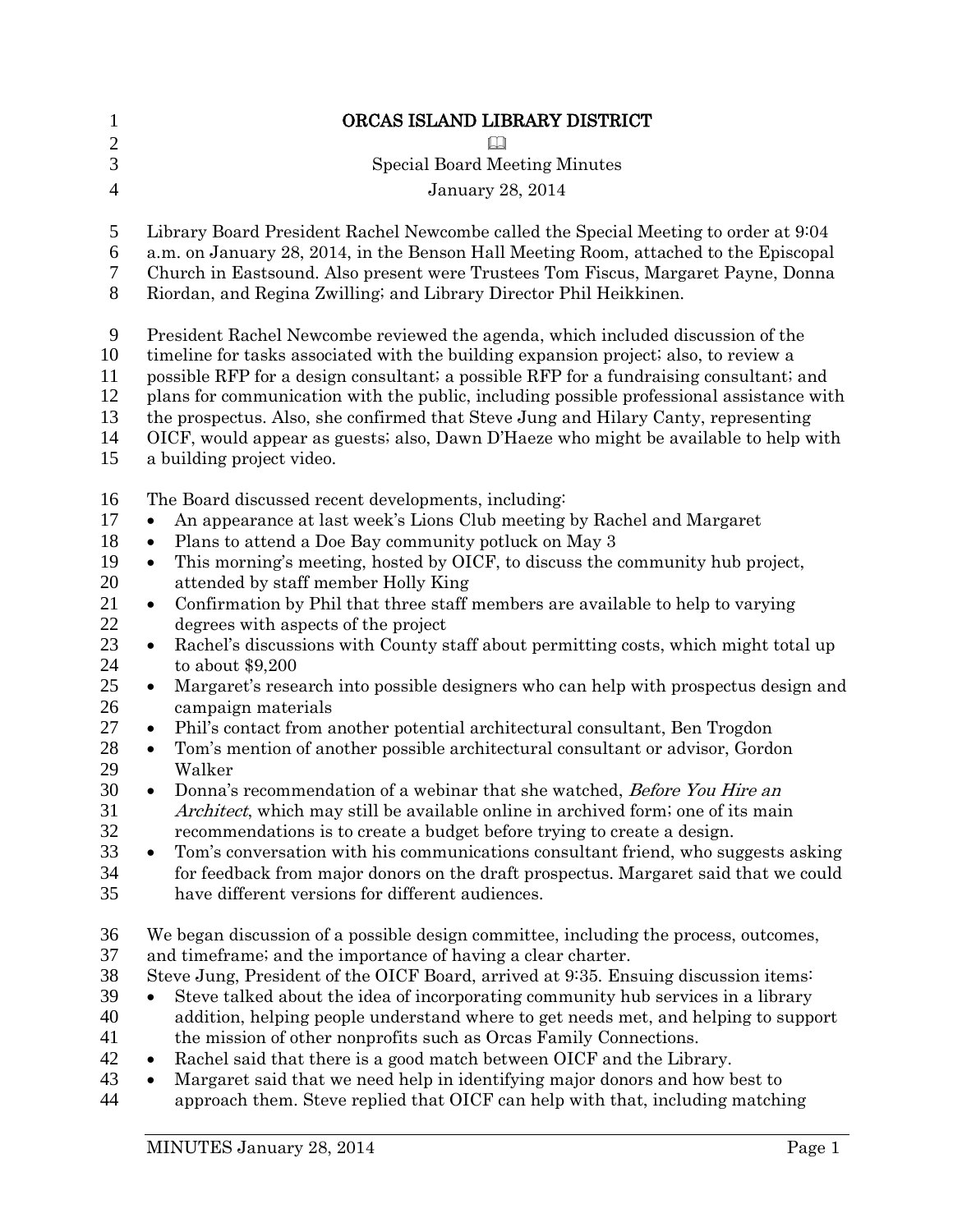# ORCAS ISLAND LIBRARY DISTRICT

📖

Special Board Meeting Minutes

January 28, 2014

Library Board President Rachel Newcombe called the Special Meeting to order at 9:04 a.m. on January 28, 2014, in the Benson Hall Meeting Room, attached to the Episcopal Church in Eastsound. Also present were Trustees Tom Fiscus, Margaret Payne, Donna Riordan, and Regina Zwilling; and Library Director Phil Heikkinen.

President Rachel Newcombe reviewed the agenda, which included discussion of the timeline for tasks associated with the building expansion project; also, to review a possible RFP for a design consultant; a possible RFP for a fundraising consultant; and plans for communication with the public, including possible professional assistance with the prospectus. Also, she confirmed that Steve Jung and Hilary Canty, representing OICF, would appear as guests; also, Dawn D'Haeze who might be available to help with a building project video.

The Board discussed recent developments, including:

- An appearance at last week's Lions Club meeting by Rachel and Margaret
- Plans to attend a Doe Bay community potluck on May 3
- This morning's meeting, hosted by OICF, to discuss the community hub project, attended by staff member Holly King
- Confirmation by Phil that three staff members are available to help to varying degrees with aspects of the project
- Rachel's discussions with County staff about permitting costs, which might total up to about $9,200
- Margaret's research into possible designers who can help with prospectus design and campaign materials
- Phil's contact from another potential architectural consultant, Ben Trogdon
- Tom's mention of another possible architectural consultant or advisor, Gordon Walker
- Donna's recommendation of a webinar that she watched, *Before You Hire an Architect*, which may still be available online in archived form; one of its main recommendations is to create a budget before trying to create a design.
- Tom's conversation with his communications consultant friend, who suggests asking for feedback from major donors on the draft prospectus. Margaret said that we could have different versions for different audiences.

We began discussion of a possible design committee, including the process, outcomes, and timeframe; and the importance of having a clear charter.

Steve Jung, President of the OICF Board, arrived at 9:35. Ensuing discussion items:

- Steve talked about the idea of incorporating community hub services in a library addition, helping people understand where to get needs met, and helping to support the mission of other nonprofits such as Orcas Family Connections.
- Rachel said that there is a good match between OICF and the Library.
- Margaret said that we need help in identifying major donors and how best to approach them. Steve replied that OICF can help with that, including matching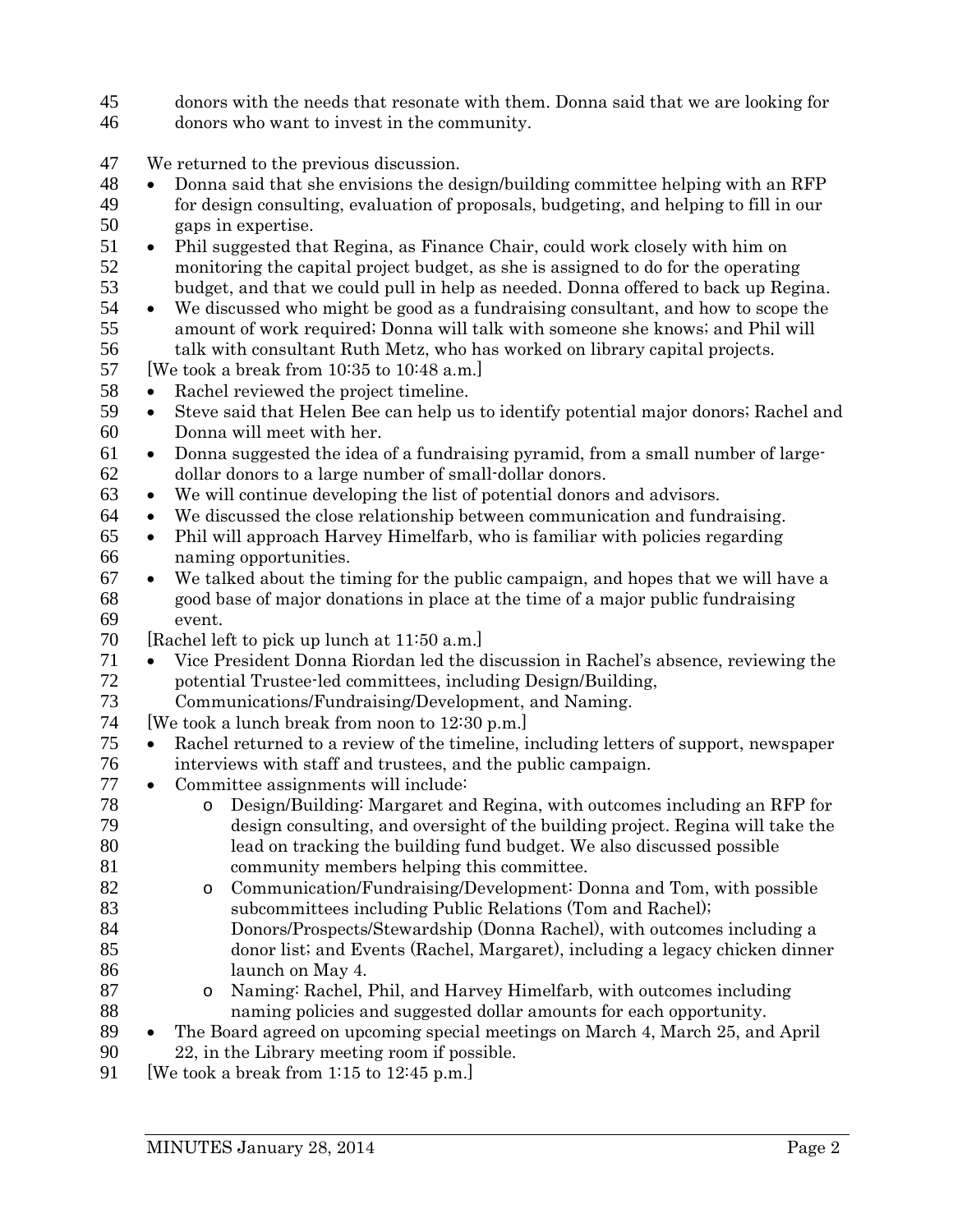donors with the needs that resonate with them. Donna said that we are looking for donors who want to invest in the community.

We returned to the previous discussion.

- Donna said that she envisions the design/building committee helping with an RFP for design consulting, evaluation of proposals, budgeting, and helping to fill in our gaps in expertise.
- Phil suggested that Regina, as Finance Chair, could work closely with him on monitoring the capital project budget, as she is assigned to do for the operating budget, and that we could pull in help as needed. Donna offered to back up Regina.
- We discussed who might be good as a fundraising consultant, and how to scope the amount of work required; Donna will talk with someone she knows; and Phil will talk with consultant Ruth Metz, who has worked on library capital projects.

[We took a break from 10:35 to 10:48 a.m.]

- Rachel reviewed the project timeline.
- Steve said that Helen Bee can help us to identify potential major donors; Rachel and Donna will meet with her.
- Donna suggested the idea of a fundraising pyramid, from a small number of large-dollar donors to a large number of small-dollar donors.
- We will continue developing the list of potential donors and advisors.
- We discussed the close relationship between communication and fundraising.
- Phil will approach Harvey Himelfarb, who is familiar with policies regarding naming opportunities.
- We talked about the timing for the public campaign, and hopes that we will have a good base of major donations in place at the time of a major public fundraising event.

[Rachel left to pick up lunch at 11:50 a.m.]

- Vice President Donna Riordan led the discussion in Rachel's absence, reviewing the potential Trustee-led committees, including Design/Building, Communications/Fundraising/Development, and Naming.

[We took a lunch break from noon to 12:30 p.m.]

- Rachel returned to a review of the timeline, including letters of support, newspaper interviews with staff and trustees, and the public campaign.
- Committee assignments will include:
    - Design/Building: Margaret and Regina, with outcomes including an RFP for design consulting, and oversight of the building project. Regina will take the lead on tracking the building fund budget. We also discussed possible community members helping this committee.
    - Communication/Fundraising/Development: Donna and Tom, with possible subcommittees including Public Relations (Tom and Rachel); Donors/Prospects/Stewardship (Donna Rachel), with outcomes including a donor list; and Events (Rachel, Margaret), including a legacy chicken dinner launch on May 4.
    - Naming: Rachel, Phil, and Harvey Himelfarb, with outcomes including naming policies and suggested dollar amounts for each opportunity.
- The Board agreed on upcoming special meetings on March 4, March 25, and April 22, in the Library meeting room if possible.

[We took a break from 1:15 to 12:45 p.m.]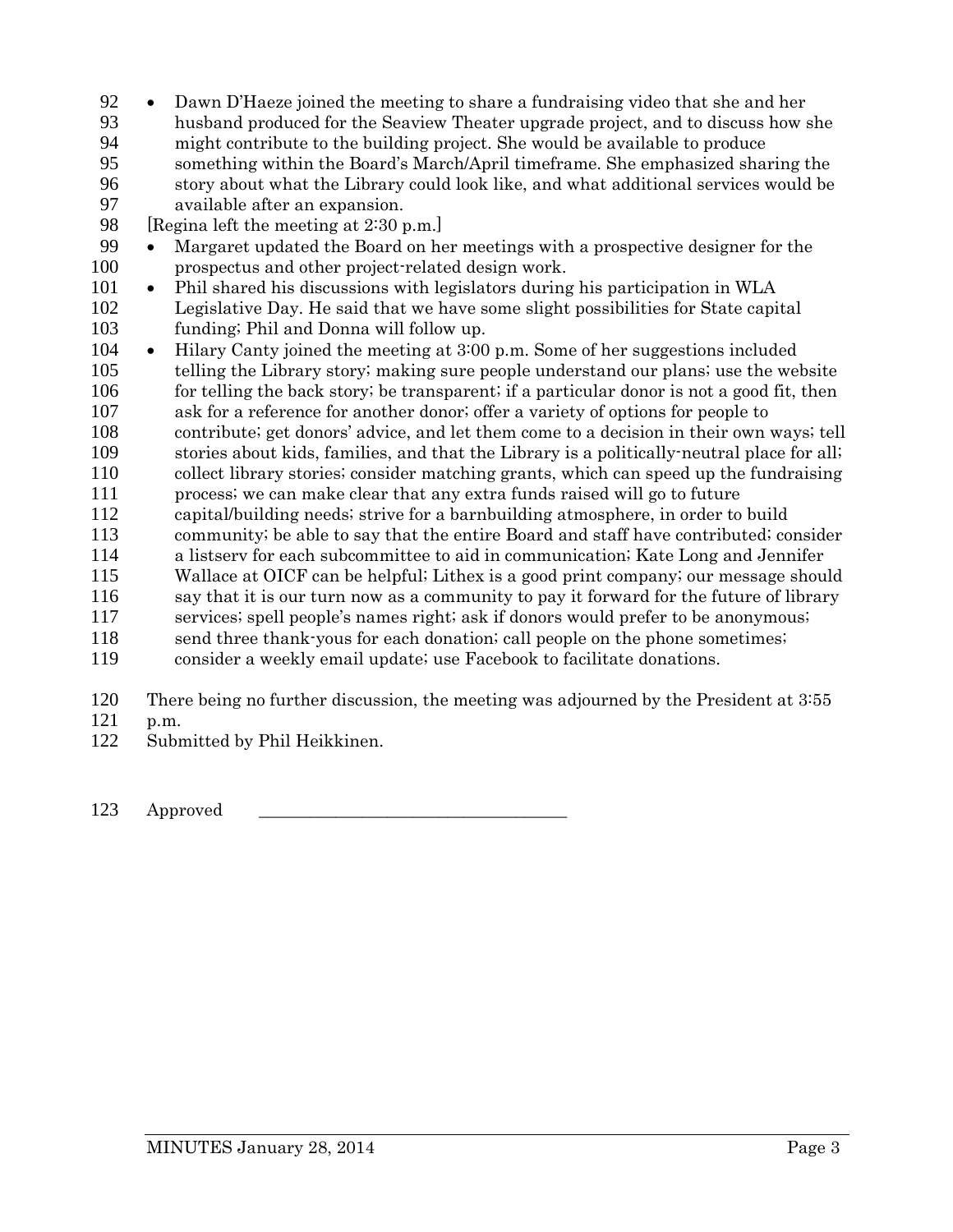- Dawn D'Haeze joined the meeting to share a fundraising video that she and her husband produced for the Seaview Theater upgrade project, and to discuss how she might contribute to the building project. She would be available to produce something within the Board's March/April timeframe. She emphasized sharing the story about what the Library could look like, and what additional services would be available after an expansion.

[Regina left the meeting at 2:30 p.m.]

- Margaret updated the Board on her meetings with a prospective designer for the prospectus and other project-related design work.
- Phil shared his discussions with legislators during his participation in WLA Legislative Day. He said that we have some slight possibilities for State capital funding; Phil and Donna will follow up.
- Hilary Canty joined the meeting at 3:00 p.m. Some of her suggestions included telling the Library story; making sure people understand our plans; use the website for telling the back story; be transparent; if a particular donor is not a good fit, then ask for a reference for another donor; offer a variety of options for people to contribute; get donors' advice, and let them come to a decision in their own ways; tell stories about kids, families, and that the Library is a politically-neutral place for all; collect library stories; consider matching grants, which can speed up the fundraising process; we can make clear that any extra funds raised will go to future capital/building needs; strive for a barnbuilding atmosphere, in order to build community; be able to say that the entire Board and staff have contributed; consider a listserv for each subcommittee to aid in communication; Kate Long and Jennifer Wallace at OICF can be helpful; Lithex is a good print company; our message should say that it is our turn now as a community to pay it forward for the future of library services; spell people's names right; ask if donors would prefer to be anonymous; send three thank-yous for each donation; call people on the phone sometimes; consider a weekly email update; use Facebook to facilitate donations.

There being no further discussion, the meeting was adjourned by the President at 3:55 p.m.

Submitted by Phil Heikkinen.

Approved \_\_\_\_\_\_\_\_\_\_\_\_\_\_\_\_\_\_\_\_\_\_\_\_\_\_\_\_\_\_\_\_\_\_\_\_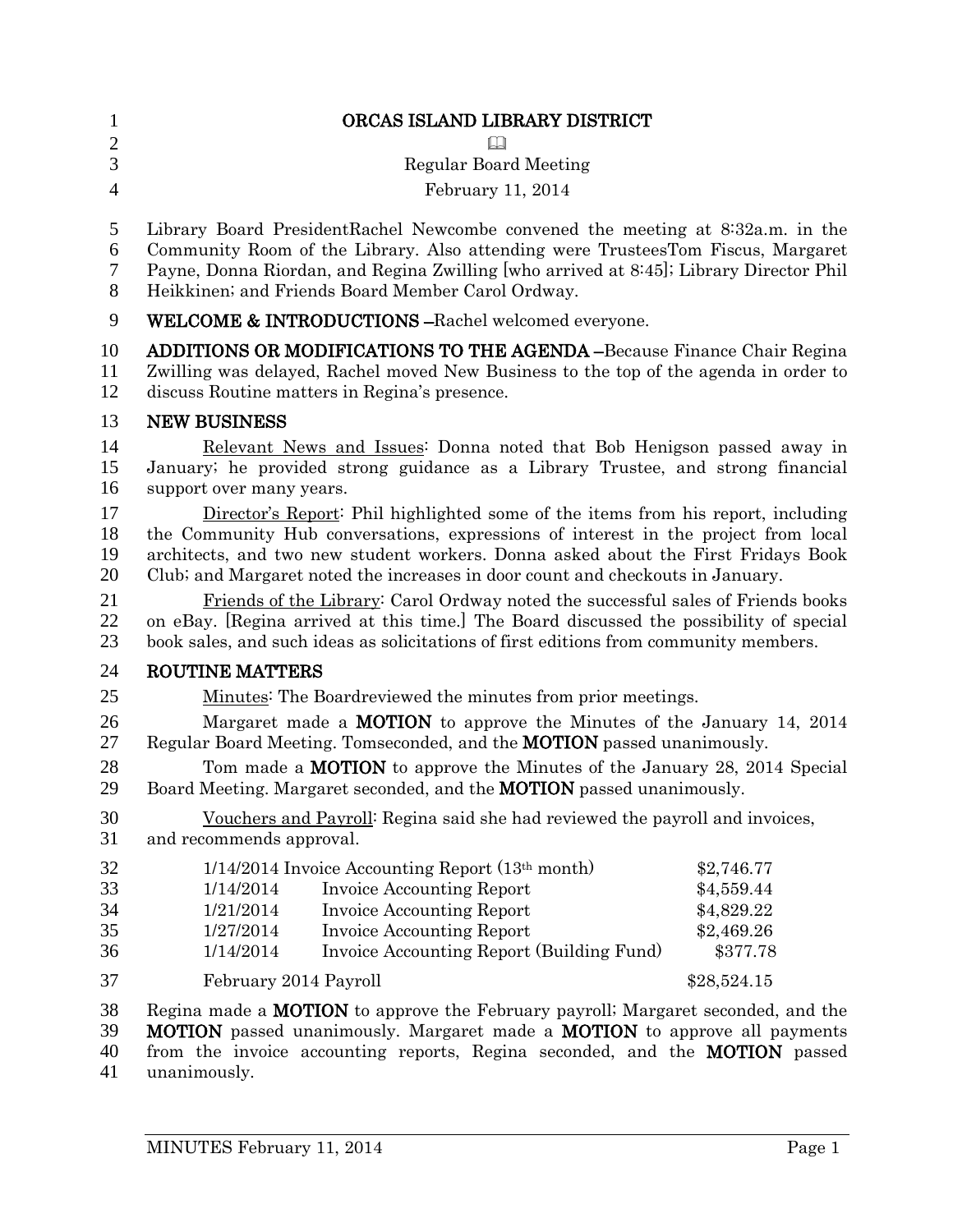# ORCAS ISLAND LIBRARY DISTRICT

📖

Regular Board Meeting

February 11, 2014

Library Board PresidentRachel Newcombe convened the meeting at 8:32a.m. in the Community Room of the Library. Also attending were TrusteesTom Fiscus, Margaret Payne, Donna Riordan, and Regina Zwilling [who arrived at 8:45]; Library Director Phil Heikkinen; and Friends Board Member Carol Ordway.

**WELCOME & INTRODUCTIONS** –Rachel welcomed everyone.

**ADDITIONS OR MODIFICATIONS TO THE AGENDA** –Because Finance Chair Regina Zwilling was delayed, Rachel moved New Business to the top of the agenda in order to discuss Routine matters in Regina's presence.

## NEW BUSINESS

Relevant News and Issues: Donna noted that Bob Henigson passed away in January; he provided strong guidance as a Library Trustee, and strong financial support over many years.

Director's Report: Phil highlighted some of the items from his report, including the Community Hub conversations, expressions of interest in the project from local architects, and two new student workers. Donna asked about the First Fridays Book Club; and Margaret noted the increases in door count and checkouts in January.

Friends of the Library: Carol Ordway noted the successful sales of Friends books on eBay. [Regina arrived at this time.] The Board discussed the possibility of special book sales, and such ideas as solicitations of first editions from community members.

## ROUTINE MATTERS

Minutes: The Boardreviewed the minutes from prior meetings.

Margaret made a **MOTION** to approve the Minutes of the January 14, 2014 Regular Board Meeting. Tomseconded, and the **MOTION** passed unanimously.

Tom made a **MOTION** to approve the Minutes of the January 28, 2014 Special Board Meeting. Margaret seconded, and the **MOTION** passed unanimously.

Vouchers and Payroll: Regina said she had reviewed the payroll and invoices, and recommends approval.

| | | |
|---|---|---|
| 1/14/2014 | Invoice Accounting Report (13th month) | $2,746.77 |
| 1/14/2014 | Invoice Accounting Report | $4,559.44 |
| 1/21/2014 | Invoice Accounting Report | $4,829.22 |
| 1/27/2014 | Invoice Accounting Report | $2,469.26 |
| 1/14/2014 | Invoice Accounting Report (Building Fund) | $377.78 |
| February 2014 Payroll | | $28,524.15 |

Regina made a **MOTION** to approve the February payroll; Margaret seconded, and the **MOTION** passed unanimously. Margaret made a **MOTION** to approve all payments from the invoice accounting reports, Regina seconded, and the **MOTION** passed unanimously.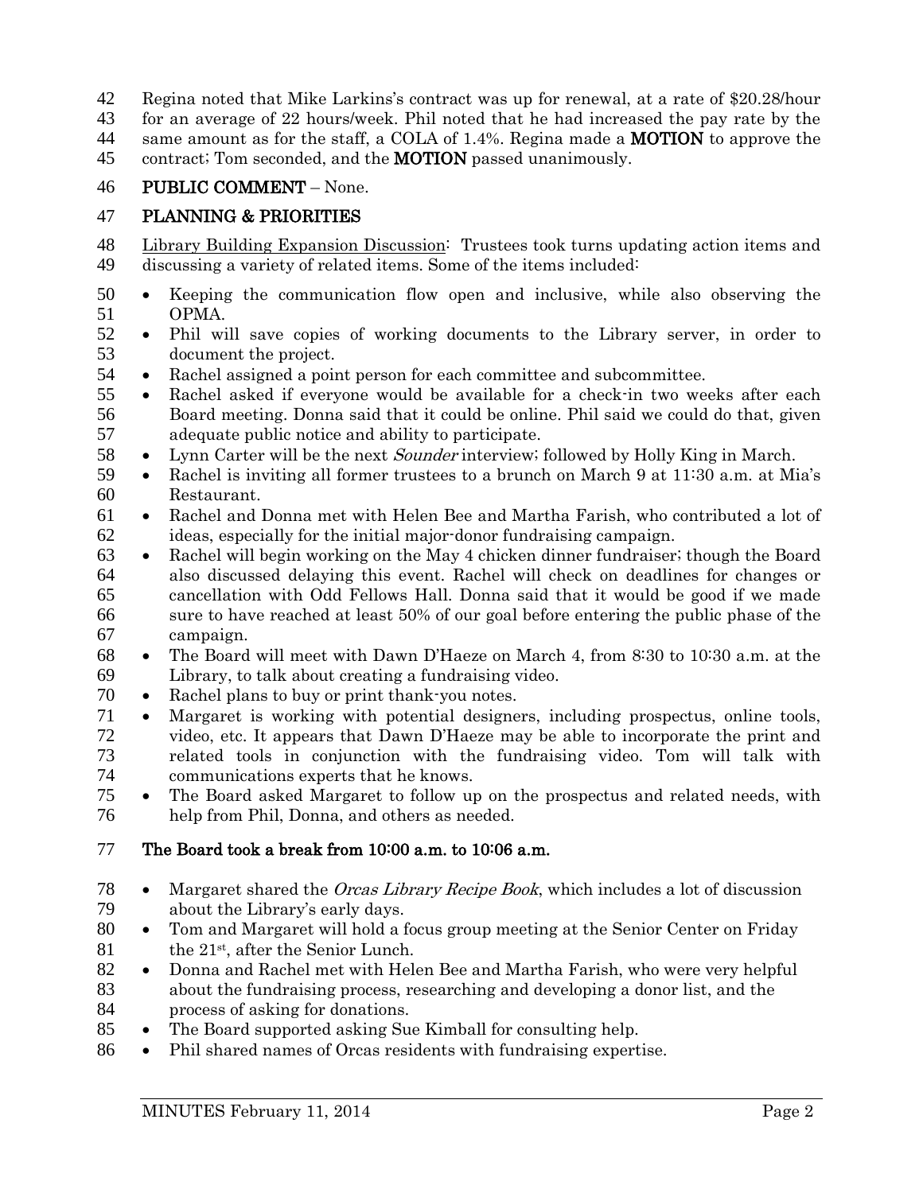Regina noted that Mike Larkins's contract was up for renewal, at a rate of $20.28/hour for an average of 22 hours/week. Phil noted that he had increased the pay rate by the same amount as for the staff, a COLA of 1.4%. Regina made a **MOTION** to approve the contract; Tom seconded, and the **MOTION** passed unanimously.

**PUBLIC COMMENT** – None.

## PLANNING & PRIORITIES

Library Building Expansion Discussion: Trustees took turns updating action items and discussing a variety of related items. Some of the items included:

- Keeping the communication flow open and inclusive, while also observing the OPMA.
- Phil will save copies of working documents to the Library server, in order to document the project.
- Rachel assigned a point person for each committee and subcommittee.
- Rachel asked if everyone would be available for a check-in two weeks after each Board meeting. Donna said that it could be online. Phil said we could do that, given adequate public notice and ability to participate.
- Lynn Carter will be the next *Sounder* interview; followed by Holly King in March.
- Rachel is inviting all former trustees to a brunch on March 9 at 11:30 a.m. at Mia's Restaurant.
- Rachel and Donna met with Helen Bee and Martha Farish, who contributed a lot of ideas, especially for the initial major-donor fundraising campaign.
- Rachel will begin working on the May 4 chicken dinner fundraiser; though the Board also discussed delaying this event. Rachel will check on deadlines for changes or cancellation with Odd Fellows Hall. Donna said that it would be good if we made sure to have reached at least 50% of our goal before entering the public phase of the campaign.
- The Board will meet with Dawn D'Haeze on March 4, from 8:30 to 10:30 a.m. at the Library, to talk about creating a fundraising video.
- Rachel plans to buy or print thank-you notes.
- Margaret is working with potential designers, including prospectus, online tools, video, etc. It appears that Dawn D'Haeze may be able to incorporate the print and related tools in conjunction with the fundraising video. Tom will talk with communications experts that he knows.
- The Board asked Margaret to follow up on the prospectus and related needs, with help from Phil, Donna, and others as needed.

**The Board took a break from 10:00 a.m. to 10:06 a.m.**

- Margaret shared the *Orcas Library Recipe Book*, which includes a lot of discussion about the Library's early days.
- Tom and Margaret will hold a focus group meeting at the Senior Center on Friday the 21st, after the Senior Lunch.
- Donna and Rachel met with Helen Bee and Martha Farish, who were very helpful about the fundraising process, researching and developing a donor list, and the process of asking for donations.
- The Board supported asking Sue Kimball for consulting help.
- Phil shared names of Orcas residents with fundraising expertise.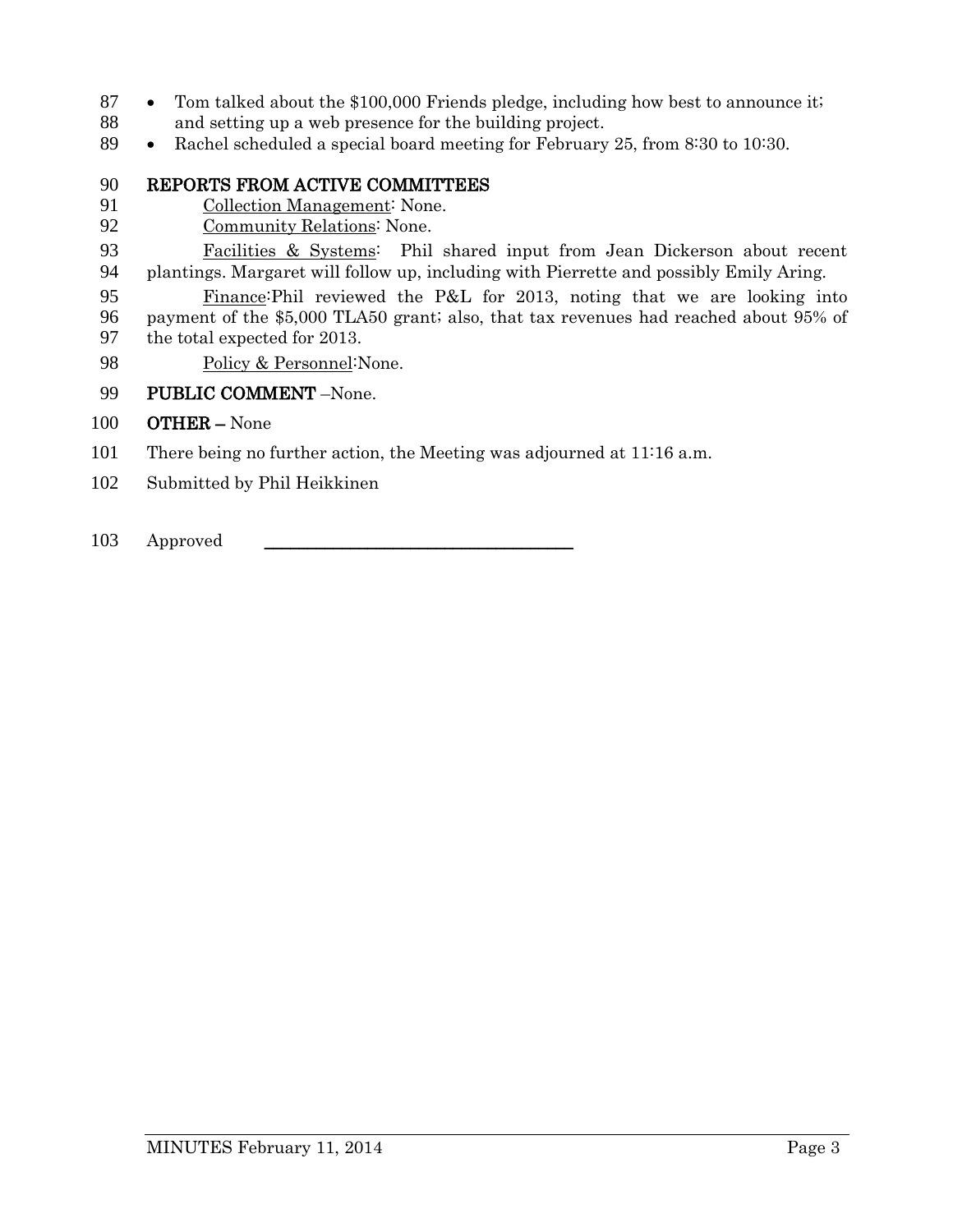- Tom talked about the $100,000 Friends pledge, including how best to announce it; and setting up a web presence for the building project.
- Rachel scheduled a special board meeting for February 25, from 8:30 to 10:30.

**REPORTS FROM ACTIVE COMMITTEES**

Collection Management: None.

Community Relations: None.

Facilities & Systems: Phil shared input from Jean Dickerson about recent plantings. Margaret will follow up, including with Pierrette and possibly Emily Aring.

Finance:Phil reviewed the P&L for 2013, noting that we are looking into payment of the $5,000 TLA50 grant; also, that tax revenues had reached about 95% of the total expected for 2013.

Policy & Personnel:None.

**PUBLIC COMMENT** –None.

**OTHER –** None

There being no further action, the Meeting was adjourned at 11:16 a.m.

Submitted by Phil Heikkinen

Approved \_\_\_\_\_\_\_\_\_\_\_\_\_\_\_\_\_\_\_\_\_\_\_\_\_\_\_\_\_\_\_\_\_\_\_\_\_\_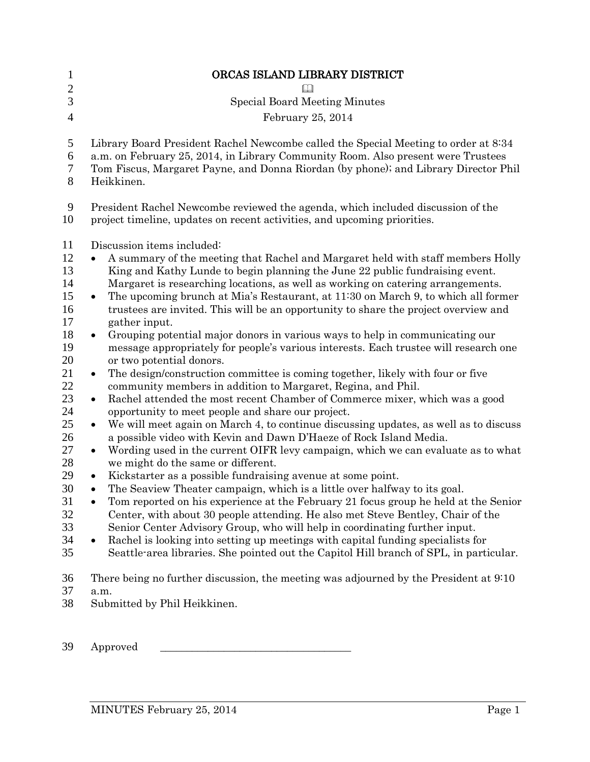# ORCAS ISLAND LIBRARY DISTRICT

📖

Special Board Meeting Minutes

February 25, 2014

Library Board President Rachel Newcombe called the Special Meeting to order at 8:34 a.m. on February 25, 2014, in Library Community Room. Also present were Trustees Tom Fiscus, Margaret Payne, and Donna Riordan (by phone); and Library Director Phil Heikkinen.

President Rachel Newcombe reviewed the agenda, which included discussion of the project timeline, updates on recent activities, and upcoming priorities.

Discussion items included:

- A summary of the meeting that Rachel and Margaret held with staff members Holly King and Kathy Lunde to begin planning the June 22 public fundraising event. Margaret is researching locations, as well as working on catering arrangements.
- The upcoming brunch at Mia's Restaurant, at 11:30 on March 9, to which all former trustees are invited. This will be an opportunity to share the project overview and gather input.
- Grouping potential major donors in various ways to help in communicating our message appropriately for people's various interests. Each trustee will research one or two potential donors.
- The design/construction committee is coming together, likely with four or five community members in addition to Margaret, Regina, and Phil.
- Rachel attended the most recent Chamber of Commerce mixer, which was a good opportunity to meet people and share our project.
- We will meet again on March 4, to continue discussing updates, as well as to discuss a possible video with Kevin and Dawn D'Haeze of Rock Island Media.
- Wording used in the current OIFR levy campaign, which we can evaluate as to what we might do the same or different.
- Kickstarter as a possible fundraising avenue at some point.
- The Seaview Theater campaign, which is a little over halfway to its goal.
- Tom reported on his experience at the February 21 focus group he held at the Senior Center, with about 30 people attending. He also met Steve Bentley, Chair of the Senior Center Advisory Group, who will help in coordinating further input.
- Rachel is looking into setting up meetings with capital funding specialists for Seattle-area libraries. She pointed out the Capitol Hill branch of SPL, in particular.

There being no further discussion, the meeting was adjourned by the President at 9:10 a.m.

Submitted by Phil Heikkinen.

Approved \_\_\_\_\_\_\_\_\_\_\_\_\_\_\_\_\_\_\_\_\_\_\_\_\_\_\_\_\_\_\_\_\_\_\_\_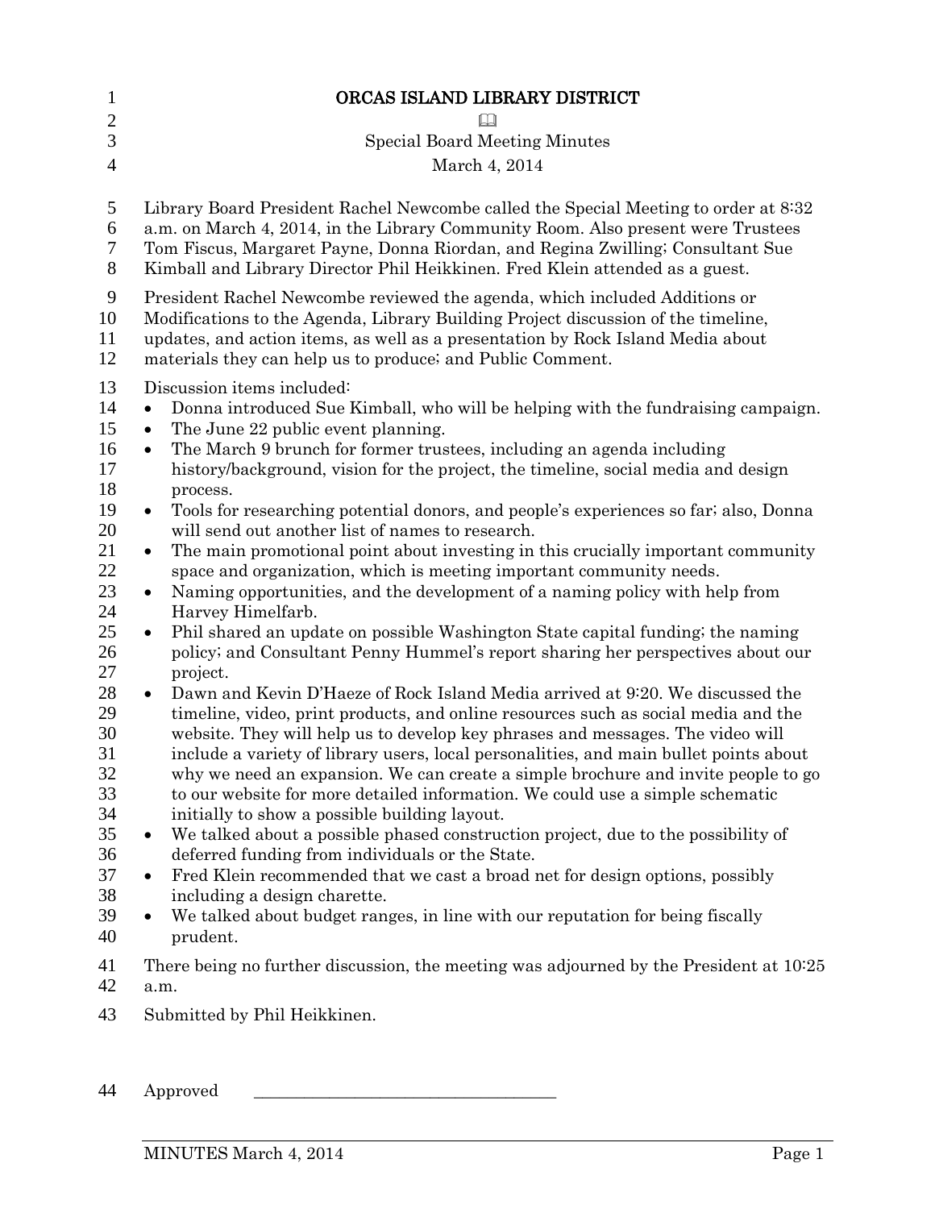# ORCAS ISLAND LIBRARY DISTRICT

📖

Special Board Meeting Minutes

March 4, 2014

Library Board President Rachel Newcombe called the Special Meeting to order at 8:32 a.m. on March 4, 2014, in the Library Community Room. Also present were Trustees Tom Fiscus, Margaret Payne, Donna Riordan, and Regina Zwilling; Consultant Sue Kimball and Library Director Phil Heikkinen. Fred Klein attended as a guest.

President Rachel Newcombe reviewed the agenda, which included Additions or Modifications to the Agenda, Library Building Project discussion of the timeline, updates, and action items, as well as a presentation by Rock Island Media about materials they can help us to produce; and Public Comment.

Discussion items included:

- Donna introduced Sue Kimball, who will be helping with the fundraising campaign.
- The June 22 public event planning.
- The March 9 brunch for former trustees, including an agenda including history/background, vision for the project, the timeline, social media and design process.
- Tools for researching potential donors, and people's experiences so far; also, Donna will send out another list of names to research.
- The main promotional point about investing in this crucially important community space and organization, which is meeting important community needs.
- Naming opportunities, and the development of a naming policy with help from Harvey Himelfarb.
- Phil shared an update on possible Washington State capital funding; the naming policy; and Consultant Penny Hummel's report sharing her perspectives about our project.
- Dawn and Kevin D'Haeze of Rock Island Media arrived at 9:20. We discussed the timeline, video, print products, and online resources such as social media and the website. They will help us to develop key phrases and messages. The video will include a variety of library users, local personalities, and main bullet points about why we need an expansion. We can create a simple brochure and invite people to go to our website for more detailed information. We could use a simple schematic initially to show a possible building layout.
- We talked about a possible phased construction project, due to the possibility of deferred funding from individuals or the State.
- Fred Klein recommended that we cast a broad net for design options, possibly including a design charette.
- We talked about budget ranges, in line with our reputation for being fiscally prudent.

There being no further discussion, the meeting was adjourned by the President at 10:25 a.m.

Submitted by Phil Heikkinen.

Approved \_\_\_\_\_\_\_\_\_\_\_\_\_\_\_\_\_\_\_\_\_\_\_\_\_\_\_\_\_\_\_\_\_\_\_\_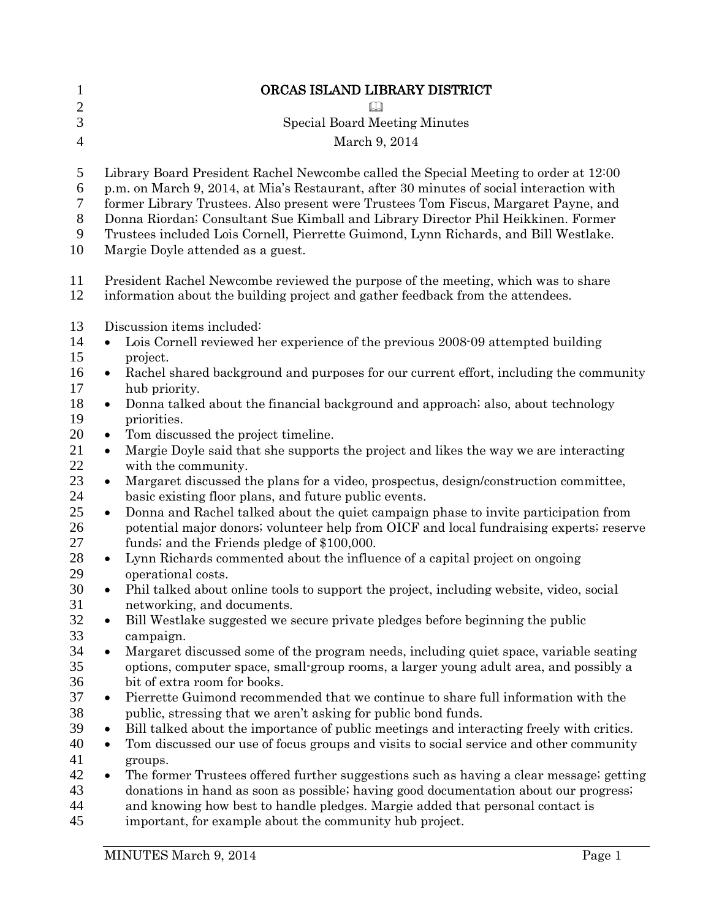# ORCAS ISLAND LIBRARY DISTRICT

📖

Special Board Meeting Minutes

March 9, 2014

Library Board President Rachel Newcombe called the Special Meeting to order at 12:00 p.m. on March 9, 2014, at Mia's Restaurant, after 30 minutes of social interaction with former Library Trustees. Also present were Trustees Tom Fiscus, Margaret Payne, and Donna Riordan; Consultant Sue Kimball and Library Director Phil Heikkinen. Former Trustees included Lois Cornell, Pierrette Guimond, Lynn Richards, and Bill Westlake. Margie Doyle attended as a guest.

President Rachel Newcombe reviewed the purpose of the meeting, which was to share information about the building project and gather feedback from the attendees.

Discussion items included:

- Lois Cornell reviewed her experience of the previous 2008-09 attempted building project.
- Rachel shared background and purposes for our current effort, including the community hub priority.
- Donna talked about the financial background and approach; also, about technology priorities.
- Tom discussed the project timeline.
- Margie Doyle said that she supports the project and likes the way we are interacting with the community.
- Margaret discussed the plans for a video, prospectus, design/construction committee, basic existing floor plans, and future public events.
- Donna and Rachel talked about the quiet campaign phase to invite participation from potential major donors; volunteer help from OICF and local fundraising experts; reserve funds; and the Friends pledge of $100,000.
- Lynn Richards commented about the influence of a capital project on ongoing operational costs.
- Phil talked about online tools to support the project, including website, video, social networking, and documents.
- Bill Westlake suggested we secure private pledges before beginning the public campaign.
- Margaret discussed some of the program needs, including quiet space, variable seating options, computer space, small-group rooms, a larger young adult area, and possibly a bit of extra room for books.
- Pierrette Guimond recommended that we continue to share full information with the public, stressing that we aren't asking for public bond funds.
- Bill talked about the importance of public meetings and interacting freely with critics.
- Tom discussed our use of focus groups and visits to social service and other community groups.
- The former Trustees offered further suggestions such as having a clear message; getting donations in hand as soon as possible; having good documentation about our progress; and knowing how best to handle pledges. Margie added that personal contact is important, for example about the community hub project.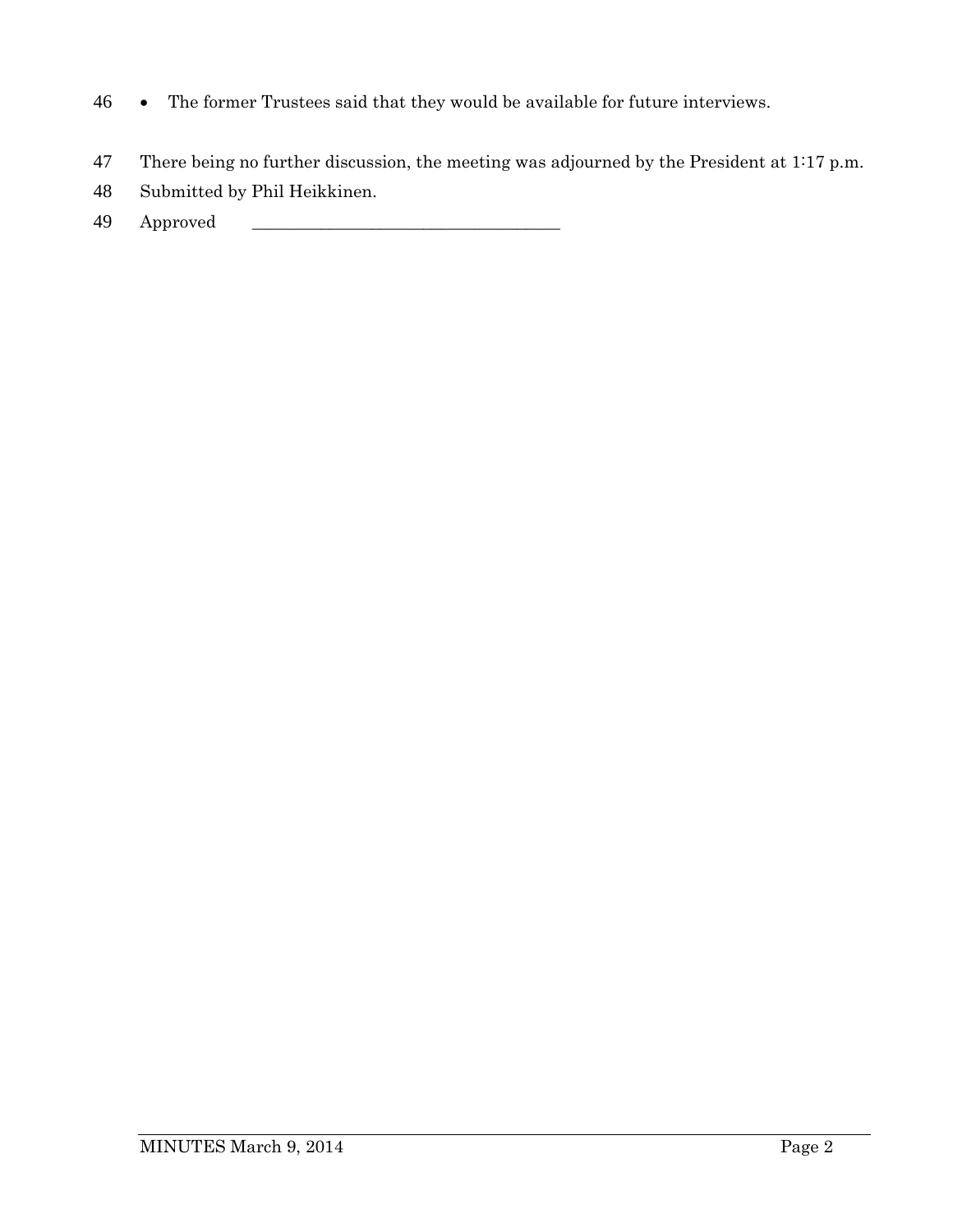- The former Trustees said that they would be available for future interviews.

There being no further discussion, the meeting was adjourned by the President at 1:17 p.m.

Submitted by Phil Heikkinen.

Approved ____________________________________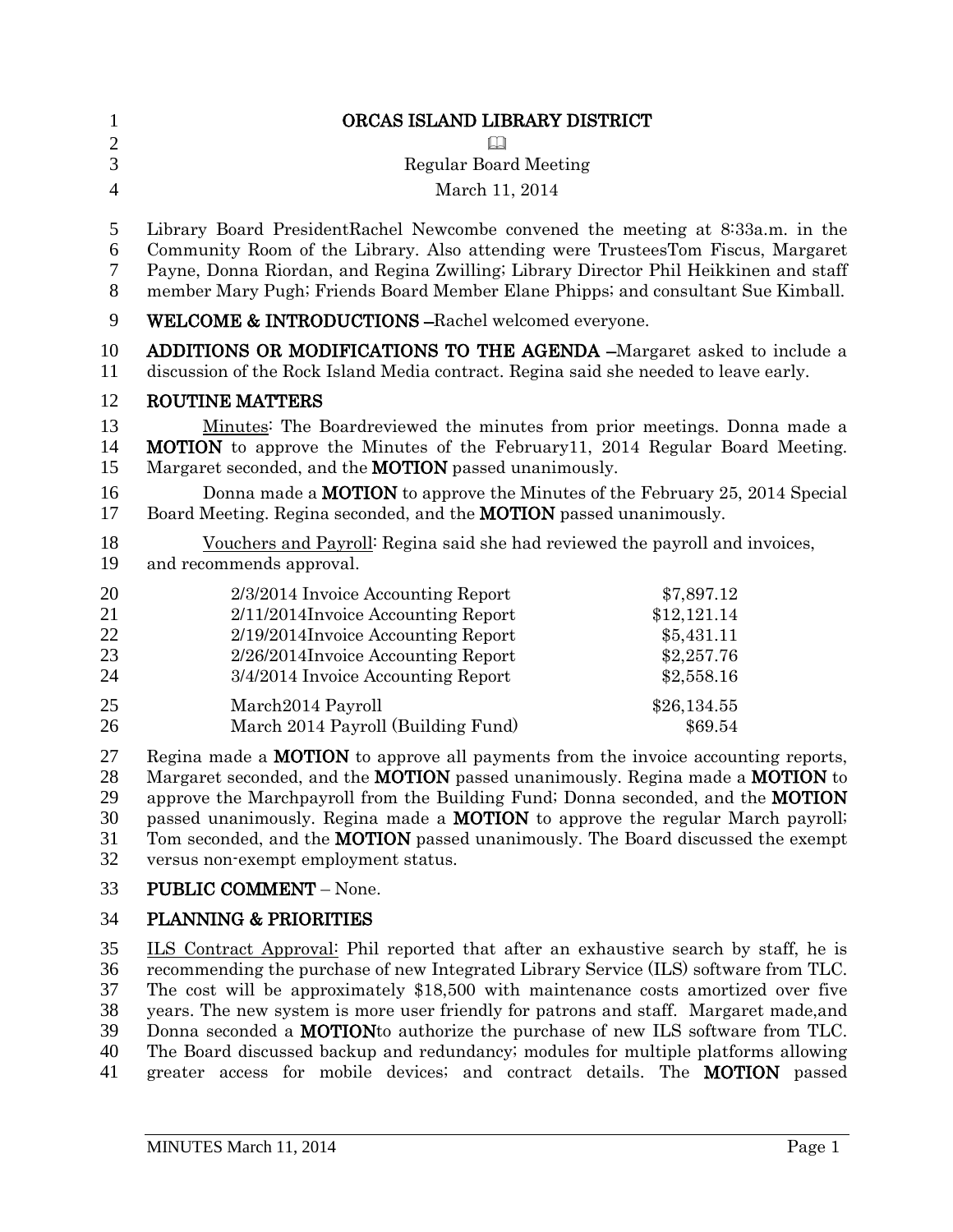# ORCAS ISLAND LIBRARY DISTRICT

📖

Regular Board Meeting

March 11, 2014

Library Board PresidentRachel Newcombe convened the meeting at 8:33a.m. in the Community Room of the Library. Also attending were TrusteesTom Fiscus, Margaret Payne, Donna Riordan, and Regina Zwilling; Library Director Phil Heikkinen and staff member Mary Pugh; Friends Board Member Elane Phipps; and consultant Sue Kimball.

**WELCOME & INTRODUCTIONS** –Rachel welcomed everyone.

**ADDITIONS OR MODIFICATIONS TO THE AGENDA** –Margaret asked to include a discussion of the Rock Island Media contract. Regina said she needed to leave early.

## ROUTINE MATTERS

Minutes: The Boardreviewed the minutes from prior meetings. Donna made a **MOTION** to approve the Minutes of the February11, 2014 Regular Board Meeting. Margaret seconded, and the **MOTION** passed unanimously.

Donna made a **MOTION** to approve the Minutes of the February 25, 2014 Special Board Meeting. Regina seconded, and the **MOTION** passed unanimously.

Vouchers and Payroll: Regina said she had reviewed the payroll and invoices, and recommends approval.

| | |
|---|---|
| 2/3/2014 Invoice Accounting Report | $7,897.12 |
| 2/11/2014Invoice Accounting Report | $12,121.14 |
| 2/19/2014Invoice Accounting Report | $5,431.11 |
| 2/26/2014Invoice Accounting Report | $2,257.76 |
| 3/4/2014 Invoice Accounting Report | $2,558.16 |
| March2014 Payroll | $26,134.55 |
| March 2014 Payroll (Building Fund) | $69.54 |

Regina made a **MOTION** to approve all payments from the invoice accounting reports, Margaret seconded, and the **MOTION** passed unanimously. Regina made a **MOTION** to approve the Marchpayroll from the Building Fund; Donna seconded, and the **MOTION** passed unanimously. Regina made a **MOTION** to approve the regular March payroll; Tom seconded, and the **MOTION** passed unanimously. The Board discussed the exempt versus non-exempt employment status.

**PUBLIC COMMENT** – None.

## PLANNING & PRIORITIES

ILS Contract Approval: Phil reported that after an exhaustive search by staff, he is recommending the purchase of new Integrated Library Service (ILS) software from TLC. The cost will be approximately $18,500 with maintenance costs amortized over five years. The new system is more user friendly for patrons and staff. Margaret made,and Donna seconded a **MOTION**to authorize the purchase of new ILS software from TLC. The Board discussed backup and redundancy; modules for multiple platforms allowing greater access for mobile devices; and contract details. The **MOTION** passed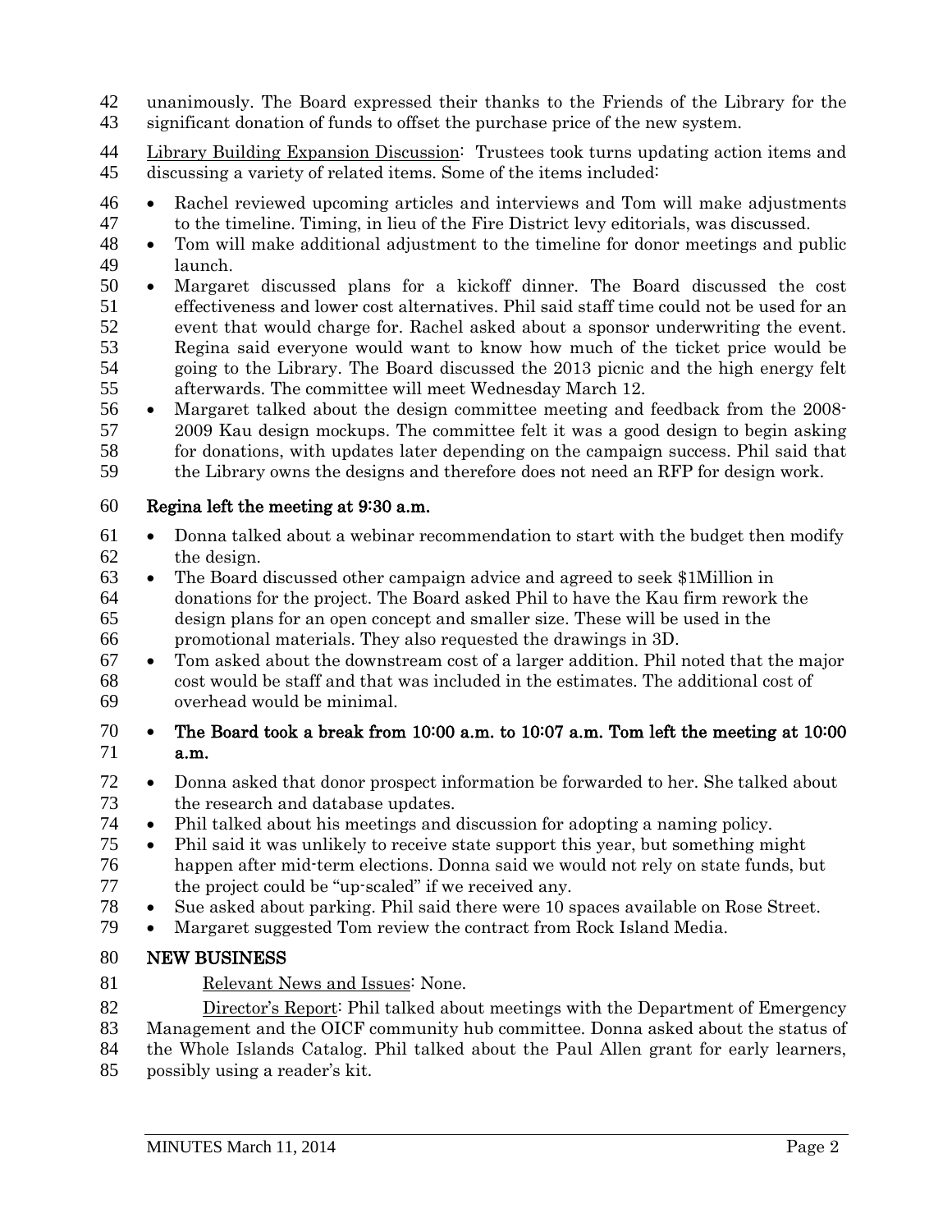unanimously. The Board expressed their thanks to the Friends of the Library for the significant donation of funds to offset the purchase price of the new system.

Library Building Expansion Discussion: Trustees took turns updating action items and discussing a variety of related items. Some of the items included:

- Rachel reviewed upcoming articles and interviews and Tom will make adjustments to the timeline. Timing, in lieu of the Fire District levy editorials, was discussed.
- Tom will make additional adjustment to the timeline for donor meetings and public launch.
- Margaret discussed plans for a kickoff dinner. The Board discussed the cost effectiveness and lower cost alternatives. Phil said staff time could not be used for an event that would charge for. Rachel asked about a sponsor underwriting the event. Regina said everyone would want to know how much of the ticket price would be going to the Library. The Board discussed the 2013 picnic and the high energy felt afterwards. The committee will meet Wednesday March 12.
- Margaret talked about the design committee meeting and feedback from the 2008-2009 Kau design mockups. The committee felt it was a good design to begin asking for donations, with updates later depending on the campaign success. Phil said that the Library owns the designs and therefore does not need an RFP for design work.

**Regina left the meeting at 9:30 a.m.**

- Donna talked about a webinar recommendation to start with the budget then modify the design.
- The Board discussed other campaign advice and agreed to seek $1Million in donations for the project. The Board asked Phil to have the Kau firm rework the design plans for an open concept and smaller size. These will be used in the promotional materials. They also requested the drawings in 3D.
- Tom asked about the downstream cost of a larger addition. Phil noted that the major cost would be staff and that was included in the estimates. The additional cost of overhead would be minimal.
- **The Board took a break from 10:00 a.m. to 10:07 a.m. Tom left the meeting at 10:00 a.m.**
- Donna asked that donor prospect information be forwarded to her. She talked about the research and database updates.
- Phil talked about his meetings and discussion for adopting a naming policy.
- Phil said it was unlikely to receive state support this year, but something might happen after mid-term elections. Donna said we would not rely on state funds, but the project could be "up-scaled" if we received any.
- Sue asked about parking. Phil said there were 10 spaces available on Rose Street.
- Margaret suggested Tom review the contract from Rock Island Media.

**NEW BUSINESS**

Relevant News and Issues: None.

Director's Report: Phil talked about meetings with the Department of Emergency Management and the OICF community hub committee. Donna asked about the status of the Whole Islands Catalog. Phil talked about the Paul Allen grant for early learners, possibly using a reader's kit.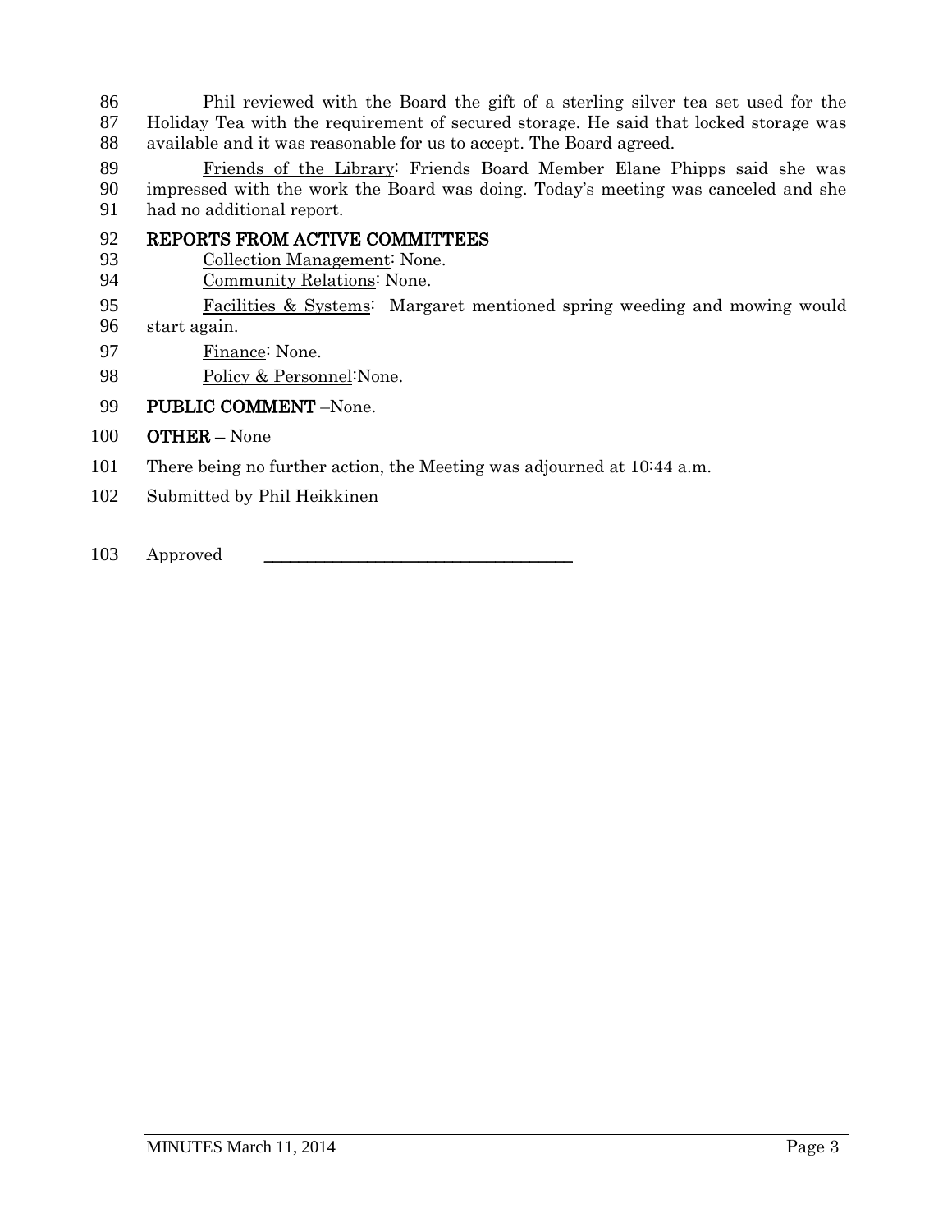Phil reviewed with the Board the gift of a sterling silver tea set used for the Holiday Tea with the requirement of secured storage. He said that locked storage was available and it was reasonable for us to accept. The Board agreed.

Friends of the Library: Friends Board Member Elane Phipps said she was impressed with the work the Board was doing. Today's meeting was canceled and she had no additional report.

**REPORTS FROM ACTIVE COMMITTEES**

Collection Management: None.

Community Relations: None.

Facilities & Systems: Margaret mentioned spring weeding and mowing would start again.

Finance: None.

Policy & Personnel:None.

**PUBLIC COMMENT** –None.

**OTHER** – None

There being no further action, the Meeting was adjourned at 10:44 a.m.

Submitted by Phil Heikkinen

Approved \_\_\_\_\_\_\_\_\_\_\_\_\_\_\_\_\_\_\_\_\_\_\_\_\_\_\_\_\_\_\_\_\_\_\_\_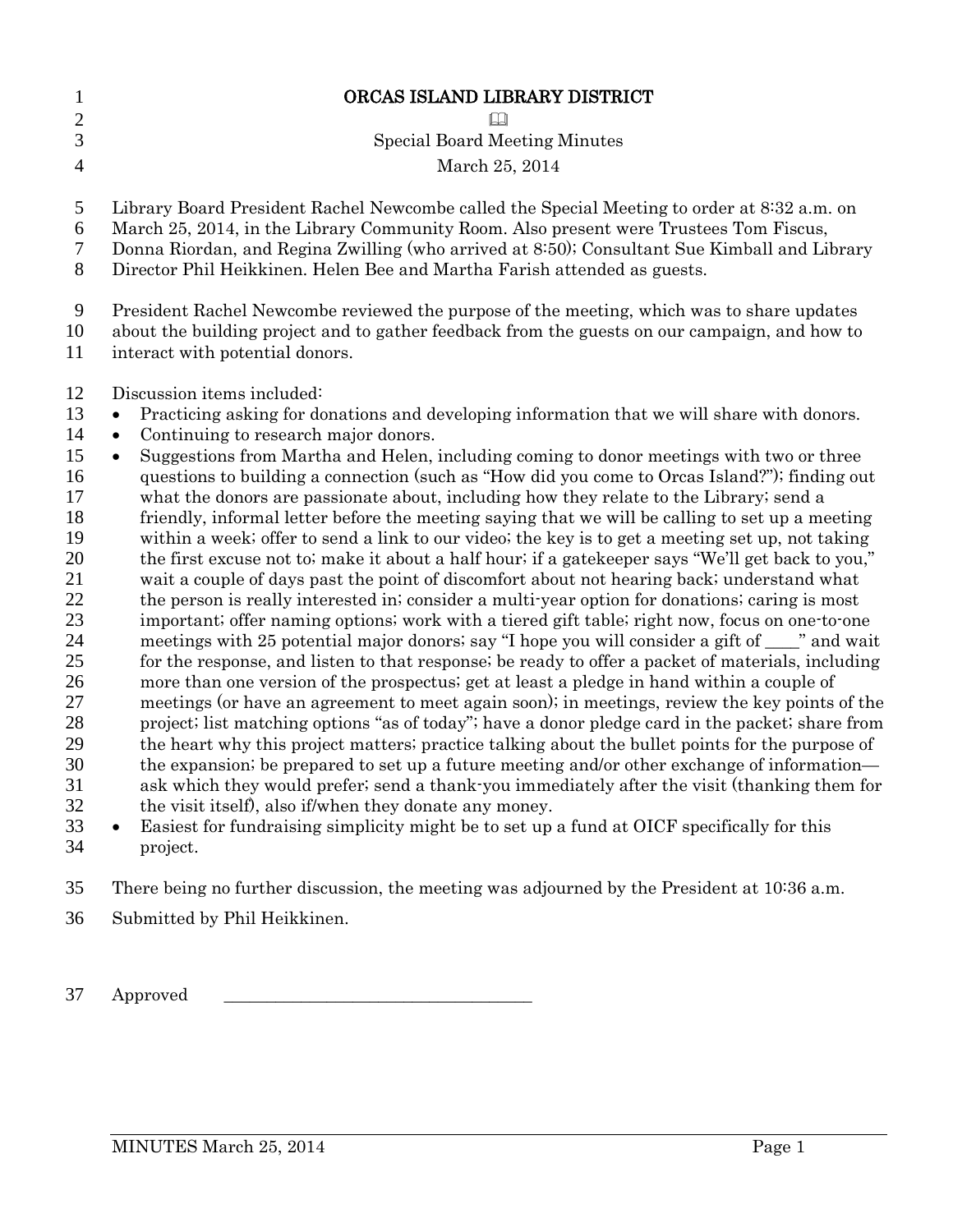# ORCAS ISLAND LIBRARY DISTRICT

📖

Special Board Meeting Minutes

March 25, 2014

Library Board President Rachel Newcombe called the Special Meeting to order at 8:32 a.m. on March 25, 2014, in the Library Community Room. Also present were Trustees Tom Fiscus, Donna Riordan, and Regina Zwilling (who arrived at 8:50); Consultant Sue Kimball and Library Director Phil Heikkinen. Helen Bee and Martha Farish attended as guests.

President Rachel Newcombe reviewed the purpose of the meeting, which was to share updates about the building project and to gather feedback from the guests on our campaign, and how to interact with potential donors.

Discussion items included:

- Practicing asking for donations and developing information that we will share with donors.
- Continuing to research major donors.
- Suggestions from Martha and Helen, including coming to donor meetings with two or three questions to building a connection (such as "How did you come to Orcas Island?"); finding out what the donors are passionate about, including how they relate to the Library; send a friendly, informal letter before the meeting saying that we will be calling to set up a meeting within a week; offer to send a link to our video; the key is to get a meeting set up, not taking the first excuse not to; make it about a half hour; if a gatekeeper says "We'll get back to you," wait a couple of days past the point of discomfort about not hearing back; understand what the person is really interested in; consider a multi-year option for donations; caring is most important; offer naming options; work with a tiered gift table; right now, focus on one-to-one meetings with 25 potential major donors; say "I hope you will consider a gift of ____" and wait for the response, and listen to that response; be ready to offer a packet of materials, including more than one version of the prospectus; get at least a pledge in hand within a couple of meetings (or have an agreement to meet again soon); in meetings, review the key points of the project; list matching options "as of today"; have a donor pledge card in the packet; share from the heart why this project matters; practice talking about the bullet points for the purpose of the expansion; be prepared to set up a future meeting and/or other exchange of information—ask which they would prefer; send a thank-you immediately after the visit (thanking them for the visit itself), also if/when they donate any money.
- Easiest for fundraising simplicity might be to set up a fund at OICF specifically for this project.

There being no further discussion, the meeting was adjourned by the President at 10:36 a.m.

Submitted by Phil Heikkinen.

Approved ____________________________________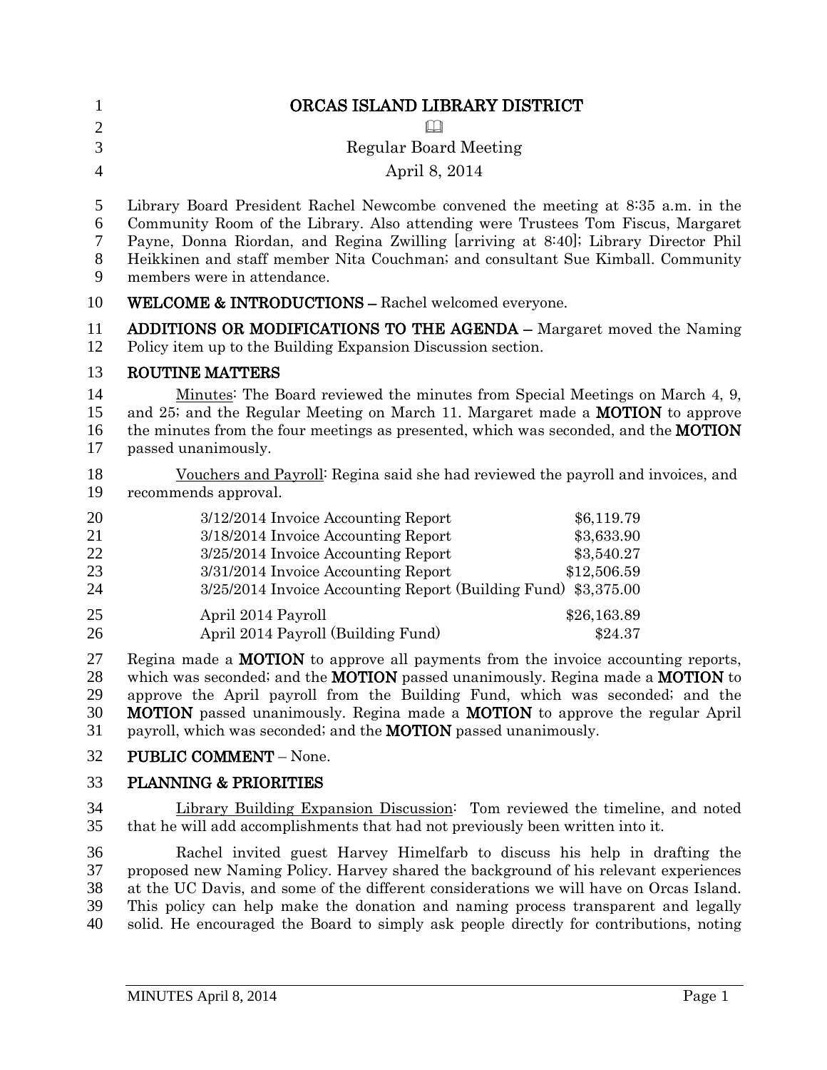# ORCAS ISLAND LIBRARY DISTRICT

📖

Regular Board Meeting

April 8, 2014

Library Board President Rachel Newcombe convened the meeting at 8:35 a.m. in the Community Room of the Library. Also attending were Trustees Tom Fiscus, Margaret Payne, Donna Riordan, and Regina Zwilling [arriving at 8:40]; Library Director Phil Heikkinen and staff member Nita Couchman; and consultant Sue Kimball. Community members were in attendance.

**WELCOME & INTRODUCTIONS –** Rachel welcomed everyone.

**ADDITIONS OR MODIFICATIONS TO THE AGENDA –** Margaret moved the Naming Policy item up to the Building Expansion Discussion section.

**ROUTINE MATTERS**

Minutes: The Board reviewed the minutes from Special Meetings on March 4, 9, and 25; and the Regular Meeting on March 11. Margaret made a **MOTION** to approve the minutes from the four meetings as presented, which was seconded, and the **MOTION** passed unanimously.

Vouchers and Payroll: Regina said she had reviewed the payroll and invoices, and recommends approval.

| | |
|---|---|
| 3/12/2014 Invoice Accounting Report | $6,119.79 |
| 3/18/2014 Invoice Accounting Report | $3,633.90 |
| 3/25/2014 Invoice Accounting Report | $3,540.27 |
| 3/31/2014 Invoice Accounting Report | $12,506.59 |
| 3/25/2014 Invoice Accounting Report (Building Fund) | $3,375.00 |
| April 2014 Payroll | $26,163.89 |
| April 2014 Payroll (Building Fund) | $24.37 |

Regina made a **MOTION** to approve all payments from the invoice accounting reports, which was seconded; and the **MOTION** passed unanimously. Regina made a **MOTION** to approve the April payroll from the Building Fund, which was seconded; and the **MOTION** passed unanimously. Regina made a **MOTION** to approve the regular April payroll, which was seconded; and the **MOTION** passed unanimously.

**PUBLIC COMMENT** – None.

**PLANNING & PRIORITIES**

Library Building Expansion Discussion: Tom reviewed the timeline, and noted that he will add accomplishments that had not previously been written into it.

Rachel invited guest Harvey Himelfarb to discuss his help in drafting the proposed new Naming Policy. Harvey shared the background of his relevant experiences at the UC Davis, and some of the different considerations we will have on Orcas Island. This policy can help make the donation and naming process transparent and legally solid. He encouraged the Board to simply ask people directly for contributions, noting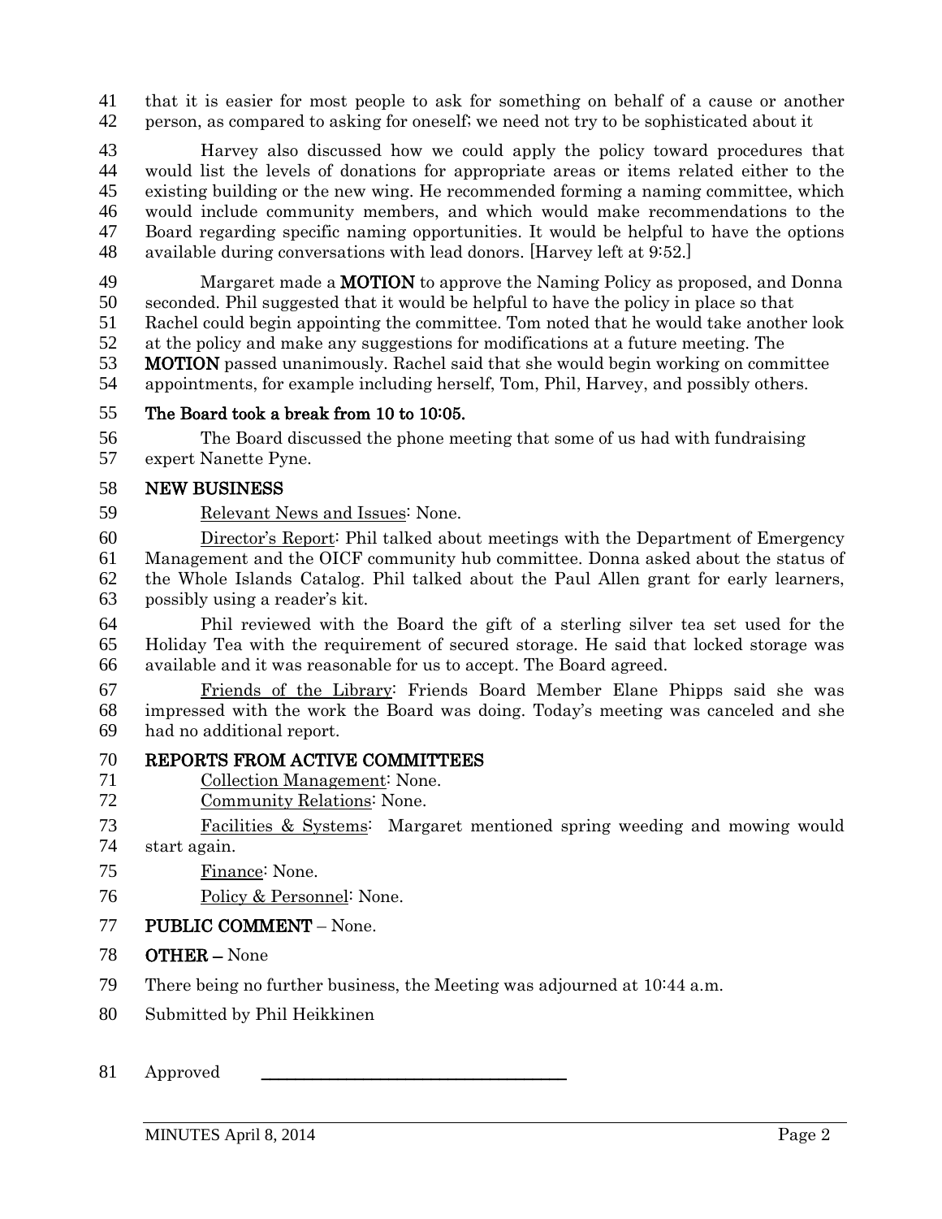that it is easier for most people to ask for something on behalf of a cause or another person, as compared to asking for oneself; we need not try to be sophisticated about it

Harvey also discussed how we could apply the policy toward procedures that would list the levels of donations for appropriate areas or items related either to the existing building or the new wing. He recommended forming a naming committee, which would include community members, and which would make recommendations to the Board regarding specific naming opportunities. It would be helpful to have the options available during conversations with lead donors. [Harvey left at 9:52.]

Margaret made a **MOTION** to approve the Naming Policy as proposed, and Donna seconded. Phil suggested that it would be helpful to have the policy in place so that Rachel could begin appointing the committee. Tom noted that he would take another look at the policy and make any suggestions for modifications at a future meeting. The **MOTION** passed unanimously. Rachel said that she would begin working on committee appointments, for example including herself, Tom, Phil, Harvey, and possibly others.

**The Board took a break from 10 to 10:05.**

The Board discussed the phone meeting that some of us had with fundraising expert Nanette Pyne.

## NEW BUSINESS

Relevant News and Issues: None.

Director's Report: Phil talked about meetings with the Department of Emergency Management and the OICF community hub committee. Donna asked about the status of the Whole Islands Catalog. Phil talked about the Paul Allen grant for early learners, possibly using a reader's kit.

Phil reviewed with the Board the gift of a sterling silver tea set used for the Holiday Tea with the requirement of secured storage. He said that locked storage was available and it was reasonable for us to accept. The Board agreed.

Friends of the Library: Friends Board Member Elane Phipps said she was impressed with the work the Board was doing. Today's meeting was canceled and she had no additional report.

## REPORTS FROM ACTIVE COMMITTEES

Collection Management: None.

Community Relations: None.

Facilities & Systems: Margaret mentioned spring weeding and mowing would start again.

Finance: None.

Policy & Personnel: None.

**PUBLIC COMMENT** – None.

**OTHER** – None

There being no further business, the Meeting was adjourned at 10:44 a.m.

Submitted by Phil Heikkinen

Approved \_\_\_\_\_\_\_\_\_\_\_\_\_\_\_\_\_\_\_\_\_\_\_\_\_\_\_\_\_\_\_\_\_\_\_\_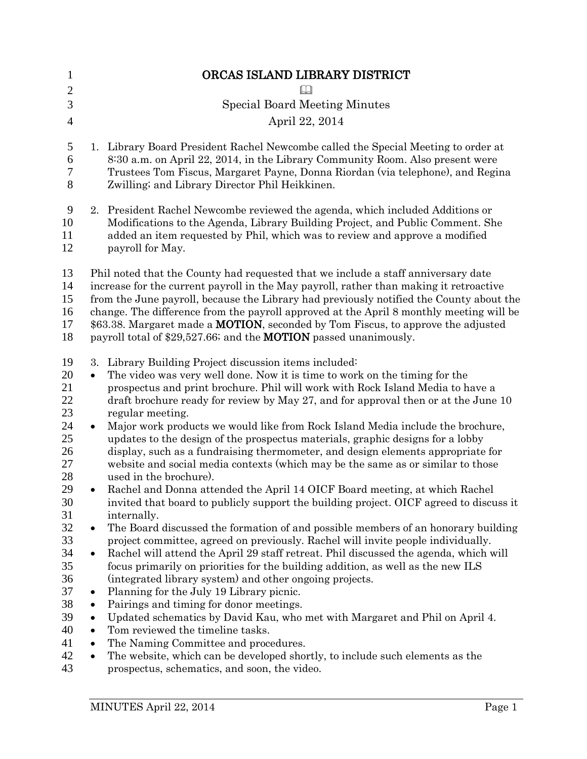# ORCAS ISLAND LIBRARY DISTRICT

📖

Special Board Meeting Minutes

April 22, 2014

1. Library Board President Rachel Newcombe called the Special Meeting to order at 8:30 a.m. on April 22, 2014, in the Library Community Room. Also present were Trustees Tom Fiscus, Margaret Payne, Donna Riordan (via telephone), and Regina Zwilling; and Library Director Phil Heikkinen.

2. President Rachel Newcombe reviewed the agenda, which included Additions or Modifications to the Agenda, Library Building Project, and Public Comment. She added an item requested by Phil, which was to review and approve a modified payroll for May.

Phil noted that the County had requested that we include a staff anniversary date increase for the current payroll in the May payroll, rather than making it retroactive from the June payroll, because the Library had previously notified the County about the change. The difference from the payroll approved at the April 8 monthly meeting will be $63.38. Margaret made a **MOTION**, seconded by Tom Fiscus, to approve the adjusted payroll total of $29,527.66; and the **MOTION** passed unanimously.

3. Library Building Project discussion items included:

- The video was very well done. Now it is time to work on the timing for the prospectus and print brochure. Phil will work with Rock Island Media to have a draft brochure ready for review by May 27, and for approval then or at the June 10 regular meeting.
- Major work products we would like from Rock Island Media include the brochure, updates to the design of the prospectus materials, graphic designs for a lobby display, such as a fundraising thermometer, and design elements appropriate for website and social media contexts (which may be the same as or similar to those used in the brochure).
- Rachel and Donna attended the April 14 OICF Board meeting, at which Rachel invited that board to publicly support the building project. OICF agreed to discuss it internally.
- The Board discussed the formation of and possible members of an honorary building project committee, agreed on previously. Rachel will invite people individually.
- Rachel will attend the April 29 staff retreat. Phil discussed the agenda, which will focus primarily on priorities for the building addition, as well as the new ILS (integrated library system) and other ongoing projects.
- Planning for the July 19 Library picnic.
- Pairings and timing for donor meetings.
- Updated schematics by David Kau, who met with Margaret and Phil on April 4.
- Tom reviewed the timeline tasks.
- The Naming Committee and procedures.
- The website, which can be developed shortly, to include such elements as the prospectus, schematics, and soon, the video.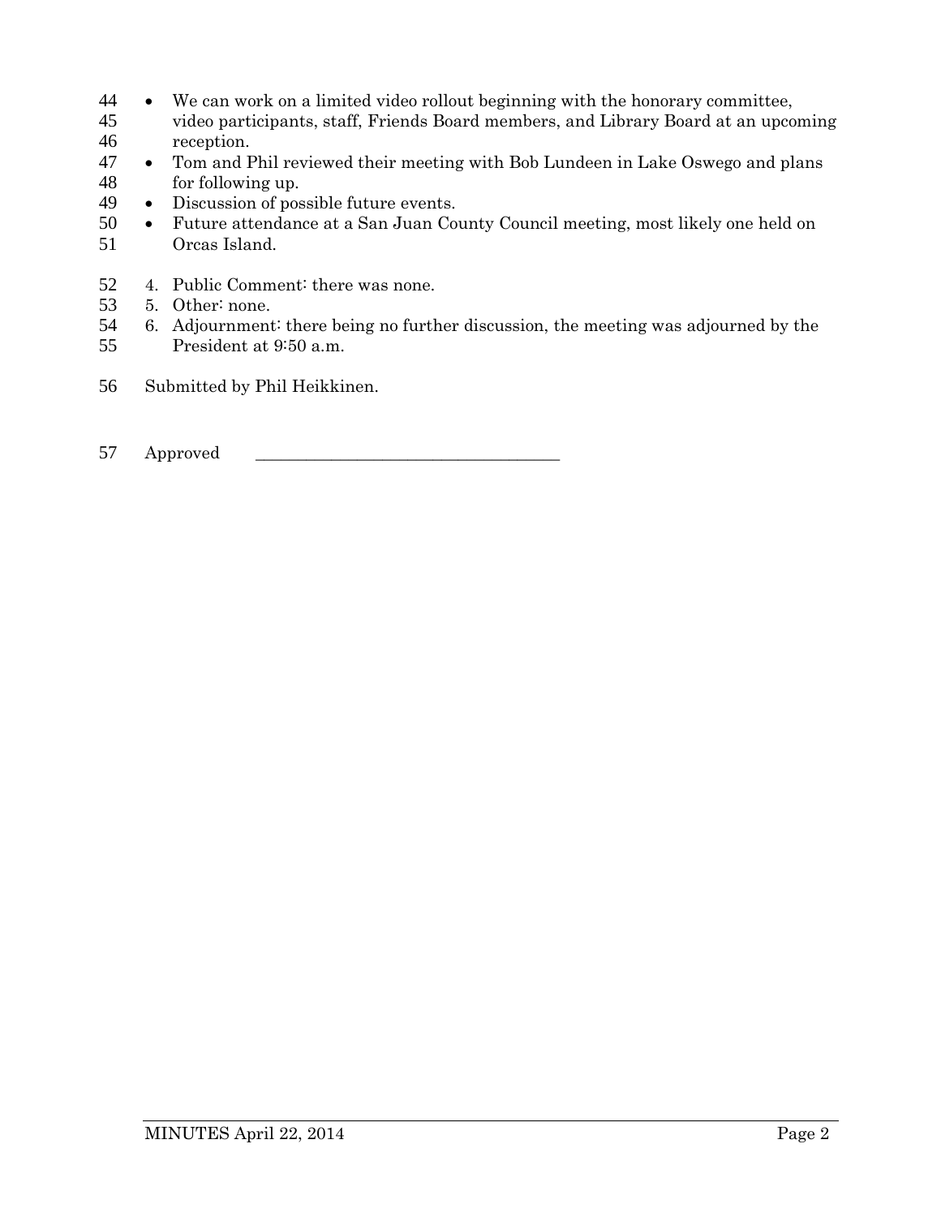- We can work on a limited video rollout beginning with the honorary committee, video participants, staff, Friends Board members, and Library Board at an upcoming reception.
- Tom and Phil reviewed their meeting with Bob Lundeen in Lake Oswego and plans for following up.
- Discussion of possible future events.
- Future attendance at a San Juan County Council meeting, most likely one held on Orcas Island.

4. Public Comment: there was none.
5. Other: none.
6. Adjournment: there being no further discussion, the meeting was adjourned by the President at 9:50 a.m.

Submitted by Phil Heikkinen.

Approved ___________________________________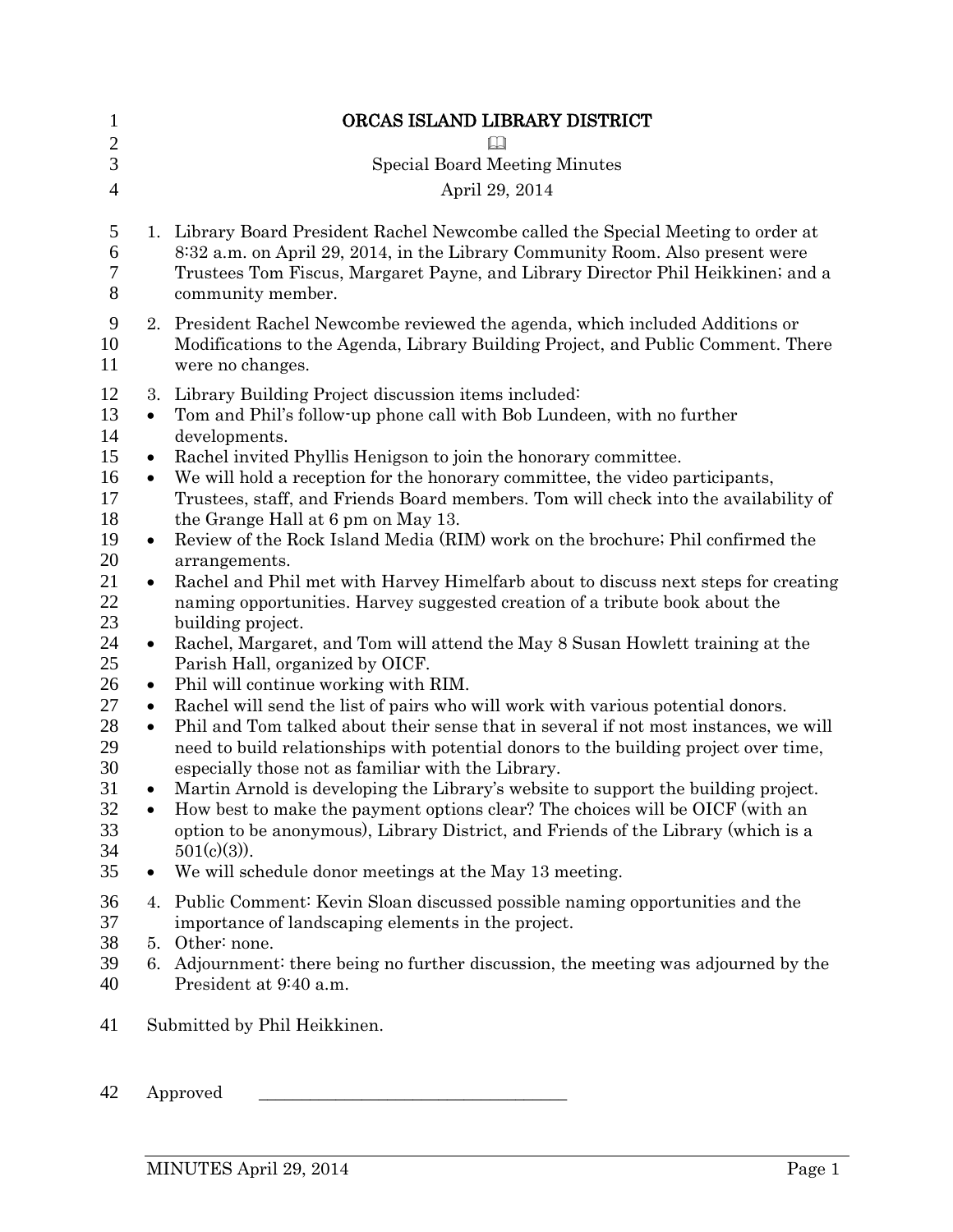# ORCAS ISLAND LIBRARY DISTRICT

📖

Special Board Meeting Minutes

April 29, 2014

1. Library Board President Rachel Newcombe called the Special Meeting to order at 8:32 a.m. on April 29, 2014, in the Library Community Room. Also present were Trustees Tom Fiscus, Margaret Payne, and Library Director Phil Heikkinen; and a community member.
2. President Rachel Newcombe reviewed the agenda, which included Additions or Modifications to the Agenda, Library Building Project, and Public Comment. There were no changes.
3. Library Building Project discussion items included:

- Tom and Phil's follow-up phone call with Bob Lundeen, with no further developments.
- Rachel invited Phyllis Henigson to join the honorary committee.
- We will hold a reception for the honorary committee, the video participants, Trustees, staff, and Friends Board members. Tom will check into the availability of the Grange Hall at 6 pm on May 13.
- Review of the Rock Island Media (RIM) work on the brochure; Phil confirmed the arrangements.
- Rachel and Phil met with Harvey Himelfarb about to discuss next steps for creating naming opportunities. Harvey suggested creation of a tribute book about the building project.
- Rachel, Margaret, and Tom will attend the May 8 Susan Howlett training at the Parish Hall, organized by OICF.
- Phil will continue working with RIM.
- Rachel will send the list of pairs who will work with various potential donors.
- Phil and Tom talked about their sense that in several if not most instances, we will need to build relationships with potential donors to the building project over time, especially those not as familiar with the Library.
- Martin Arnold is developing the Library's website to support the building project.
- How best to make the payment options clear? The choices will be OICF (with an option to be anonymous), Library District, and Friends of the Library (which is a 501(c)(3)).
- We will schedule donor meetings at the May 13 meeting.

4. Public Comment: Kevin Sloan discussed possible naming opportunities and the importance of landscaping elements in the project.
5. Other: none.
6. Adjournment: there being no further discussion, the meeting was adjourned by the President at 9:40 a.m.

Submitted by Phil Heikkinen.

Approved \_\_\_\_\_\_\_\_\_\_\_\_\_\_\_\_\_\_\_\_\_\_\_\_\_\_\_\_\_\_\_\_\_\_\_\_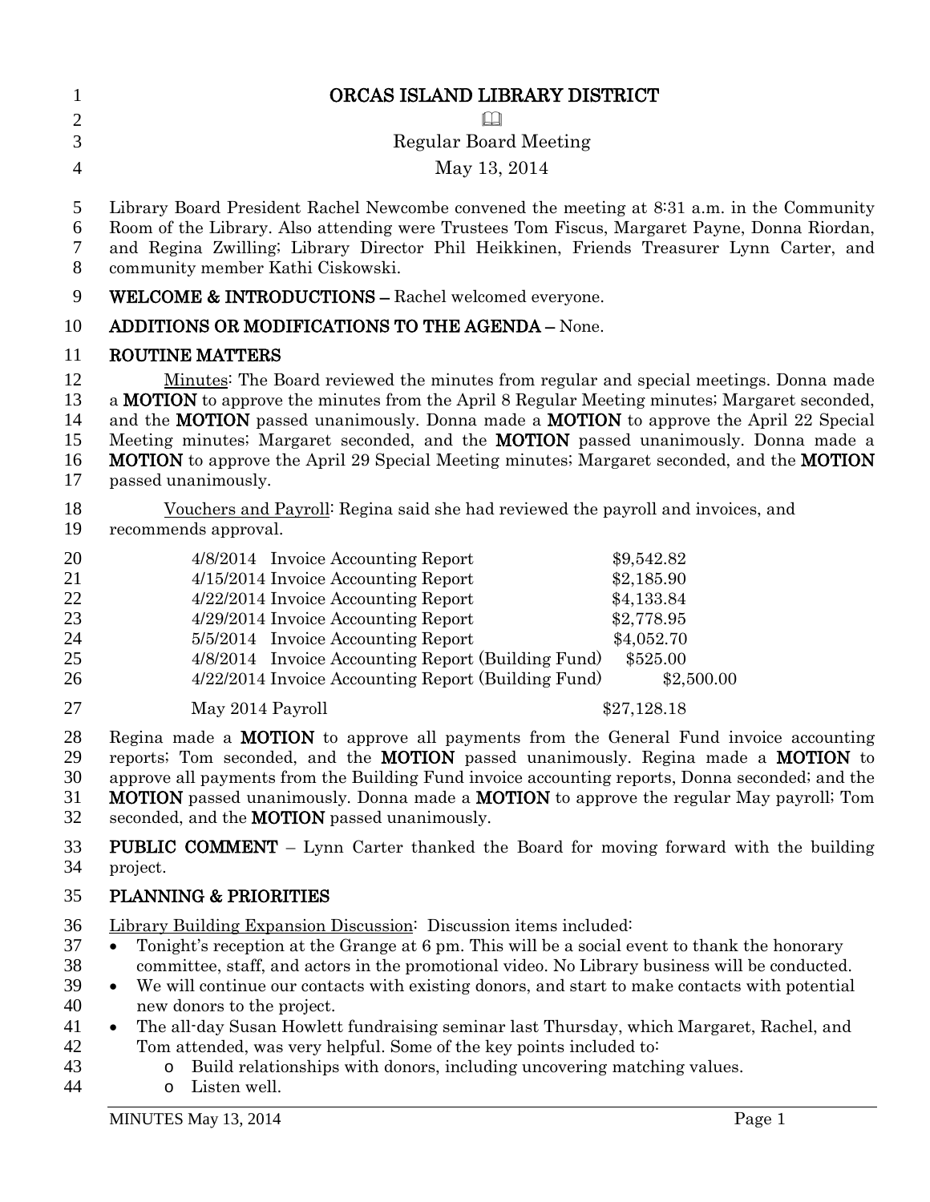# ORCAS ISLAND LIBRARY DISTRICT

Regular Board Meeting

May 13, 2014

Library Board President Rachel Newcombe convened the meeting at 8:31 a.m. in the Community Room of the Library. Also attending were Trustees Tom Fiscus, Margaret Payne, Donna Riordan, and Regina Zwilling; Library Director Phil Heikkinen, Friends Treasurer Lynn Carter, and community member Kathi Ciskowski.

**WELCOME & INTRODUCTIONS –** Rachel welcomed everyone.

**ADDITIONS OR MODIFICATIONS TO THE AGENDA –** None.

**ROUTINE MATTERS**

Minutes: The Board reviewed the minutes from regular and special meetings. Donna made a **MOTION** to approve the minutes from the April 8 Regular Meeting minutes; Margaret seconded, and the **MOTION** passed unanimously. Donna made a **MOTION** to approve the April 22 Special Meeting minutes; Margaret seconded, and the **MOTION** passed unanimously. Donna made a **MOTION** to approve the April 29 Special Meeting minutes; Margaret seconded, and the **MOTION** passed unanimously.

Vouchers and Payroll: Regina said she had reviewed the payroll and invoices, and recommends approval.

| | |
|---|---|
| 4/8/2014 Invoice Accounting Report | $9,542.82 |
| 4/15/2014 Invoice Accounting Report | $2,185.90 |
| 4/22/2014 Invoice Accounting Report | $4,133.84 |
| 4/29/2014 Invoice Accounting Report | $2,778.95 |
| 5/5/2014 Invoice Accounting Report | $4,052.70 |
| 4/8/2014 Invoice Accounting Report (Building Fund) | $525.00 |
| 4/22/2014 Invoice Accounting Report (Building Fund) | $2,500.00 |
| May 2014 Payroll | $27,128.18 |

Regina made a **MOTION** to approve all payments from the General Fund invoice accounting reports; Tom seconded, and the **MOTION** passed unanimously. Regina made a **MOTION** to approve all payments from the Building Fund invoice accounting reports, Donna seconded; and the **MOTION** passed unanimously. Donna made a **MOTION** to approve the regular May payroll; Tom seconded, and the **MOTION** passed unanimously.

**PUBLIC COMMENT** – Lynn Carter thanked the Board for moving forward with the building project.

**PLANNING & PRIORITIES**

Library Building Expansion Discussion: Discussion items included:

- Tonight's reception at the Grange at 6 pm. This will be a social event to thank the honorary committee, staff, and actors in the promotional video. No Library business will be conducted.
- We will continue our contacts with existing donors, and start to make contacts with potential new donors to the project.
- The all-day Susan Howlett fundraising seminar last Thursday, which Margaret, Rachel, and Tom attended, was very helpful. Some of the key points included to:
  - Build relationships with donors, including uncovering matching values.
  - Listen well.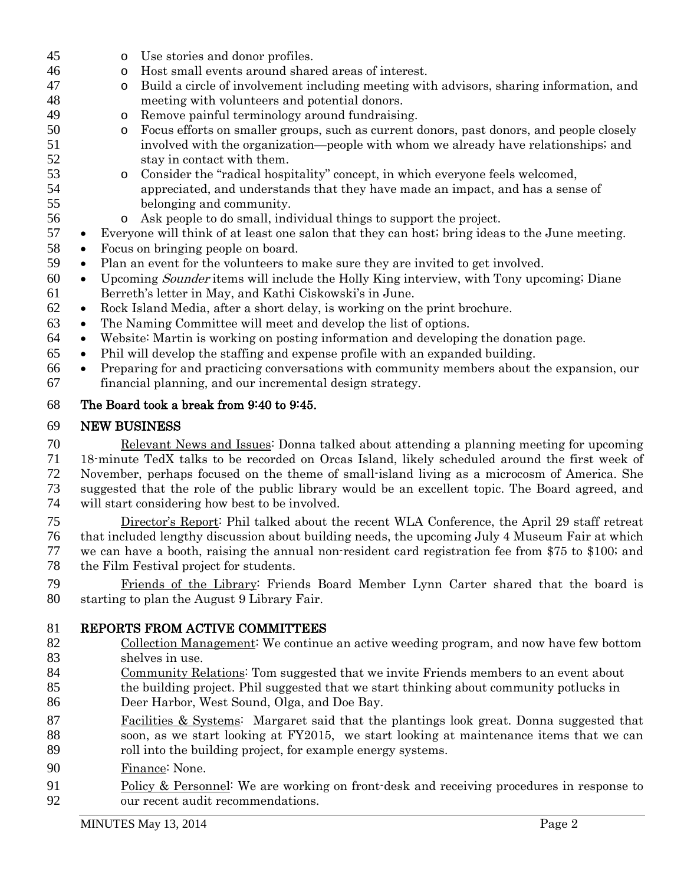- Use stories and donor profiles.
  - Host small events around shared areas of interest.
  - Build a circle of involvement including meeting with advisors, sharing information, and meeting with volunteers and potential donors.
  - Remove painful terminology around fundraising.
  - Focus efforts on smaller groups, such as current donors, past donors, and people closely involved with the organization—people with whom we already have relationships; and stay in contact with them.
  - Consider the "radical hospitality" concept, in which everyone feels welcomed, appreciated, and understands that they have made an impact, and has a sense of belonging and community.
  - Ask people to do small, individual things to support the project.
- Everyone will think of at least one salon that they can host; bring ideas to the June meeting.
- Focus on bringing people on board.
- Plan an event for the volunteers to make sure they are invited to get involved.
- Upcoming *Sounder* items will include the Holly King interview, with Tony upcoming; Diane Berreth's letter in May, and Kathi Ciskowski's in June.
- Rock Island Media, after a short delay, is working on the print brochure.
- The Naming Committee will meet and develop the list of options.
- Website: Martin is working on posting information and developing the donation page.
- Phil will develop the staffing and expense profile with an expanded building.
- Preparing for and practicing conversations with community members about the expansion, our financial planning, and our incremental design strategy.

**The Board took a break from 9:40 to 9:45.**

## NEW BUSINESS

Relevant News and Issues: Donna talked about attending a planning meeting for upcoming 18-minute TedX talks to be recorded on Orcas Island, likely scheduled around the first week of November, perhaps focused on the theme of small-island living as a microcosm of America. She suggested that the role of the public library would be an excellent topic. The Board agreed, and will start considering how best to be involved.

Director's Report: Phil talked about the recent WLA Conference, the April 29 staff retreat that included lengthy discussion about building needs, the upcoming July 4 Museum Fair at which we can have a booth, raising the annual non-resident card registration fee from $75 to $100; and the Film Festival project for students.

Friends of the Library: Friends Board Member Lynn Carter shared that the board is starting to plan the August 9 Library Fair.

## REPORTS FROM ACTIVE COMMITTEES

Collection Management: We continue an active weeding program, and now have few bottom shelves in use.

Community Relations: Tom suggested that we invite Friends members to an event about the building project. Phil suggested that we start thinking about community potlucks in Deer Harbor, West Sound, Olga, and Doe Bay.

Facilities & Systems: Margaret said that the plantings look great. Donna suggested that soon, as we start looking at FY2015, we start looking at maintenance items that we can roll into the building project, for example energy systems.

Finance: None.

Policy & Personnel: We are working on front-desk and receiving procedures in response to our recent audit recommendations.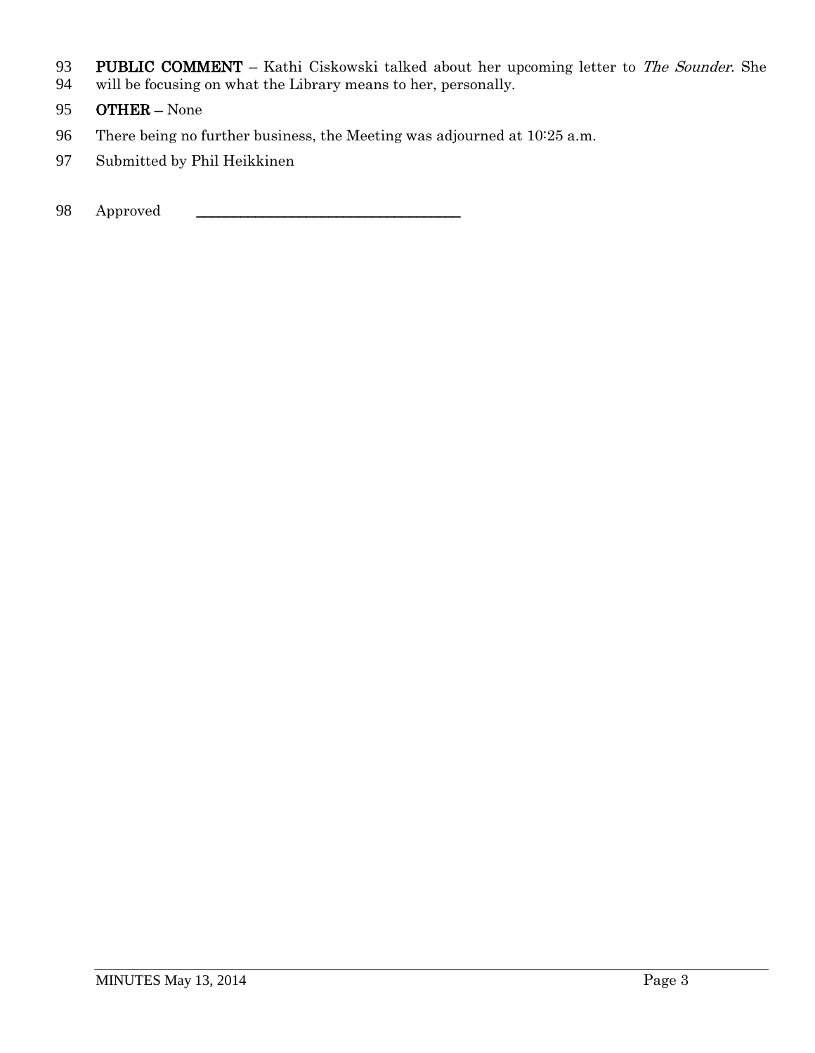**PUBLIC COMMENT** – Kathi Ciskowski talked about her upcoming letter to *The Sounder*. She will be focusing on what the Library means to her, personally.

**OTHER** – None

There being no further business, the Meeting was adjourned at 10:25 a.m.

Submitted by Phil Heikkinen

Approved \_\_\_\_\_\_\_\_\_\_\_\_\_\_\_\_\_\_\_\_\_\_\_\_\_\_\_\_\_\_\_\_\_\_\_\_\_\_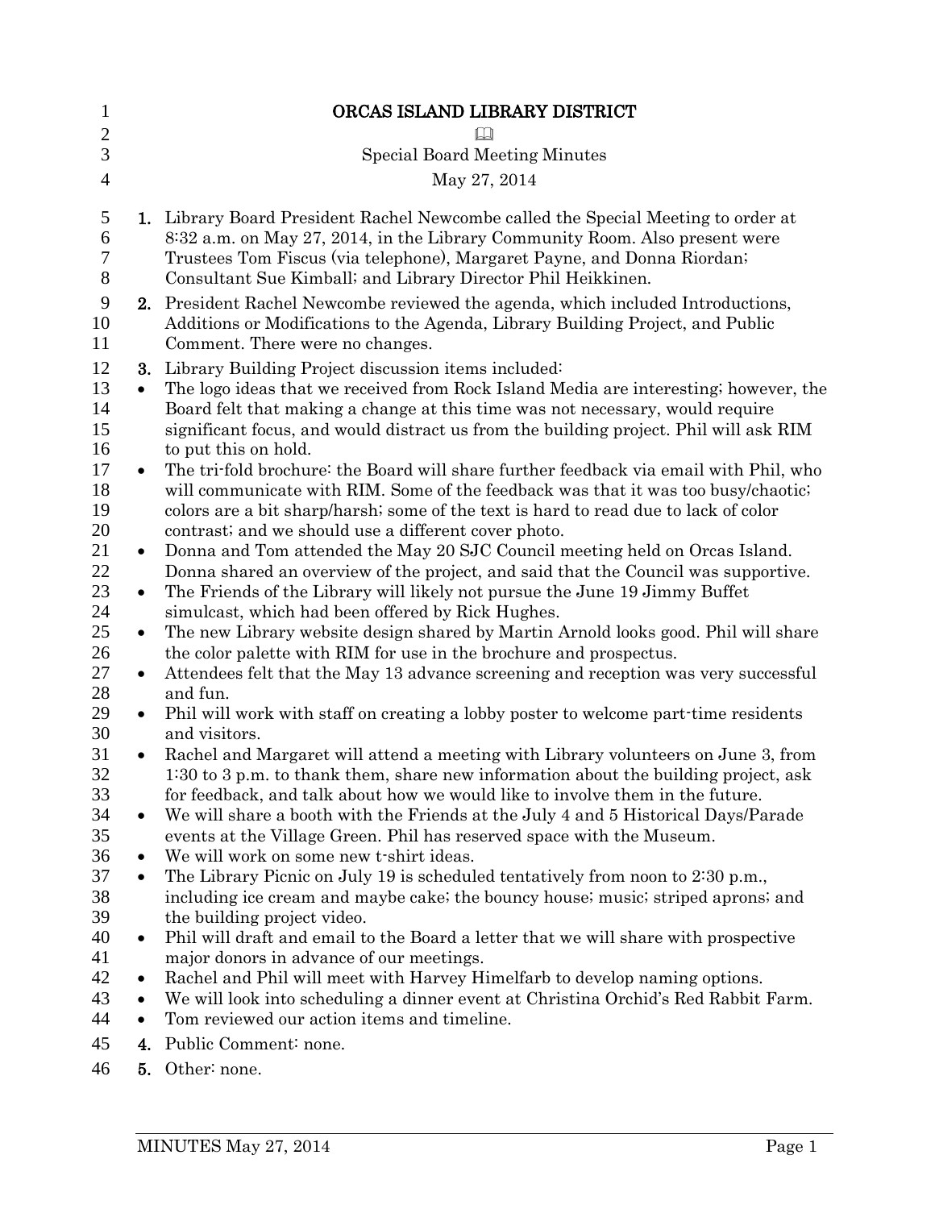# ORCAS ISLAND LIBRARY DISTRICT

Special Board Meeting Minutes

May 27, 2014

1. Library Board President Rachel Newcombe called the Special Meeting to order at 8:32 a.m. on May 27, 2014, in the Library Community Room. Also present were Trustees Tom Fiscus (via telephone), Margaret Payne, and Donna Riordan; Consultant Sue Kimball; and Library Director Phil Heikkinen.
2. President Rachel Newcombe reviewed the agenda, which included Introductions, Additions or Modifications to the Agenda, Library Building Project, and Public Comment. There were no changes.
3. Library Building Project discussion items included:
   - The logo ideas that we received from Rock Island Media are interesting; however, the Board felt that making a change at this time was not necessary, would require significant focus, and would distract us from the building project. Phil will ask RIM to put this on hold.
   - The tri-fold brochure: the Board will share further feedback via email with Phil, who will communicate with RIM. Some of the feedback was that it was too busy/chaotic; colors are a bit sharp/harsh; some of the text is hard to read due to lack of color contrast; and we should use a different cover photo.
   - Donna and Tom attended the May 20 SJC Council meeting held on Orcas Island. Donna shared an overview of the project, and said that the Council was supportive.
   - The Friends of the Library will likely not pursue the June 19 Jimmy Buffet simulcast, which had been offered by Rick Hughes.
   - The new Library website design shared by Martin Arnold looks good. Phil will share the color palette with RIM for use in the brochure and prospectus.
   - Attendees felt that the May 13 advance screening and reception was very successful and fun.
   - Phil will work with staff on creating a lobby poster to welcome part-time residents and visitors.
   - Rachel and Margaret will attend a meeting with Library volunteers on June 3, from 1:30 to 3 p.m. to thank them, share new information about the building project, ask for feedback, and talk about how we would like to involve them in the future.
   - We will share a booth with the Friends at the July 4 and 5 Historical Days/Parade events at the Village Green. Phil has reserved space with the Museum.
   - We will work on some new t-shirt ideas.
   - The Library Picnic on July 19 is scheduled tentatively from noon to 2:30 p.m., including ice cream and maybe cake; the bouncy house; music; striped aprons; and the building project video.
   - Phil will draft and email to the Board a letter that we will share with prospective major donors in advance of our meetings.
   - Rachel and Phil will meet with Harvey Himelfarb to develop naming options.
   - We will look into scheduling a dinner event at Christina Orchid's Red Rabbit Farm.
   - Tom reviewed our action items and timeline.
4. Public Comment: none.
5. Other: none.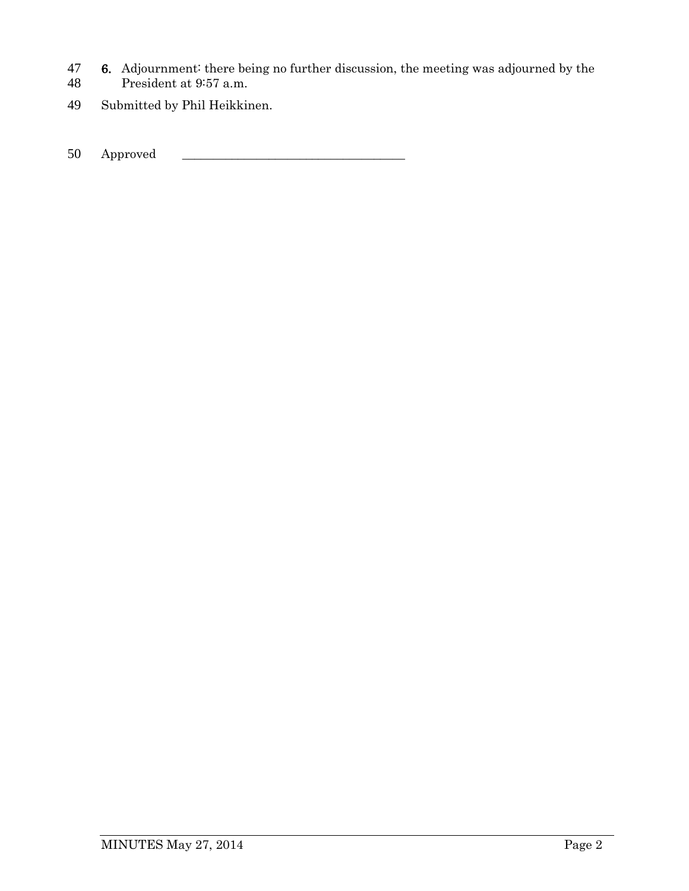**6.** Adjournment: there being no further discussion, the meeting was adjourned by the President at 9:57 a.m.

Submitted by Phil Heikkinen.

Approved \_\_\_\_\_\_\_\_\_\_\_\_\_\_\_\_\_\_\_\_\_\_\_\_\_\_\_\_\_\_\_\_\_\_\_\_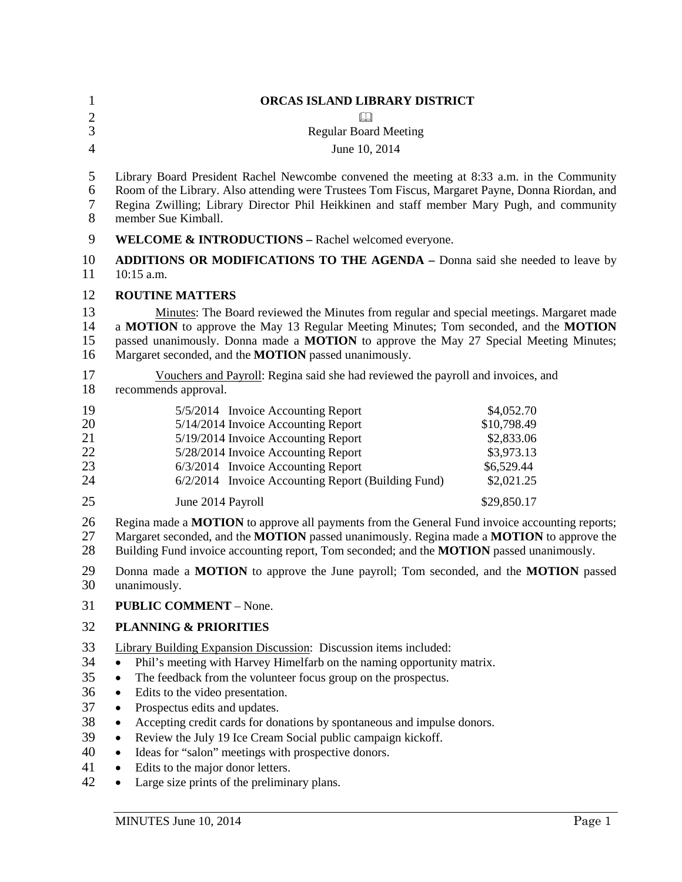# ORCAS ISLAND LIBRARY DISTRICT

📖

Regular Board Meeting

June 10, 2014

Library Board President Rachel Newcombe convened the meeting at 8:33 a.m. in the Community Room of the Library. Also attending were Trustees Tom Fiscus, Margaret Payne, Donna Riordan, and Regina Zwilling; Library Director Phil Heikkinen and staff member Mary Pugh, and community member Sue Kimball.

**WELCOME & INTRODUCTIONS –** Rachel welcomed everyone.

**ADDITIONS OR MODIFICATIONS TO THE AGENDA –** Donna said she needed to leave by 10:15 a.m.

## ROUTINE MATTERS

Minutes: The Board reviewed the Minutes from regular and special meetings. Margaret made a **MOTION** to approve the May 13 Regular Meeting Minutes; Tom seconded, and the **MOTION** passed unanimously. Donna made a **MOTION** to approve the May 27 Special Meeting Minutes; Margaret seconded, and the **MOTION** passed unanimously.

Vouchers and Payroll: Regina said she had reviewed the payroll and invoices, and recommends approval.

| | |
|---|---|
| 5/5/2014 Invoice Accounting Report | $4,052.70 |
| 5/14/2014 Invoice Accounting Report | $10,798.49 |
| 5/19/2014 Invoice Accounting Report | $2,833.06 |
| 5/28/2014 Invoice Accounting Report | $3,973.13 |
| 6/3/2014 Invoice Accounting Report | $6,529.44 |
| 6/2/2014 Invoice Accounting Report (Building Fund) | $2,021.25 |
| June 2014 Payroll | $29,850.17 |

Regina made a **MOTION** to approve all payments from the General Fund invoice accounting reports; Margaret seconded, and the **MOTION** passed unanimously. Regina made a **MOTION** to approve the Building Fund invoice accounting report, Tom seconded; and the **MOTION** passed unanimously.

Donna made a **MOTION** to approve the June payroll; Tom seconded, and the **MOTION** passed unanimously.

**PUBLIC COMMENT** – None.

## PLANNING & PRIORITIES

Library Building Expansion Discussion: Discussion items included:

- Phil's meeting with Harvey Himelfarb on the naming opportunity matrix.
- The feedback from the volunteer focus group on the prospectus.
- Edits to the video presentation.
- Prospectus edits and updates.
- Accepting credit cards for donations by spontaneous and impulse donors.
- Review the July 19 Ice Cream Social public campaign kickoff.
- Ideas for "salon" meetings with prospective donors.
- Edits to the major donor letters.
- Large size prints of the preliminary plans.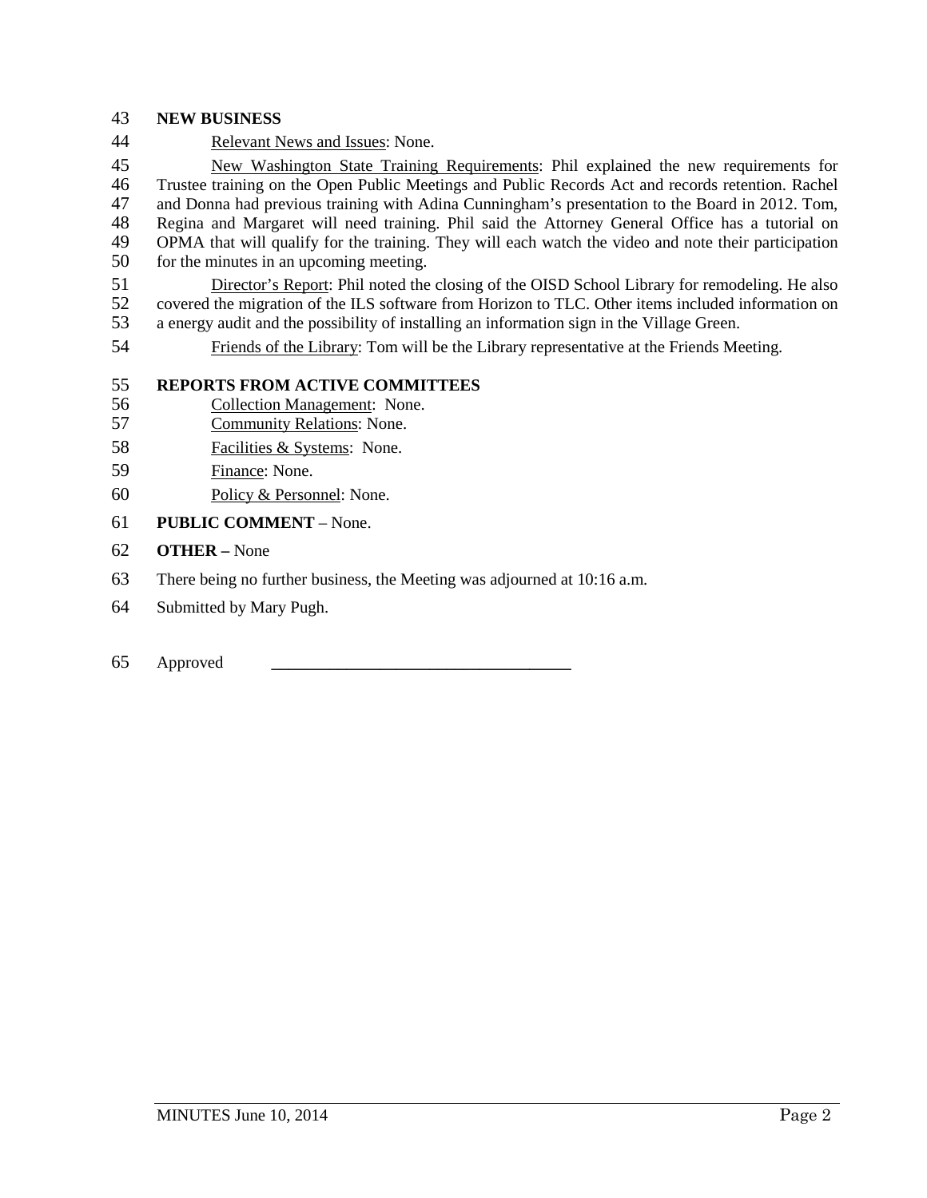**NEW BUSINESS**

Relevant News and Issues: None.

New Washington State Training Requirements: Phil explained the new requirements for Trustee training on the Open Public Meetings and Public Records Act and records retention. Rachel and Donna had previous training with Adina Cunningham's presentation to the Board in 2012. Tom, Regina and Margaret will need training. Phil said the Attorney General Office has a tutorial on OPMA that will qualify for the training. They will each watch the video and note their participation for the minutes in an upcoming meeting.

Director's Report: Phil noted the closing of the OISD School Library for remodeling. He also covered the migration of the ILS software from Horizon to TLC. Other items included information on a energy audit and the possibility of installing an information sign in the Village Green.

Friends of the Library: Tom will be the Library representative at the Friends Meeting.

**REPORTS FROM ACTIVE COMMITTEES**

Collection Management: None.
Community Relations: None.
Facilities & Systems: None.
Finance: None.
Policy & Personnel: None.

**PUBLIC COMMENT** – None.

**OTHER –** None

There being no further business, the Meeting was adjourned at 10:16 a.m.

Submitted by Mary Pugh.

Approved ___________________________________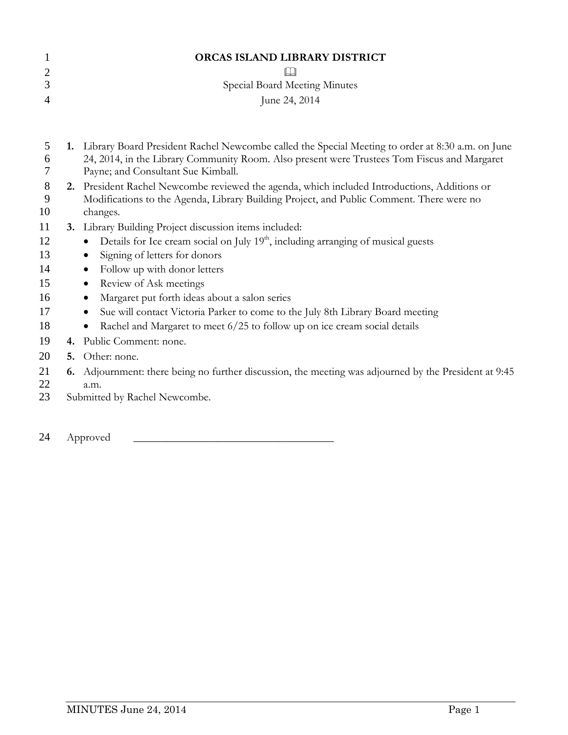# ORCAS ISLAND LIBRARY DISTRICT

Special Board Meeting Minutes

June 24, 2014

1. Library Board President Rachel Newcombe called the Special Meeting to order at 8:30 a.m. on June 24, 2014, in the Library Community Room. Also present were Trustees Tom Fiscus and Margaret Payne; and Consultant Sue Kimball.
2. President Rachel Newcombe reviewed the agenda, which included Introductions, Additions or Modifications to the Agenda, Library Building Project, and Public Comment. There were no changes.
3. Library Building Project discussion items included:
   - Details for Ice cream social on July 19th, including arranging of musical guests
   - Signing of letters for donors
   - Follow up with donor letters
   - Review of Ask meetings
   - Margaret put forth ideas about a salon series
   - Sue will contact Victoria Parker to come to the July 8th Library Board meeting
   - Rachel and Margaret to meet 6/25 to follow up on ice cream social details
4. Public Comment: none.
5. Other: none.
6. Adjournment: there being no further discussion, the meeting was adjourned by the President at 9:45 a.m.

Submitted by Rachel Newcombe.

Approved \_\_\_\_\_\_\_\_\_\_\_\_\_\_\_\_\_\_\_\_\_\_\_\_\_\_\_\_\_\_\_\_\_\_\_\_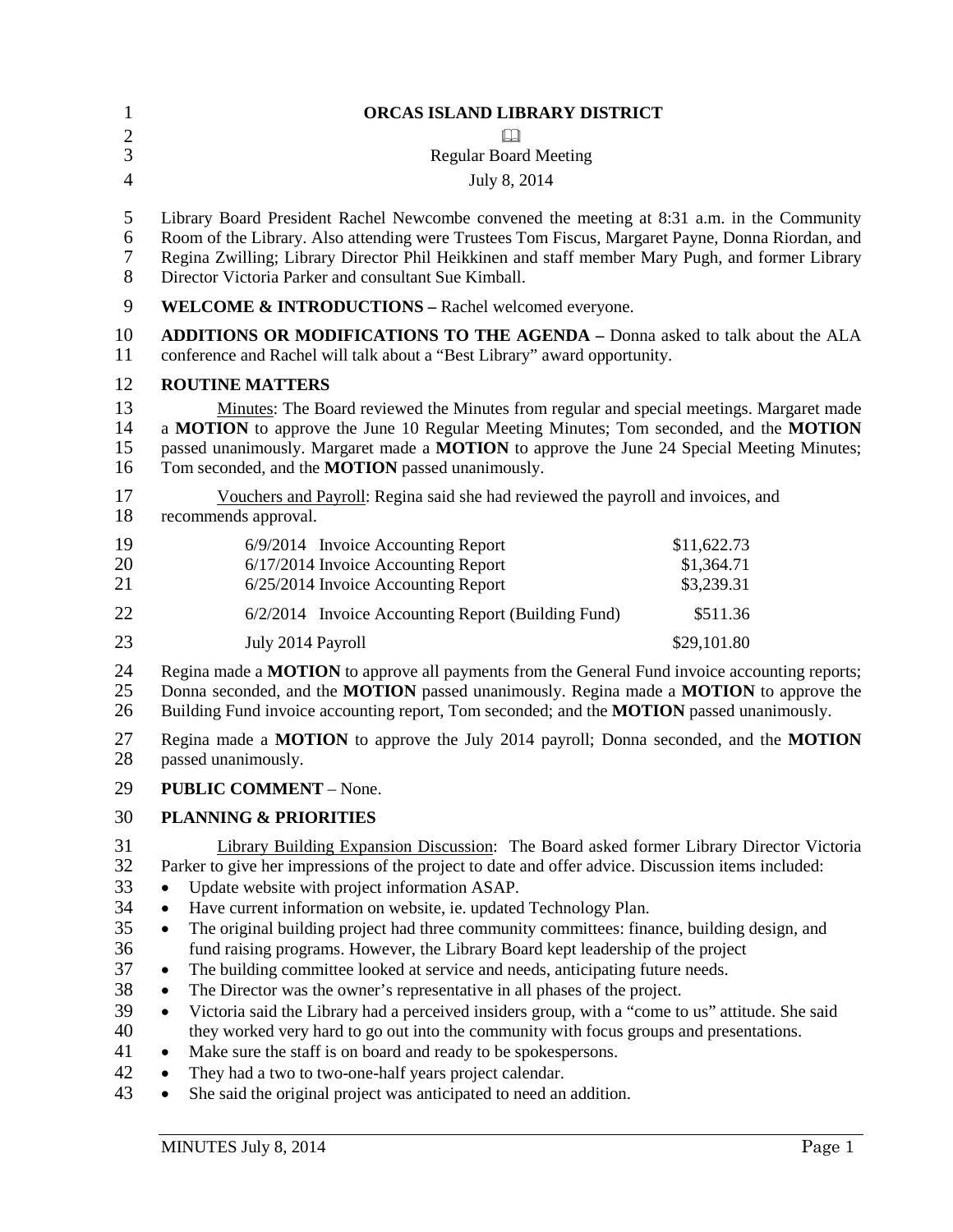# ORCAS ISLAND LIBRARY DISTRICT

Regular Board Meeting

July 8, 2014

Library Board President Rachel Newcombe convened the meeting at 8:31 a.m. in the Community Room of the Library. Also attending were Trustees Tom Fiscus, Margaret Payne, Donna Riordan, and Regina Zwilling; Library Director Phil Heikkinen and staff member Mary Pugh, and former Library Director Victoria Parker and consultant Sue Kimball.

**WELCOME & INTRODUCTIONS –** Rachel welcomed everyone.

**ADDITIONS OR MODIFICATIONS TO THE AGENDA –** Donna asked to talk about the ALA conference and Rachel will talk about a "Best Library" award opportunity.

**ROUTINE MATTERS**

Minutes: The Board reviewed the Minutes from regular and special meetings. Margaret made a **MOTION** to approve the June 10 Regular Meeting Minutes; Tom seconded, and the **MOTION** passed unanimously. Margaret made a **MOTION** to approve the June 24 Special Meeting Minutes; Tom seconded, and the **MOTION** passed unanimously.

Vouchers and Payroll: Regina said she had reviewed the payroll and invoices, and recommends approval.

| | |
|---|---|
| 6/9/2014 Invoice Accounting Report | $11,622.73 |
| 6/17/2014 Invoice Accounting Report | $1,364.71 |
| 6/25/2014 Invoice Accounting Report | $3,239.31 |
| 6/2/2014 Invoice Accounting Report (Building Fund) | $511.36 |
| July 2014 Payroll | $29,101.80 |

Regina made a **MOTION** to approve all payments from the General Fund invoice accounting reports; Donna seconded, and the **MOTION** passed unanimously. Regina made a **MOTION** to approve the Building Fund invoice accounting report, Tom seconded; and the **MOTION** passed unanimously.

Regina made a **MOTION** to approve the July 2014 payroll; Donna seconded, and the **MOTION** passed unanimously.

**PUBLIC COMMENT** – None.

**PLANNING & PRIORITIES**

Library Building Expansion Discussion: The Board asked former Library Director Victoria Parker to give her impressions of the project to date and offer advice. Discussion items included:

- Update website with project information ASAP.
- Have current information on website, ie. updated Technology Plan.
- The original building project had three community committees: finance, building design, and fund raising programs. However, the Library Board kept leadership of the project
- The building committee looked at service and needs, anticipating future needs.
- The Director was the owner's representative in all phases of the project.
- Victoria said the Library had a perceived insiders group, with a "come to us" attitude. She said they worked very hard to go out into the community with focus groups and presentations.
- Make sure the staff is on board and ready to be spokespersons.
- They had a two to two-one-half years project calendar.
- She said the original project was anticipated to need an addition.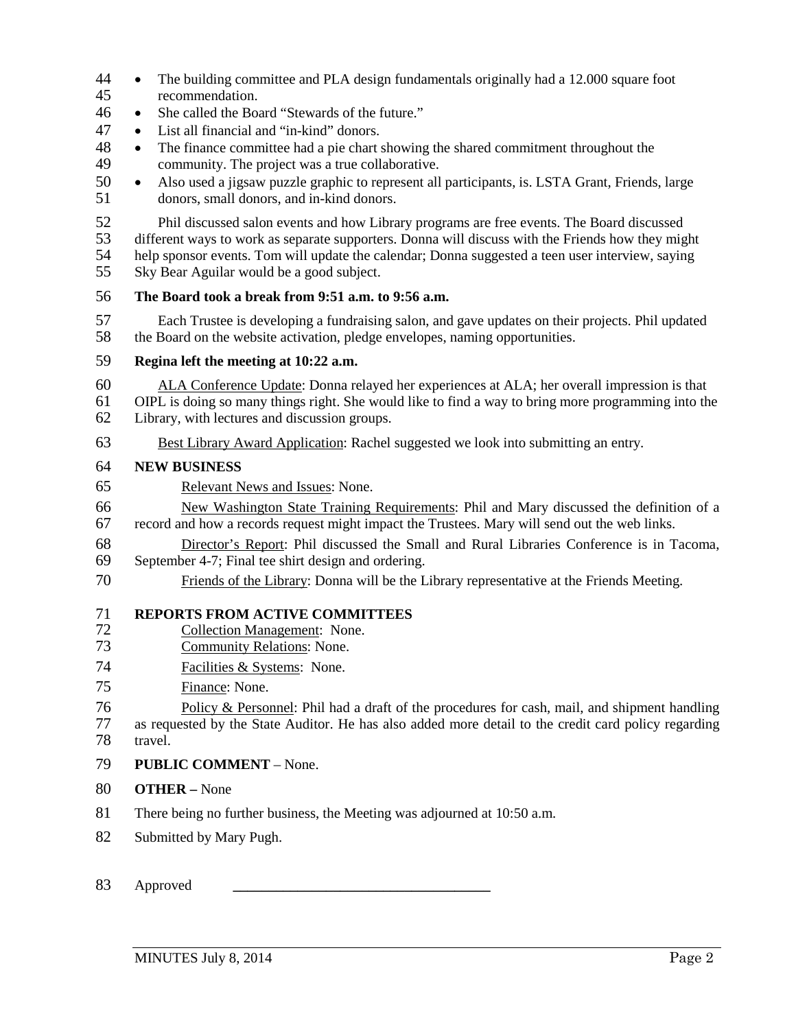- The building committee and PLA design fundamentals originally had a 12.000 square foot recommendation.
- She called the Board "Stewards of the future."
- List all financial and "in-kind" donors.
- The finance committee had a pie chart showing the shared commitment throughout the community. The project was a true collaborative.
- Also used a jigsaw puzzle graphic to represent all participants, is. LSTA Grant, Friends, large donors, small donors, and in-kind donors.

Phil discussed salon events and how Library programs are free events. The Board discussed different ways to work as separate supporters. Donna will discuss with the Friends how they might help sponsor events. Tom will update the calendar; Donna suggested a teen user interview, saying Sky Bear Aguilar would be a good subject.

**The Board took a break from 9:51 a.m. to 9:56 a.m.**

Each Trustee is developing a fundraising salon, and gave updates on their projects. Phil updated the Board on the website activation, pledge envelopes, naming opportunities.

**Regina left the meeting at 10:22 a.m.**

ALA Conference Update: Donna relayed her experiences at ALA; her overall impression is that OIPL is doing so many things right. She would like to find a way to bring more programming into the Library, with lectures and discussion groups.

Best Library Award Application: Rachel suggested we look into submitting an entry.

**NEW BUSINESS**

Relevant News and Issues: None.

New Washington State Training Requirements: Phil and Mary discussed the definition of a record and how a records request might impact the Trustees. Mary will send out the web links.

Director's Report: Phil discussed the Small and Rural Libraries Conference is in Tacoma, September 4-7; Final tee shirt design and ordering.

Friends of the Library: Donna will be the Library representative at the Friends Meeting.

**REPORTS FROM ACTIVE COMMITTEES**

Collection Management: None.

Community Relations: None.

Facilities & Systems: None.

Finance: None.

Policy & Personnel: Phil had a draft of the procedures for cash, mail, and shipment handling as requested by the State Auditor. He has also added more detail to the credit card policy regarding travel.

**PUBLIC COMMENT** – None.

**OTHER –** None

There being no further business, the Meeting was adjourned at 10:50 a.m.

Submitted by Mary Pugh.

Approved \_\_\_\_\_\_\_\_\_\_\_\_\_\_\_\_\_\_\_\_\_\_\_\_\_\_\_\_\_\_\_\_\_\_\_\_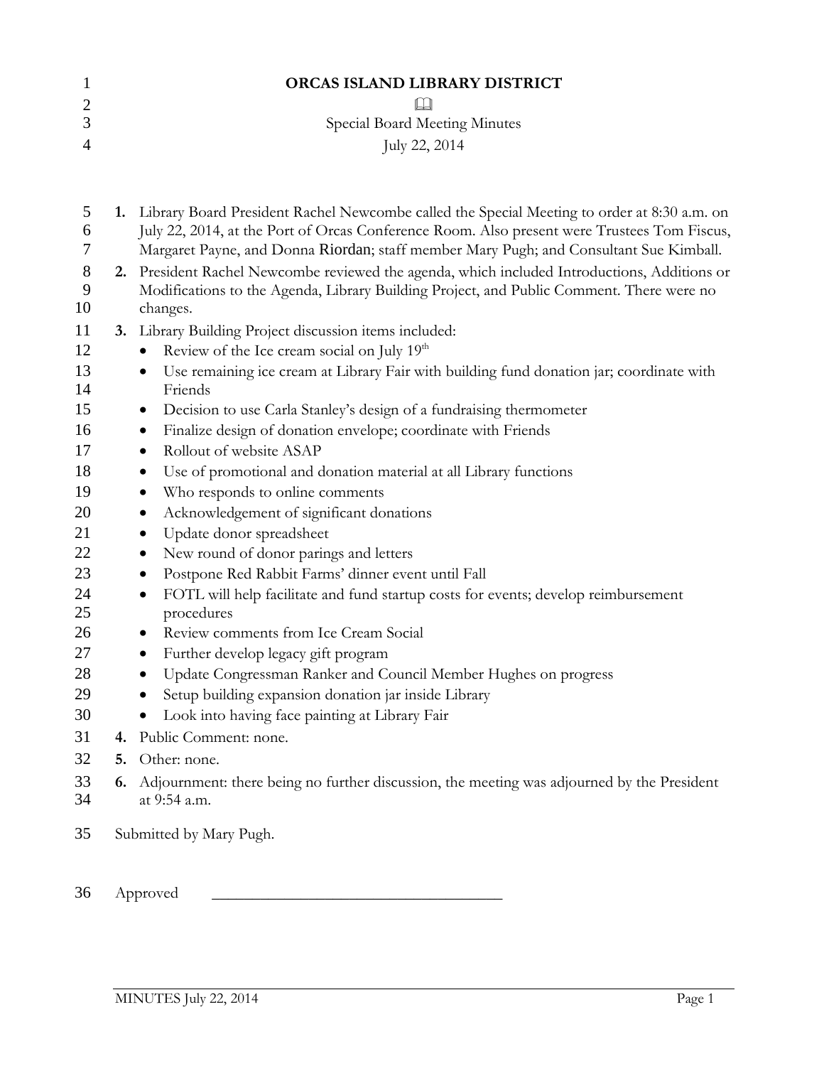# ORCAS ISLAND LIBRARY DISTRICT

Special Board Meeting Minutes

July 22, 2014

1. Library Board President Rachel Newcombe called the Special Meeting to order at 8:30 a.m. on July 22, 2014, at the Port of Orcas Conference Room. Also present were Trustees Tom Fiscus, Margaret Payne, and Donna Riordan; staff member Mary Pugh; and Consultant Sue Kimball.
2. President Rachel Newcombe reviewed the agenda, which included Introductions, Additions or Modifications to the Agenda, Library Building Project, and Public Comment. There were no changes.
3. Library Building Project discussion items included:
   - Review of the Ice cream social on July 19th
   - Use remaining ice cream at Library Fair with building fund donation jar; coordinate with Friends
   - Decision to use Carla Stanley's design of a fundraising thermometer
   - Finalize design of donation envelope; coordinate with Friends
   - Rollout of website ASAP
   - Use of promotional and donation material at all Library functions
   - Who responds to online comments
   - Acknowledgement of significant donations
   - Update donor spreadsheet
   - New round of donor parings and letters
   - Postpone Red Rabbit Farms' dinner event until Fall
   - FOTL will help facilitate and fund startup costs for events; develop reimbursement procedures
   - Review comments from Ice Cream Social
   - Further develop legacy gift program
   - Update Congressman Ranker and Council Member Hughes on progress
   - Setup building expansion donation jar inside Library
   - Look into having face painting at Library Fair
4. Public Comment: none.
5. Other: none.
6. Adjournment: there being no further discussion, the meeting was adjourned by the President at 9:54 a.m.

Submitted by Mary Pugh.

Approved \_\_\_\_\_\_\_\_\_\_\_\_\_\_\_\_\_\_\_\_\_\_\_\_\_\_\_\_\_\_\_\_\_\_\_\_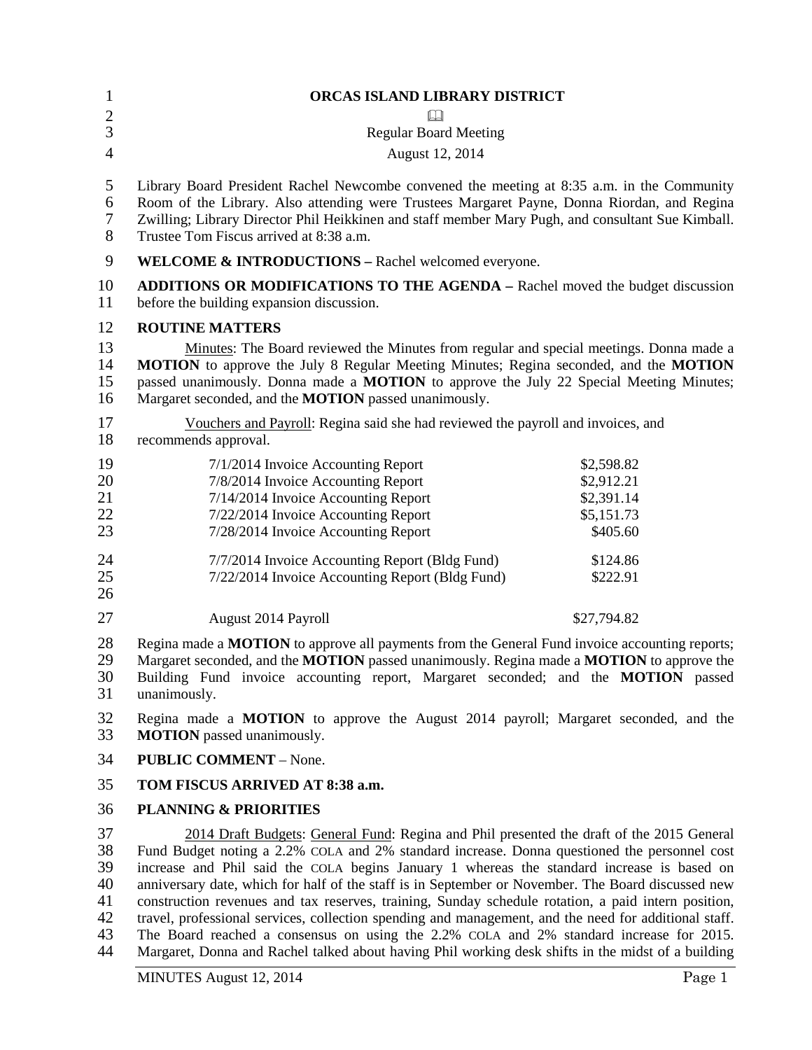# ORCAS ISLAND LIBRARY DISTRICT

📖

Regular Board Meeting

August 12, 2014

Library Board President Rachel Newcombe convened the meeting at 8:35 a.m. in the Community Room of the Library. Also attending were Trustees Margaret Payne, Donna Riordan, and Regina Zwilling; Library Director Phil Heikkinen and staff member Mary Pugh, and consultant Sue Kimball. Trustee Tom Fiscus arrived at 8:38 a.m.

**WELCOME & INTRODUCTIONS –** Rachel welcomed everyone.

**ADDITIONS OR MODIFICATIONS TO THE AGENDA –** Rachel moved the budget discussion before the building expansion discussion.

**ROUTINE MATTERS**

Minutes: The Board reviewed the Minutes from regular and special meetings. Donna made a **MOTION** to approve the July 8 Regular Meeting Minutes; Regina seconded, and the **MOTION** passed unanimously. Donna made a **MOTION** to approve the July 22 Special Meeting Minutes; Margaret seconded, and the **MOTION** passed unanimously.

Vouchers and Payroll: Regina said she had reviewed the payroll and invoices, and recommends approval.

| | |
|---|---|
| 7/1/2014 Invoice Accounting Report | $2,598.82 |
| 7/8/2014 Invoice Accounting Report | $2,912.21 |
| 7/14/2014 Invoice Accounting Report | $2,391.14 |
| 7/22/2014 Invoice Accounting Report | $5,151.73 |
| 7/28/2014 Invoice Accounting Report | $405.60 |
| 7/7/2014 Invoice Accounting Report (Bldg Fund) | $124.86 |
| 7/22/2014 Invoice Accounting Report (Bldg Fund) | $222.91 |
| August 2014 Payroll | $27,794.82 |

Regina made a **MOTION** to approve all payments from the General Fund invoice accounting reports; Margaret seconded, and the **MOTION** passed unanimously. Regina made a **MOTION** to approve the Building Fund invoice accounting report, Margaret seconded; and the **MOTION** passed unanimously.

Regina made a **MOTION** to approve the August 2014 payroll; Margaret seconded, and the **MOTION** passed unanimously.

**PUBLIC COMMENT** – None.

**TOM FISCUS ARRIVED AT 8:38 a.m.**

**PLANNING & PRIORITIES**

2014 Draft Budgets: General Fund: Regina and Phil presented the draft of the 2015 General Fund Budget noting a 2.2% COLA and 2% standard increase. Donna questioned the personnel cost increase and Phil said the COLA begins January 1 whereas the standard increase is based on anniversary date, which for half of the staff is in September or November. The Board discussed new construction revenues and tax reserves, training, Sunday schedule rotation, a paid intern position, travel, professional services, collection spending and management, and the need for additional staff. The Board reached a consensus on using the 2.2% COLA and 2% standard increase for 2015. Margaret, Donna and Rachel talked about having Phil working desk shifts in the midst of a building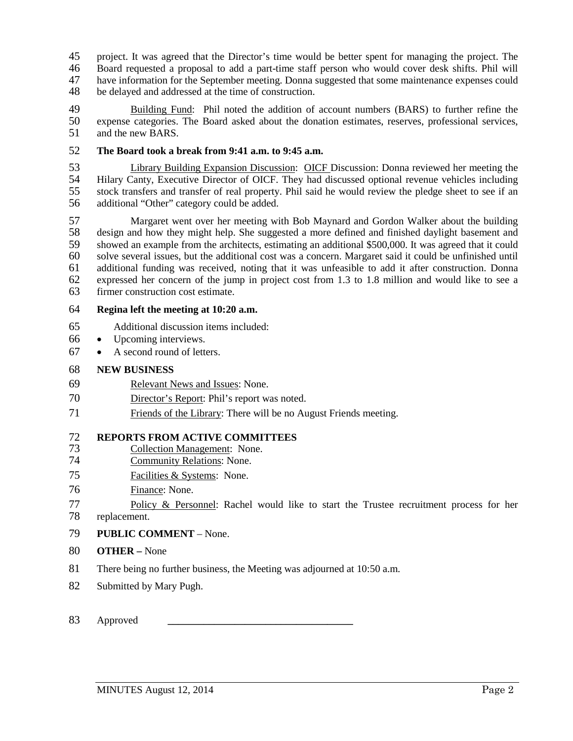project. It was agreed that the Director's time would be better spent for managing the project. The Board requested a proposal to add a part-time staff person who would cover desk shifts. Phil will have information for the September meeting. Donna suggested that some maintenance expenses could be delayed and addressed at the time of construction.

Building Fund: Phil noted the addition of account numbers (BARS) to further refine the expense categories. The Board asked about the donation estimates, reserves, professional services, and the new BARS.

**The Board took a break from 9:41 a.m. to 9:45 a.m.**

Library Building Expansion Discussion: OICF Discussion: Donna reviewed her meeting the Hilary Canty, Executive Director of OICF. They had discussed optional revenue vehicles including stock transfers and transfer of real property. Phil said he would review the pledge sheet to see if an additional "Other" category could be added.

Margaret went over her meeting with Bob Maynard and Gordon Walker about the building design and how they might help. She suggested a more defined and finished daylight basement and showed an example from the architects, estimating an additional $500,000. It was agreed that it could solve several issues, but the additional cost was a concern. Margaret said it could be unfinished until additional funding was received, noting that it was unfeasible to add it after construction. Donna expressed her concern of the jump in project cost from 1.3 to 1.8 million and would like to see a firmer construction cost estimate.

**Regina left the meeting at 10:20 a.m.**

Additional discussion items included:

- Upcoming interviews.
- A second round of letters.

**NEW BUSINESS**

Relevant News and Issues: None.

Director's Report: Phil's report was noted.

Friends of the Library: There will be no August Friends meeting.

**REPORTS FROM ACTIVE COMMITTEES**

Collection Management: None.

Community Relations: None.

Facilities & Systems: None.

Finance: None.

Policy & Personnel: Rachel would like to start the Trustee recruitment process for her replacement.

**PUBLIC COMMENT** – None.

**OTHER –** None

There being no further business, the Meeting was adjourned at 10:50 a.m.

Submitted by Mary Pugh.

Approved \_\_\_\_\_\_\_\_\_\_\_\_\_\_\_\_\_\_\_\_\_\_\_\_\_\_\_\_\_\_\_\_\_\_\_\_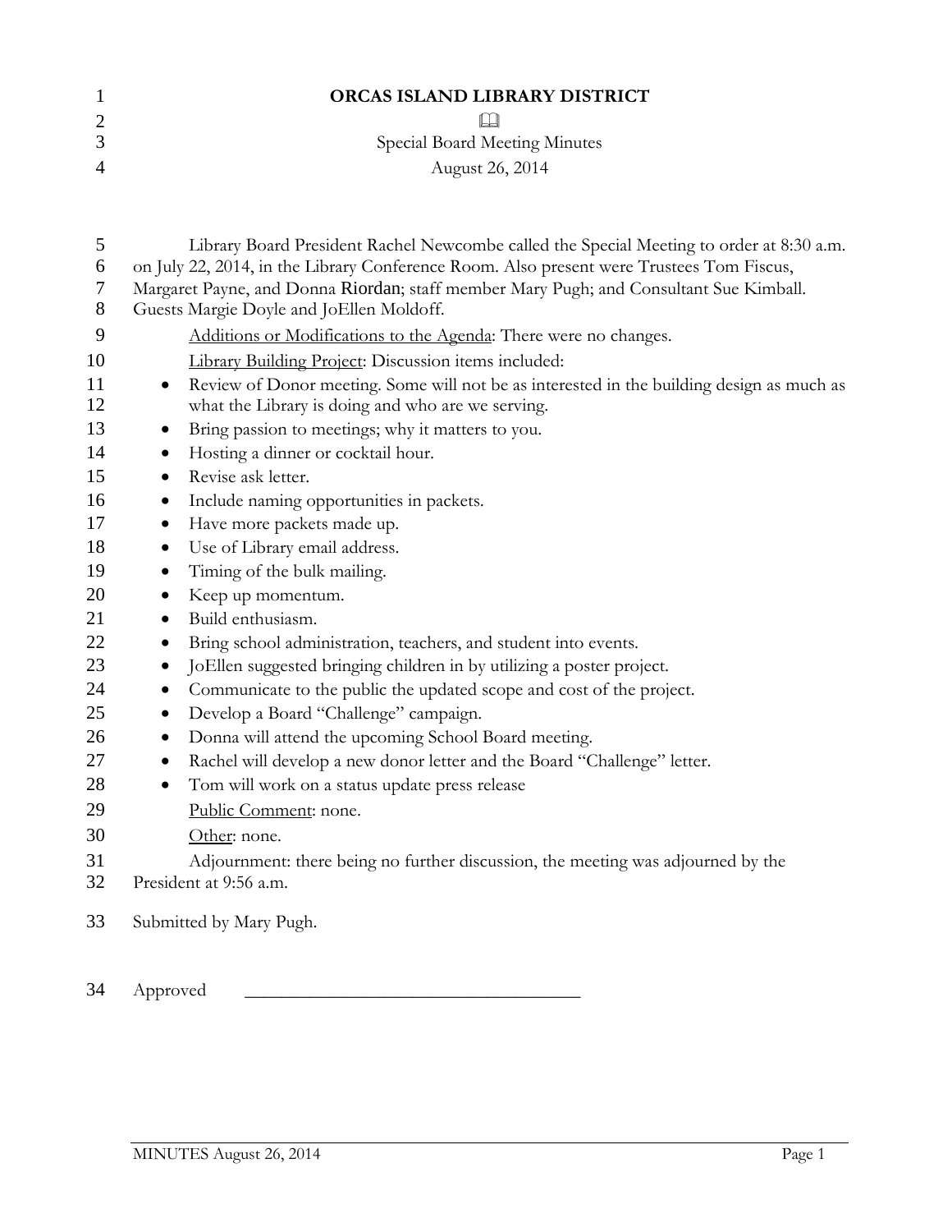# ORCAS ISLAND LIBRARY DISTRICT

📖

Special Board Meeting Minutes

August 26, 2014

Library Board President Rachel Newcombe called the Special Meeting to order at 8:30 a.m. on July 22, 2014, in the Library Conference Room. Also present were Trustees Tom Fiscus, Margaret Payne, and Donna Riordan; staff member Mary Pugh; and Consultant Sue Kimball. Guests Margie Doyle and JoEllen Moldoff.

Additions or Modifications to the Agenda: There were no changes.

Library Building Project: Discussion items included:

- Review of Donor meeting. Some will not be as interested in the building design as much as what the Library is doing and who are we serving.
- Bring passion to meetings; why it matters to you.
- Hosting a dinner or cocktail hour.
- Revise ask letter.
- Include naming opportunities in packets.
- Have more packets made up.
- Use of Library email address.
- Timing of the bulk mailing.
- Keep up momentum.
- Build enthusiasm.
- Bring school administration, teachers, and student into events.
- JoEllen suggested bringing children in by utilizing a poster project.
- Communicate to the public the updated scope and cost of the project.
- Develop a Board "Challenge" campaign.
- Donna will attend the upcoming School Board meeting.
- Rachel will develop a new donor letter and the Board "Challenge" letter.
- Tom will work on a status update press release

Public Comment: none.

Other: none.

Adjournment: there being no further discussion, the meeting was adjourned by the President at 9:56 a.m.

Submitted by Mary Pugh.

Approved \_\_\_\_\_\_\_\_\_\_\_\_\_\_\_\_\_\_\_\_\_\_\_\_\_\_\_\_\_\_\_\_\_\_\_\_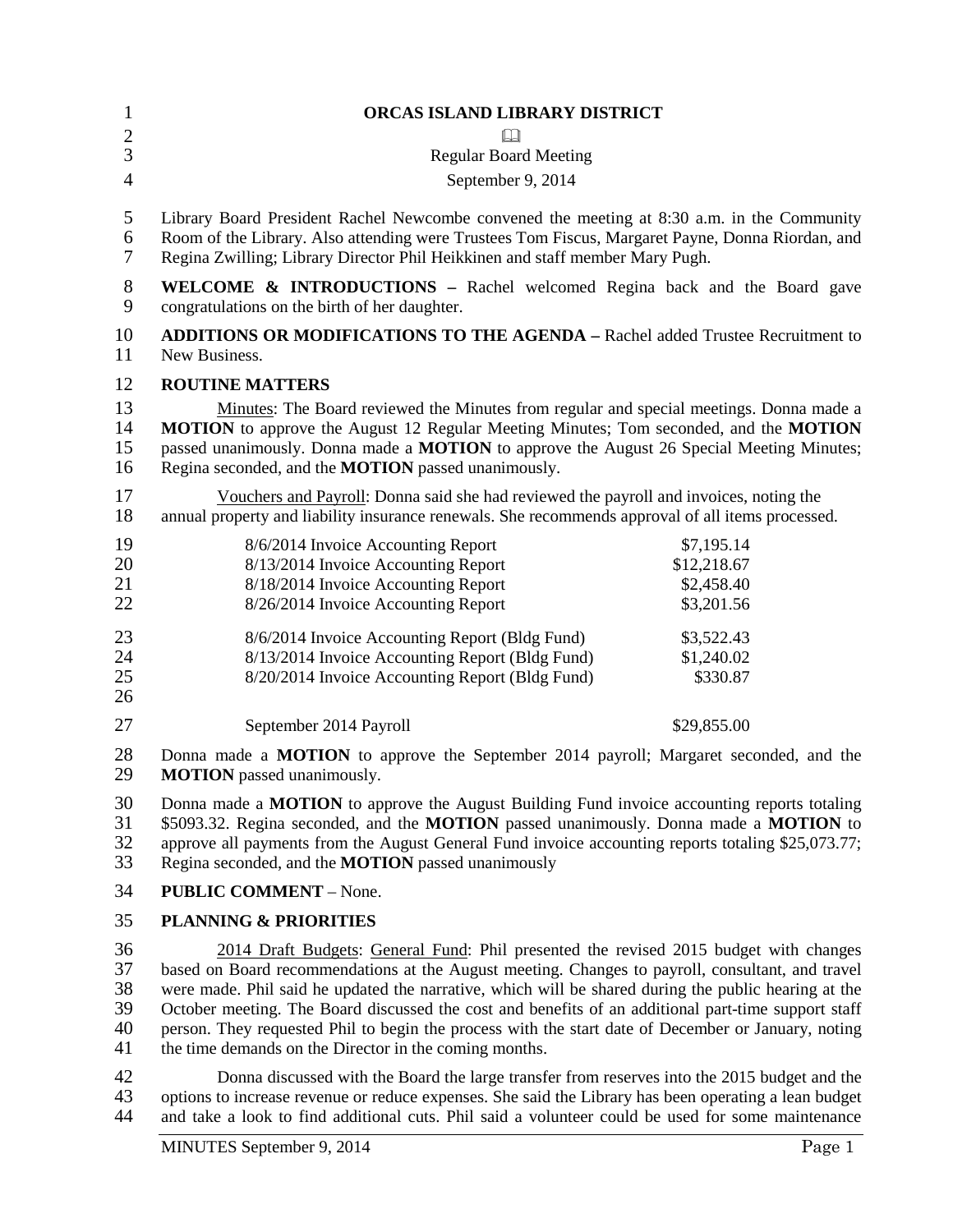# ORCAS ISLAND LIBRARY DISTRICT

📖

Regular Board Meeting

September 9, 2014

Library Board President Rachel Newcombe convened the meeting at 8:30 a.m. in the Community Room of the Library. Also attending were Trustees Tom Fiscus, Margaret Payne, Donna Riordan, and Regina Zwilling; Library Director Phil Heikkinen and staff member Mary Pugh.

**WELCOME & INTRODUCTIONS –** Rachel welcomed Regina back and the Board gave congratulations on the birth of her daughter.

**ADDITIONS OR MODIFICATIONS TO THE AGENDA –** Rachel added Trustee Recruitment to New Business.

**ROUTINE MATTERS**

Minutes: The Board reviewed the Minutes from regular and special meetings. Donna made a **MOTION** to approve the August 12 Regular Meeting Minutes; Tom seconded, and the **MOTION** passed unanimously. Donna made a **MOTION** to approve the August 26 Special Meeting Minutes; Regina seconded, and the **MOTION** passed unanimously.

Vouchers and Payroll: Donna said she had reviewed the payroll and invoices, noting the annual property and liability insurance renewals. She recommends approval of all items processed.

| | |
|---|---|
| 8/6/2014 Invoice Accounting Report | $7,195.14 |
| 8/13/2014 Invoice Accounting Report | $12,218.67 |
| 8/18/2014 Invoice Accounting Report | $2,458.40 |
| 8/26/2014 Invoice Accounting Report | $3,201.56 |
| 8/6/2014 Invoice Accounting Report (Bldg Fund) | $3,522.43 |
| 8/13/2014 Invoice Accounting Report (Bldg Fund) | $1,240.02 |
| 8/20/2014 Invoice Accounting Report (Bldg Fund) | $330.87 |
| September 2014 Payroll | $29,855.00 |

Donna made a **MOTION** to approve the September 2014 payroll; Margaret seconded, and the **MOTION** passed unanimously.

Donna made a **MOTION** to approve the August Building Fund invoice accounting reports totaling $5093.32. Regina seconded, and the **MOTION** passed unanimously. Donna made a **MOTION** to approve all payments from the August General Fund invoice accounting reports totaling $25,073.77; Regina seconded, and the **MOTION** passed unanimously

**PUBLIC COMMENT** – None.

**PLANNING & PRIORITIES**

2014 Draft Budgets: General Fund: Phil presented the revised 2015 budget with changes based on Board recommendations at the August meeting. Changes to payroll, consultant, and travel were made. Phil said he updated the narrative, which will be shared during the public hearing at the October meeting. The Board discussed the cost and benefits of an additional part-time support staff person. They requested Phil to begin the process with the start date of December or January, noting the time demands on the Director in the coming months.

Donna discussed with the Board the large transfer from reserves into the 2015 budget and the options to increase revenue or reduce expenses. She said the Library has been operating a lean budget and take a look to find additional cuts. Phil said a volunteer could be used for some maintenance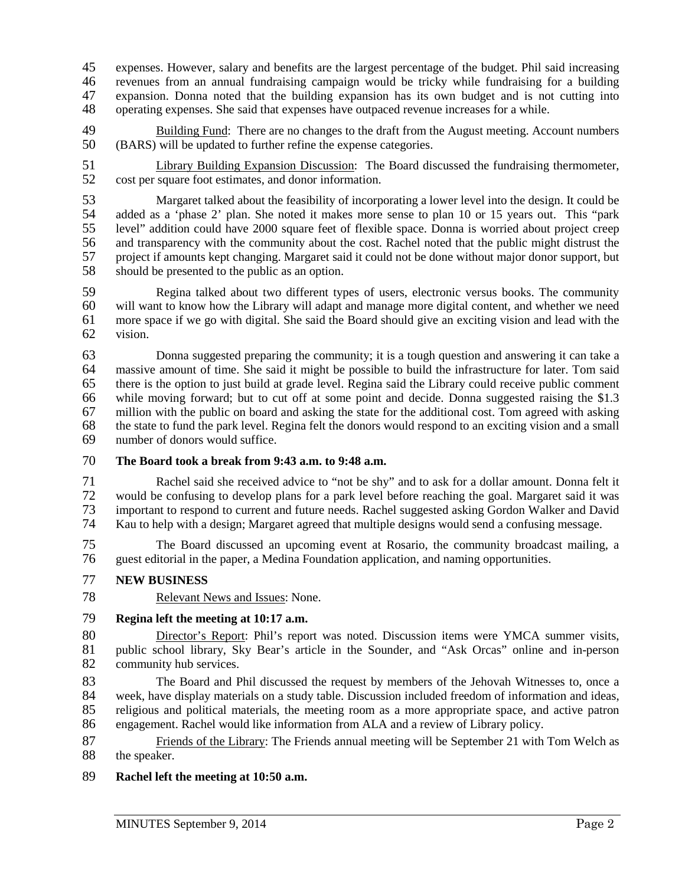expenses. However, salary and benefits are the largest percentage of the budget. Phil said increasing revenues from an annual fundraising campaign would be tricky while fundraising for a building expansion. Donna noted that the building expansion has its own budget and is not cutting into operating expenses. She said that expenses have outpaced revenue increases for a while.

Building Fund: There are no changes to the draft from the August meeting. Account numbers (BARS) will be updated to further refine the expense categories.

Library Building Expansion Discussion: The Board discussed the fundraising thermometer, cost per square foot estimates, and donor information.

Margaret talked about the feasibility of incorporating a lower level into the design. It could be added as a 'phase 2' plan. She noted it makes more sense to plan 10 or 15 years out. This "park level" addition could have 2000 square feet of flexible space. Donna is worried about project creep and transparency with the community about the cost. Rachel noted that the public might distrust the project if amounts kept changing. Margaret said it could not be done without major donor support, but should be presented to the public as an option.

Regina talked about two different types of users, electronic versus books. The community will want to know how the Library will adapt and manage more digital content, and whether we need more space if we go with digital. She said the Board should give an exciting vision and lead with the vision.

Donna suggested preparing the community; it is a tough question and answering it can take a massive amount of time. She said it might be possible to build the infrastructure for later. Tom said there is the option to just build at grade level. Regina said the Library could receive public comment while moving forward; but to cut off at some point and decide. Donna suggested raising the $1.3 million with the public on board and asking the state for the additional cost. Tom agreed with asking the state to fund the park level. Regina felt the donors would respond to an exciting vision and a small number of donors would suffice.

**The Board took a break from 9:43 a.m. to 9:48 a.m.**

Rachel said she received advice to "not be shy" and to ask for a dollar amount. Donna felt it would be confusing to develop plans for a park level before reaching the goal. Margaret said it was important to respond to current and future needs. Rachel suggested asking Gordon Walker and David Kau to help with a design; Margaret agreed that multiple designs would send a confusing message.

The Board discussed an upcoming event at Rosario, the community broadcast mailing, a guest editorial in the paper, a Medina Foundation application, and naming opportunities.

**NEW BUSINESS**

Relevant News and Issues: None.

**Regina left the meeting at 10:17 a.m.**

Director's Report: Phil's report was noted. Discussion items were YMCA summer visits, public school library, Sky Bear's article in the Sounder, and "Ask Orcas" online and in-person community hub services.

The Board and Phil discussed the request by members of the Jehovah Witnesses to, once a week, have display materials on a study table. Discussion included freedom of information and ideas, religious and political materials, the meeting room as a more appropriate space, and active patron engagement. Rachel would like information from ALA and a review of Library policy.

Friends of the Library: The Friends annual meeting will be September 21 with Tom Welch as the speaker.

**Rachel left the meeting at 10:50 a.m.**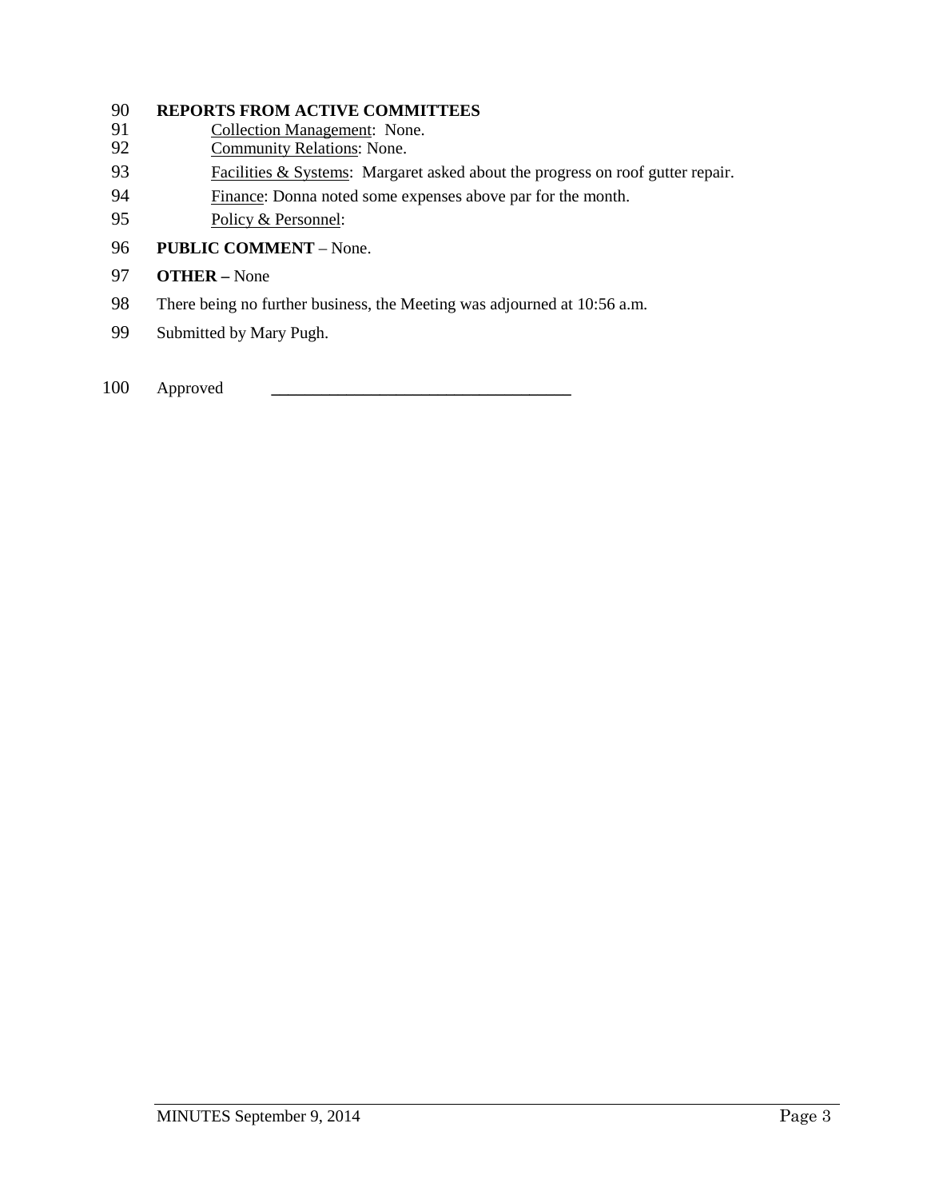**REPORTS FROM ACTIVE COMMITTEES**

Collection Management: None.

Community Relations: None.

Facilities & Systems: Margaret asked about the progress on roof gutter repair.

Finance: Donna noted some expenses above par for the month.

Policy & Personnel:

**PUBLIC COMMENT** – None.

**OTHER –** None

There being no further business, the Meeting was adjourned at 10:56 a.m.

Submitted by Mary Pugh.

Approved \_\_\_\_\_\_\_\_\_\_\_\_\_\_\_\_\_\_\_\_\_\_\_\_\_\_\_\_\_\_\_\_\_\_\_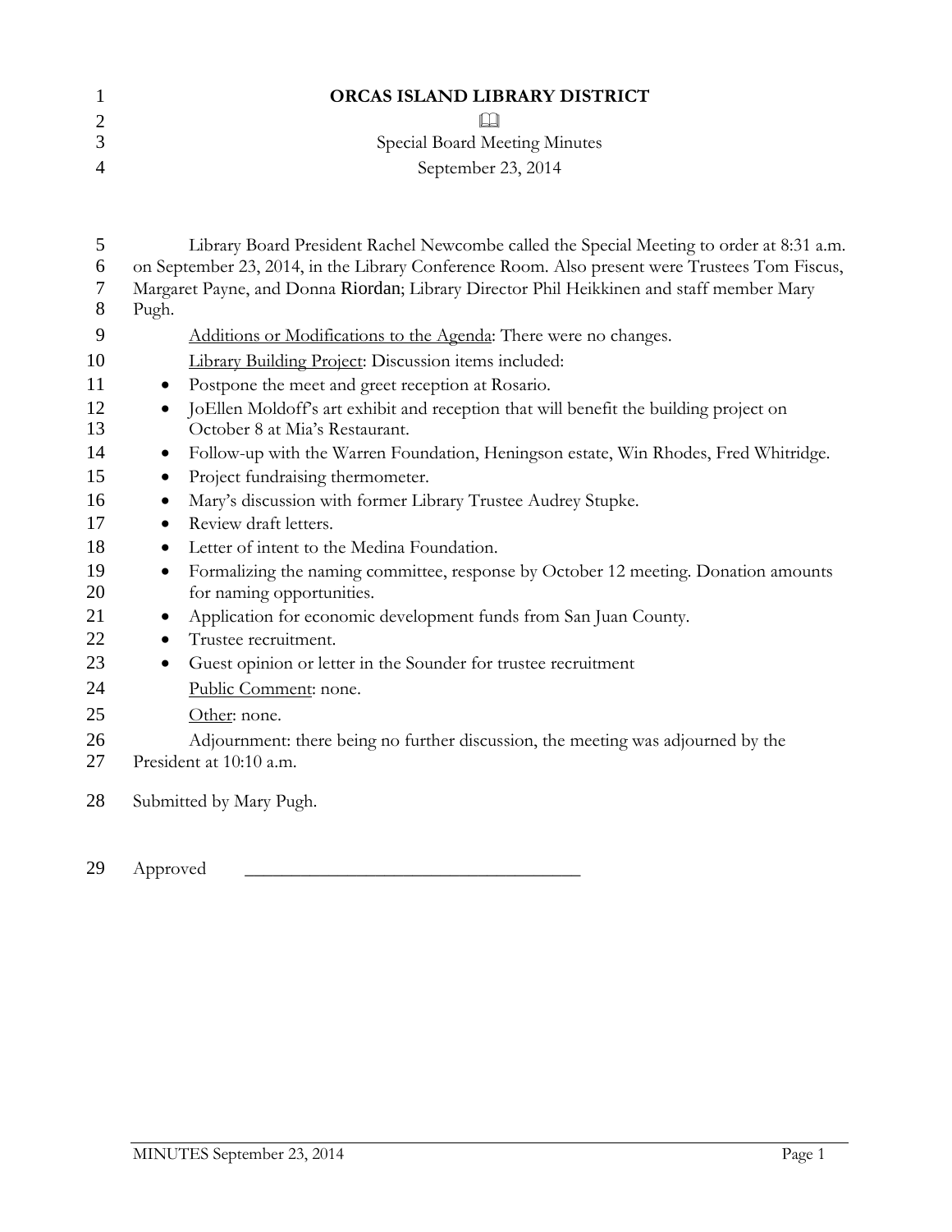# ORCAS ISLAND LIBRARY DISTRICT

📖

Special Board Meeting Minutes

September 23, 2014

Library Board President Rachel Newcombe called the Special Meeting to order at 8:31 a.m. on September 23, 2014, in the Library Conference Room. Also present were Trustees Tom Fiscus, Margaret Payne, and Donna Riordan; Library Director Phil Heikkinen and staff member Mary Pugh.

Additions or Modifications to the Agenda: There were no changes.

Library Building Project: Discussion items included:

- Postpone the meet and greet reception at Rosario.
- JoEllen Moldoff's art exhibit and reception that will benefit the building project on October 8 at Mia's Restaurant.
- Follow-up with the Warren Foundation, Heningson estate, Win Rhodes, Fred Whitridge.
- Project fundraising thermometer.
- Mary's discussion with former Library Trustee Audrey Stupke.
- Review draft letters.
- Letter of intent to the Medina Foundation.
- Formalizing the naming committee, response by October 12 meeting. Donation amounts for naming opportunities.
- Application for economic development funds from San Juan County.
- Trustee recruitment.
- Guest opinion or letter in the Sounder for trustee recruitment

Public Comment: none.

Other: none.

Adjournment: there being no further discussion, the meeting was adjourned by the President at 10:10 a.m.

Submitted by Mary Pugh.

Approved \_\_\_\_\_\_\_\_\_\_\_\_\_\_\_\_\_\_\_\_\_\_\_\_\_\_\_\_\_\_\_\_\_\_\_\_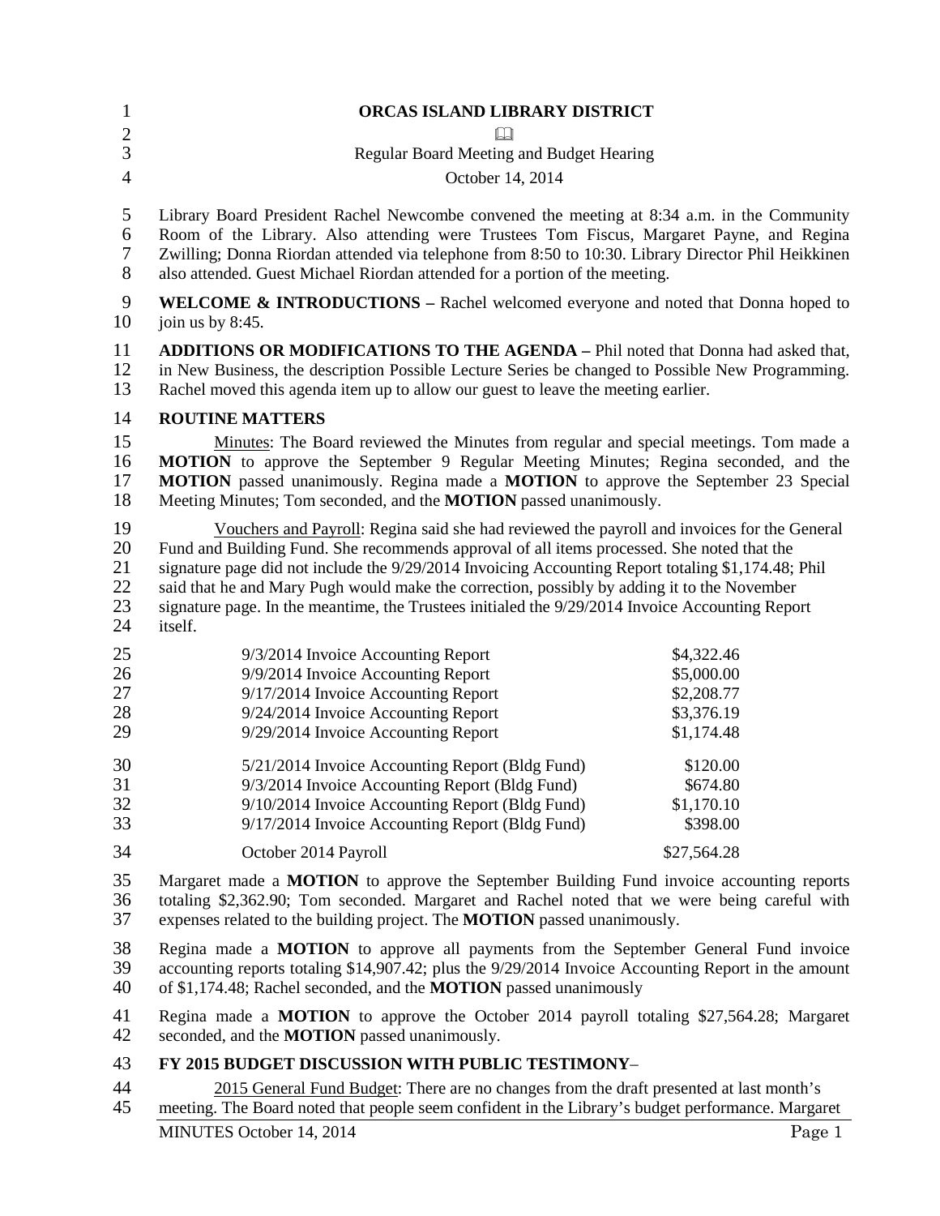# ORCAS ISLAND LIBRARY DISTRICT

Regular Board Meeting and Budget Hearing

October 14, 2014

Library Board President Rachel Newcombe convened the meeting at 8:34 a.m. in the Community Room of the Library. Also attending were Trustees Tom Fiscus, Margaret Payne, and Regina Zwilling; Donna Riordan attended via telephone from 8:50 to 10:30. Library Director Phil Heikkinen also attended. Guest Michael Riordan attended for a portion of the meeting.

**WELCOME & INTRODUCTIONS –** Rachel welcomed everyone and noted that Donna hoped to join us by 8:45.

**ADDITIONS OR MODIFICATIONS TO THE AGENDA –** Phil noted that Donna had asked that, in New Business, the description Possible Lecture Series be changed to Possible New Programming. Rachel moved this agenda item up to allow our guest to leave the meeting earlier.

**ROUTINE MATTERS**

Minutes: The Board reviewed the Minutes from regular and special meetings. Tom made a **MOTION** to approve the September 9 Regular Meeting Minutes; Regina seconded, and the **MOTION** passed unanimously. Regina made a **MOTION** to approve the September 23 Special Meeting Minutes; Tom seconded, and the **MOTION** passed unanimously.

Vouchers and Payroll: Regina said she had reviewed the payroll and invoices for the General Fund and Building Fund. She recommends approval of all items processed. She noted that the signature page did not include the 9/29/2014 Invoicing Accounting Report totaling $1,174.48; Phil said that he and Mary Pugh would make the correction, possibly by adding it to the November signature page. In the meantime, the Trustees initialed the 9/29/2014 Invoice Accounting Report itself.

| | |
|---|---|
| 9/3/2014 Invoice Accounting Report | $4,322.46 |
| 9/9/2014 Invoice Accounting Report | $5,000.00 |
| 9/17/2014 Invoice Accounting Report | $2,208.77 |
| 9/24/2014 Invoice Accounting Report | $3,376.19 |
| 9/29/2014 Invoice Accounting Report | $1,174.48 |
| 5/21/2014 Invoice Accounting Report (Bldg Fund) | $120.00 |
| 9/3/2014 Invoice Accounting Report (Bldg Fund) | $674.80 |
| 9/10/2014 Invoice Accounting Report (Bldg Fund) | $1,170.10 |
| 9/17/2014 Invoice Accounting Report (Bldg Fund) | $398.00 |
| October 2014 Payroll | $27,564.28 |

Margaret made a **MOTION** to approve the September Building Fund invoice accounting reports totaling $2,362.90; Tom seconded. Margaret and Rachel noted that we were being careful with expenses related to the building project. The **MOTION** passed unanimously.

Regina made a **MOTION** to approve all payments from the September General Fund invoice accounting reports totaling $14,907.42; plus the 9/29/2014 Invoice Accounting Report in the amount of $1,174.48; Rachel seconded, and the **MOTION** passed unanimously

Regina made a **MOTION** to approve the October 2014 payroll totaling $27,564.28; Margaret seconded, and the **MOTION** passed unanimously.

**FY 2015 BUDGET DISCUSSION WITH PUBLIC TESTIMONY**–

2015 General Fund Budget: There are no changes from the draft presented at last month's meeting. The Board noted that people seem confident in the Library's budget performance. Margaret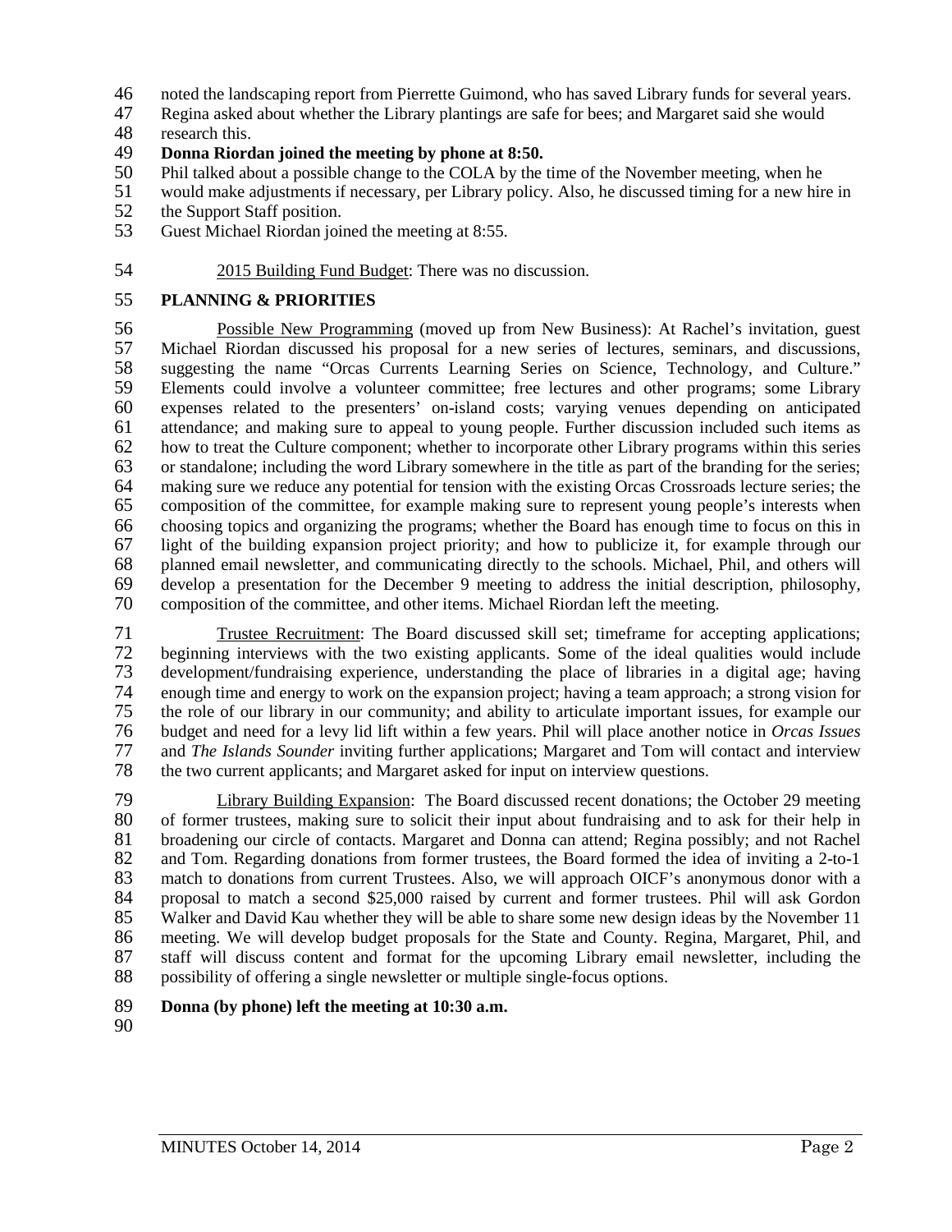noted the landscaping report from Pierrette Guimond, who has saved Library funds for several years. Regina asked about whether the Library plantings are safe for bees; and Margaret said she would research this.

**Donna Riordan joined the meeting by phone at 8:50.**

Phil talked about a possible change to the COLA by the time of the November meeting, when he would make adjustments if necessary, per Library policy. Also, he discussed timing for a new hire in the Support Staff position.

Guest Michael Riordan joined the meeting at 8:55.

2015 Building Fund Budget: There was no discussion.

**PLANNING & PRIORITIES**

Possible New Programming (moved up from New Business): At Rachel's invitation, guest Michael Riordan discussed his proposal for a new series of lectures, seminars, and discussions, suggesting the name "Orcas Currents Learning Series on Science, Technology, and Culture." Elements could involve a volunteer committee; free lectures and other programs; some Library expenses related to the presenters' on-island costs; varying venues depending on anticipated attendance; and making sure to appeal to young people. Further discussion included such items as how to treat the Culture component; whether to incorporate other Library programs within this series or standalone; including the word Library somewhere in the title as part of the branding for the series; making sure we reduce any potential for tension with the existing Orcas Crossroads lecture series; the composition of the committee, for example making sure to represent young people's interests when choosing topics and organizing the programs; whether the Board has enough time to focus on this in light of the building expansion project priority; and how to publicize it, for example through our planned email newsletter, and communicating directly to the schools. Michael, Phil, and others will develop a presentation for the December 9 meeting to address the initial description, philosophy, composition of the committee, and other items. Michael Riordan left the meeting.

Trustee Recruitment: The Board discussed skill set; timeframe for accepting applications; beginning interviews with the two existing applicants. Some of the ideal qualities would include development/fundraising experience, understanding the place of libraries in a digital age; having enough time and energy to work on the expansion project; having a team approach; a strong vision for the role of our library in our community; and ability to articulate important issues, for example our budget and need for a levy lid lift within a few years. Phil will place another notice in *Orcas Issues* and *The Islands Sounder* inviting further applications; Margaret and Tom will contact and interview the two current applicants; and Margaret asked for input on interview questions.

Library Building Expansion: The Board discussed recent donations; the October 29 meeting of former trustees, making sure to solicit their input about fundraising and to ask for their help in broadening our circle of contacts. Margaret and Donna can attend; Regina possibly; and not Rachel and Tom. Regarding donations from former trustees, the Board formed the idea of inviting a 2-to-1 match to donations from current Trustees. Also, we will approach OICF's anonymous donor with a proposal to match a second $25,000 raised by current and former trustees. Phil will ask Gordon Walker and David Kau whether they will be able to share some new design ideas by the November 11 meeting. We will develop budget proposals for the State and County. Regina, Margaret, Phil, and staff will discuss content and format for the upcoming Library email newsletter, including the possibility of offering a single newsletter or multiple single-focus options.

**Donna (by phone) left the meeting at 10:30 a.m.**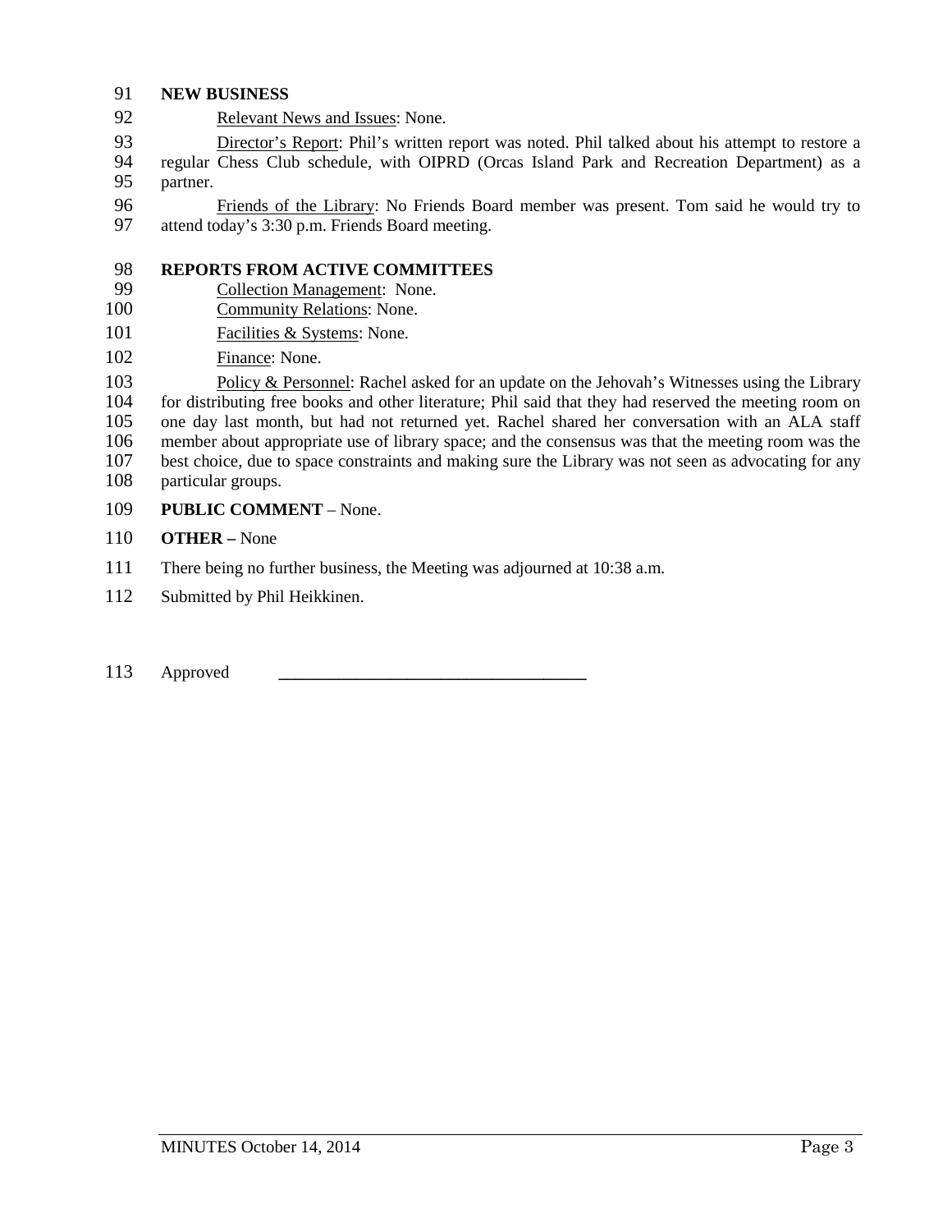**NEW BUSINESS**

Relevant News and Issues: None.

Director's Report: Phil's written report was noted. Phil talked about his attempt to restore a regular Chess Club schedule, with OIPRD (Orcas Island Park and Recreation Department) as a partner.

Friends of the Library: No Friends Board member was present. Tom said he would try to attend today's 3:30 p.m. Friends Board meeting.

**REPORTS FROM ACTIVE COMMITTEES**

Collection Management: None.

Community Relations: None.

Facilities & Systems: None.

Finance: None.

Policy & Personnel: Rachel asked for an update on the Jehovah's Witnesses using the Library for distributing free books and other literature; Phil said that they had reserved the meeting room on one day last month, but had not returned yet. Rachel shared her conversation with an ALA staff member about appropriate use of library space; and the consensus was that the meeting room was the best choice, due to space constraints and making sure the Library was not seen as advocating for any particular groups.

**PUBLIC COMMENT** – None.

**OTHER –** None

There being no further business, the Meeting was adjourned at 10:38 a.m.

Submitted by Phil Heikkinen.

Approved ___________________________________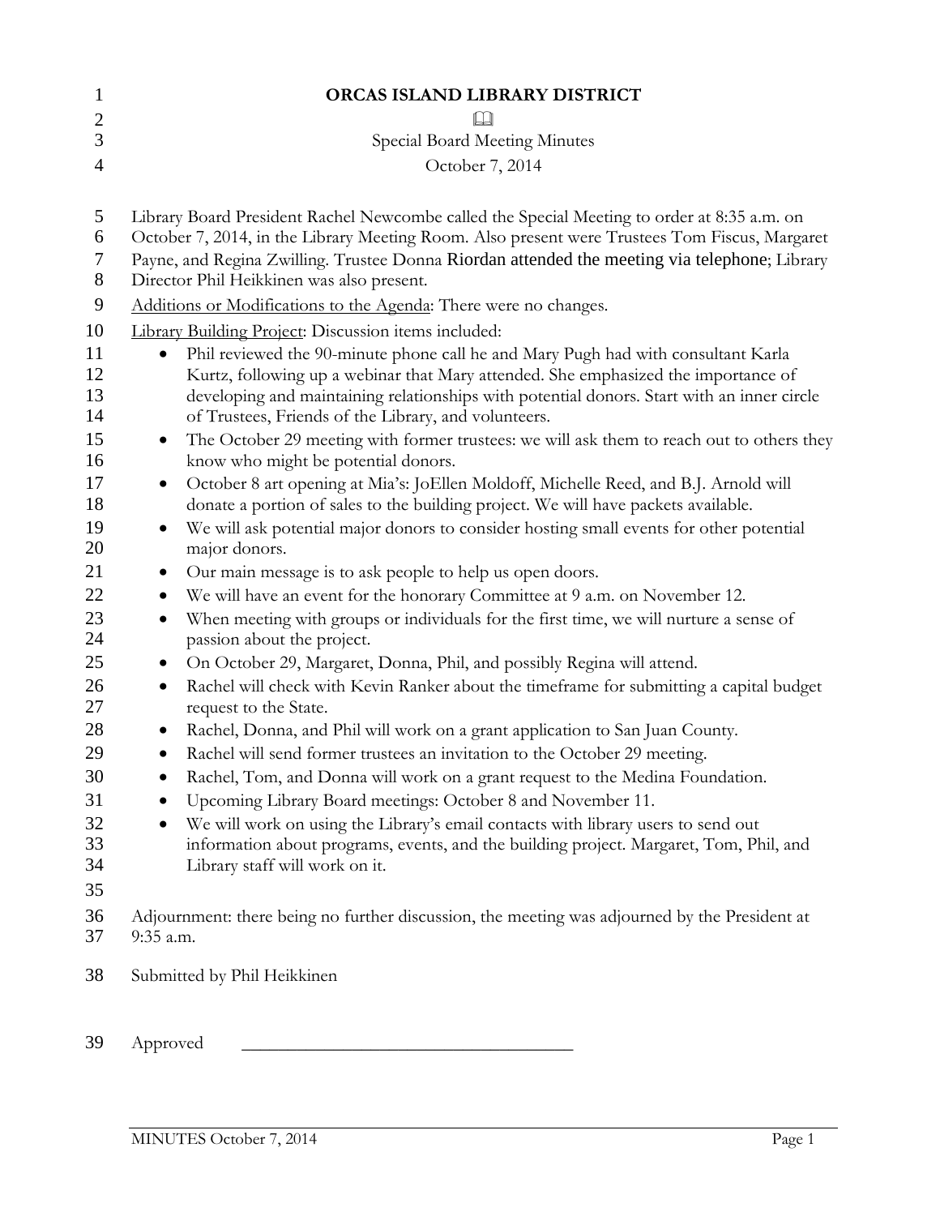# ORCAS ISLAND LIBRARY DISTRICT

Special Board Meeting Minutes

October 7, 2014

Library Board President Rachel Newcombe called the Special Meeting to order at 8:35 a.m. on October 7, 2014, in the Library Meeting Room. Also present were Trustees Tom Fiscus, Margaret Payne, and Regina Zwilling. Trustee Donna Riordan attended the meeting via telephone; Library Director Phil Heikkinen was also present.

Additions or Modifications to the Agenda: There were no changes.

Library Building Project: Discussion items included:

- Phil reviewed the 90-minute phone call he and Mary Pugh had with consultant Karla Kurtz, following up a webinar that Mary attended. She emphasized the importance of developing and maintaining relationships with potential donors. Start with an inner circle of Trustees, Friends of the Library, and volunteers.
- The October 29 meeting with former trustees: we will ask them to reach out to others they know who might be potential donors.
- October 8 art opening at Mia's: JoEllen Moldoff, Michelle Reed, and B.J. Arnold will donate a portion of sales to the building project. We will have packets available.
- We will ask potential major donors to consider hosting small events for other potential major donors.
- Our main message is to ask people to help us open doors.
- We will have an event for the honorary Committee at 9 a.m. on November 12.
- When meeting with groups or individuals for the first time, we will nurture a sense of passion about the project.
- On October 29, Margaret, Donna, Phil, and possibly Regina will attend.
- Rachel will check with Kevin Ranker about the timeframe for submitting a capital budget request to the State.
- Rachel, Donna, and Phil will work on a grant application to San Juan County.
- Rachel will send former trustees an invitation to the October 29 meeting.
- Rachel, Tom, and Donna will work on a grant request to the Medina Foundation.
- Upcoming Library Board meetings: October 8 and November 11.
- We will work on using the Library's email contacts with library users to send out information about programs, events, and the building project. Margaret, Tom, Phil, and Library staff will work on it.

Adjournment: there being no further discussion, the meeting was adjourned by the President at 9:35 a.m.

Submitted by Phil Heikkinen

Approved \_\_\_\_\_\_\_\_\_\_\_\_\_\_\_\_\_\_\_\_\_\_\_\_\_\_\_\_\_\_\_\_\_\_\_\_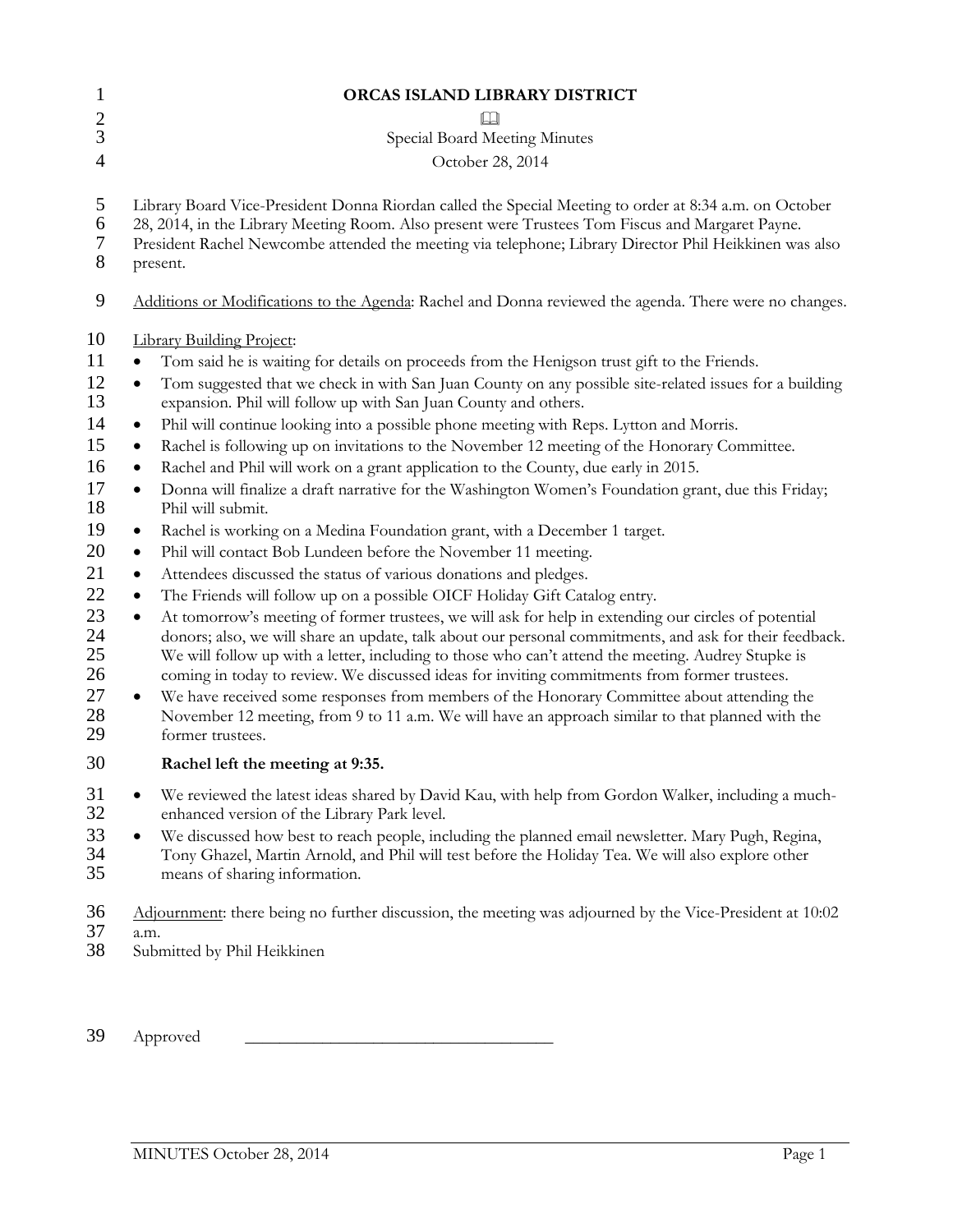# ORCAS ISLAND LIBRARY DISTRICT

Special Board Meeting Minutes

October 28, 2014

Library Board Vice-President Donna Riordan called the Special Meeting to order at 8:34 a.m. on October 28, 2014, in the Library Meeting Room. Also present were Trustees Tom Fiscus and Margaret Payne. President Rachel Newcombe attended the meeting via telephone; Library Director Phil Heikkinen was also present.

Additions or Modifications to the Agenda: Rachel and Donna reviewed the agenda. There were no changes.

Library Building Project:

- Tom said he is waiting for details on proceeds from the Henigson trust gift to the Friends.
- Tom suggested that we check in with San Juan County on any possible site-related issues for a building expansion. Phil will follow up with San Juan County and others.
- Phil will continue looking into a possible phone meeting with Reps. Lytton and Morris.
- Rachel is following up on invitations to the November 12 meeting of the Honorary Committee.
- Rachel and Phil will work on a grant application to the County, due early in 2015.
- Donna will finalize a draft narrative for the Washington Women's Foundation grant, due this Friday; Phil will submit.
- Rachel is working on a Medina Foundation grant, with a December 1 target.
- Phil will contact Bob Lundeen before the November 11 meeting.
- Attendees discussed the status of various donations and pledges.
- The Friends will follow up on a possible OICF Holiday Gift Catalog entry.
- At tomorrow's meeting of former trustees, we will ask for help in extending our circles of potential donors; also, we will share an update, talk about our personal commitments, and ask for their feedback. We will follow up with a letter, including to those who can't attend the meeting. Audrey Stupke is coming in today to review. We discussed ideas for inviting commitments from former trustees.
- We have received some responses from members of the Honorary Committee about attending the November 12 meeting, from 9 to 11 a.m. We will have an approach similar to that planned with the former trustees.

**Rachel left the meeting at 9:35.**

- We reviewed the latest ideas shared by David Kau, with help from Gordon Walker, including a much-enhanced version of the Library Park level.
- We discussed how best to reach people, including the planned email newsletter. Mary Pugh, Regina, Tony Ghazel, Martin Arnold, and Phil will test before the Holiday Tea. We will also explore other means of sharing information.

Adjournment: there being no further discussion, the meeting was adjourned by the Vice-President at 10:02 a.m.

Submitted by Phil Heikkinen

Approved \_\_\_\_\_\_\_\_\_\_\_\_\_\_\_\_\_\_\_\_\_\_\_\_\_\_\_\_\_\_\_\_\_\_\_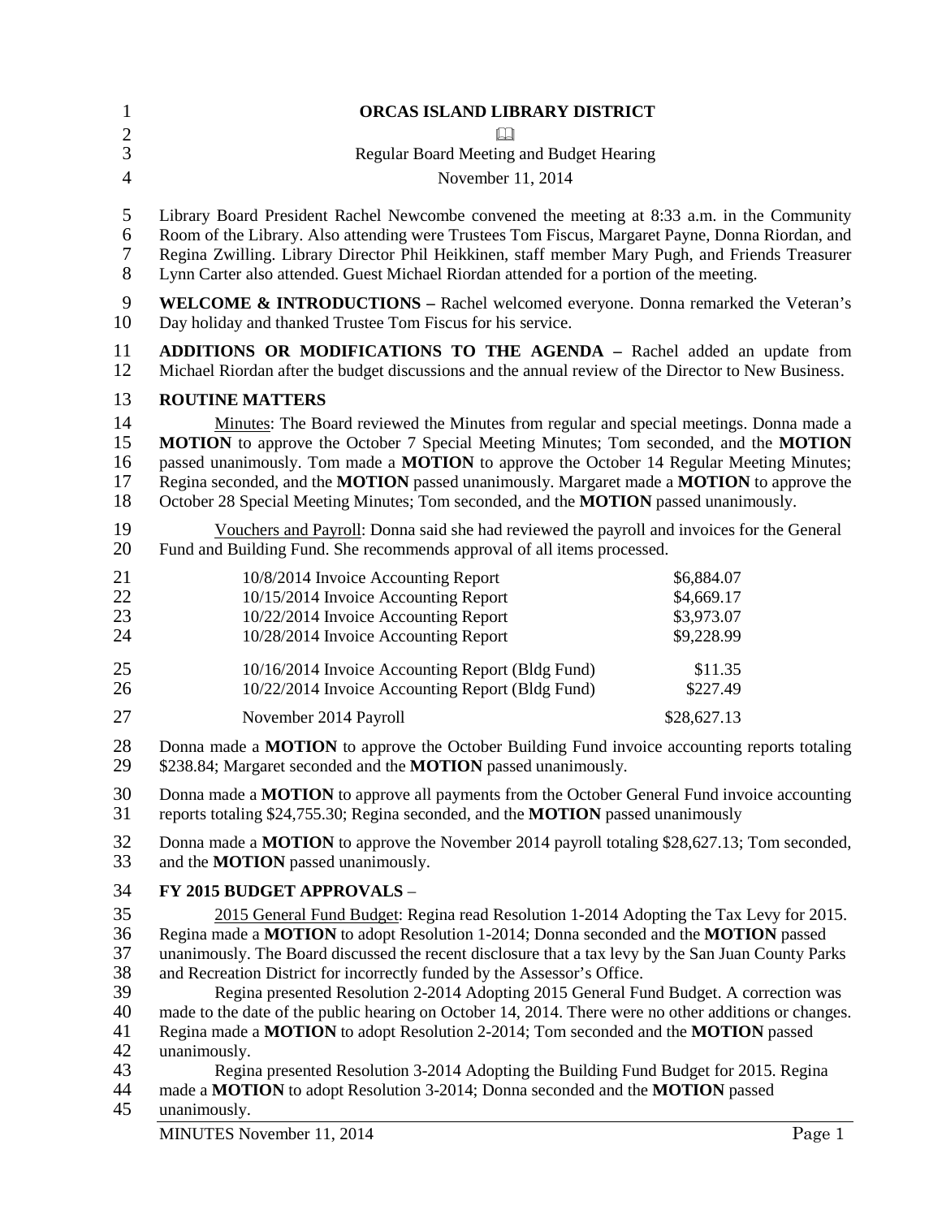# ORCAS ISLAND LIBRARY DISTRICT

📖

Regular Board Meeting and Budget Hearing

November 11, 2014

Library Board President Rachel Newcombe convened the meeting at 8:33 a.m. in the Community Room of the Library. Also attending were Trustees Tom Fiscus, Margaret Payne, Donna Riordan, and Regina Zwilling. Library Director Phil Heikkinen, staff member Mary Pugh, and Friends Treasurer Lynn Carter also attended. Guest Michael Riordan attended for a portion of the meeting.

**WELCOME & INTRODUCTIONS –** Rachel welcomed everyone. Donna remarked the Veteran's Day holiday and thanked Trustee Tom Fiscus for his service.

**ADDITIONS OR MODIFICATIONS TO THE AGENDA –** Rachel added an update from Michael Riordan after the budget discussions and the annual review of the Director to New Business.

**ROUTINE MATTERS**

Minutes: The Board reviewed the Minutes from regular and special meetings. Donna made a **MOTION** to approve the October 7 Special Meeting Minutes; Tom seconded, and the **MOTION** passed unanimously. Tom made a **MOTION** to approve the October 14 Regular Meeting Minutes; Regina seconded, and the **MOTION** passed unanimously. Margaret made a **MOTION** to approve the October 28 Special Meeting Minutes; Tom seconded, and the **MOTION** passed unanimously.

Vouchers and Payroll: Donna said she had reviewed the payroll and invoices for the General Fund and Building Fund. She recommends approval of all items processed.

| | |
|---|---|
| 10/8/2014 Invoice Accounting Report | $6,884.07 |
| 10/15/2014 Invoice Accounting Report | $4,669.17 |
| 10/22/2014 Invoice Accounting Report | $3,973.07 |
| 10/28/2014 Invoice Accounting Report | $9,228.99 |
| 10/16/2014 Invoice Accounting Report (Bldg Fund) | $11.35 |
| 10/22/2014 Invoice Accounting Report (Bldg Fund) | $227.49 |
| November 2014 Payroll | $28,627.13 |

Donna made a **MOTION** to approve the October Building Fund invoice accounting reports totaling $238.84; Margaret seconded and the **MOTION** passed unanimously.

Donna made a **MOTION** to approve all payments from the October General Fund invoice accounting reports totaling $24,755.30; Regina seconded, and the **MOTION** passed unanimously

Donna made a **MOTION** to approve the November 2014 payroll totaling $28,627.13; Tom seconded, and the **MOTION** passed unanimously.

**FY 2015 BUDGET APPROVALS** –

2015 General Fund Budget: Regina read Resolution 1-2014 Adopting the Tax Levy for 2015. Regina made a **MOTION** to adopt Resolution 1-2014; Donna seconded and the **MOTION** passed unanimously. The Board discussed the recent disclosure that a tax levy by the San Juan County Parks and Recreation District for incorrectly funded by the Assessor's Office.

Regina presented Resolution 2-2014 Adopting 2015 General Fund Budget. A correction was made to the date of the public hearing on October 14, 2014. There were no other additions or changes. Regina made a **MOTION** to adopt Resolution 2-2014; Tom seconded and the **MOTION** passed unanimously.

Regina presented Resolution 3-2014 Adopting the Building Fund Budget for 2015. Regina made a **MOTION** to adopt Resolution 3-2014; Donna seconded and the **MOTION** passed unanimously.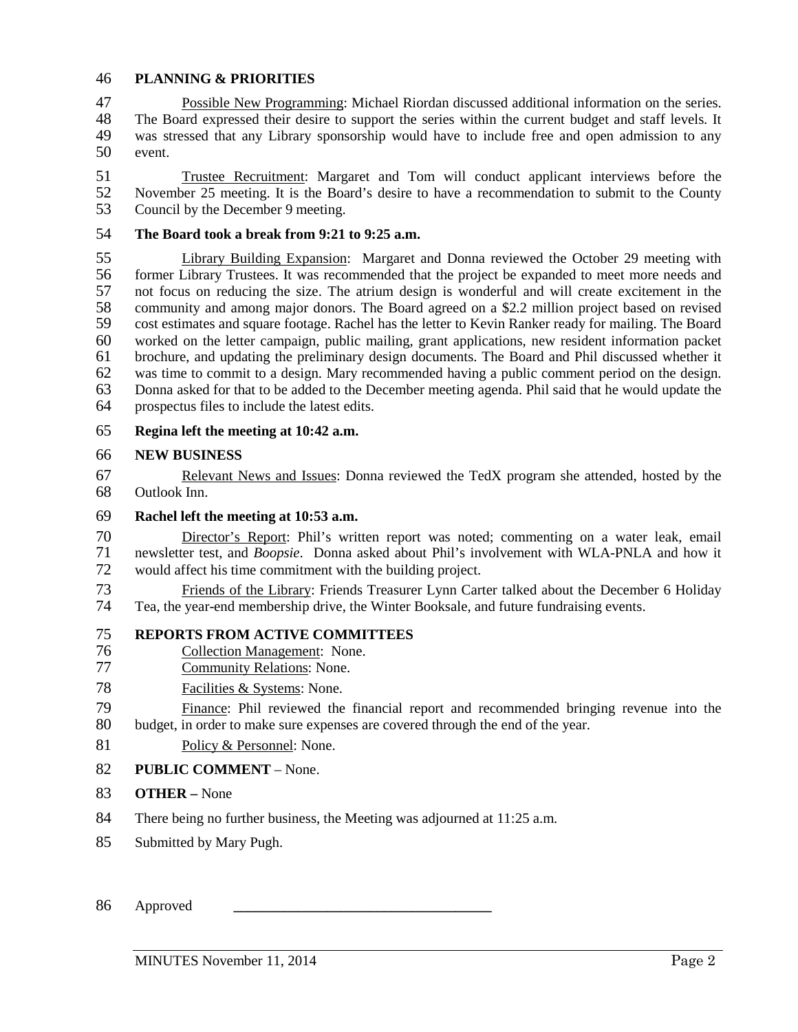**PLANNING & PRIORITIES**

Possible New Programming: Michael Riordan discussed additional information on the series. The Board expressed their desire to support the series within the current budget and staff levels. It was stressed that any Library sponsorship would have to include free and open admission to any event.

Trustee Recruitment: Margaret and Tom will conduct applicant interviews before the November 25 meeting. It is the Board's desire to have a recommendation to submit to the County Council by the December 9 meeting.

**The Board took a break from 9:21 to 9:25 a.m.**

Library Building Expansion: Margaret and Donna reviewed the October 29 meeting with former Library Trustees. It was recommended that the project be expanded to meet more needs and not focus on reducing the size. The atrium design is wonderful and will create excitement in the community and among major donors. The Board agreed on a $2.2 million project based on revised cost estimates and square footage. Rachel has the letter to Kevin Ranker ready for mailing. The Board worked on the letter campaign, public mailing, grant applications, new resident information packet brochure, and updating the preliminary design documents. The Board and Phil discussed whether it was time to commit to a design. Mary recommended having a public comment period on the design. Donna asked for that to be added to the December meeting agenda. Phil said that he would update the prospectus files to include the latest edits.

**Regina left the meeting at 10:42 a.m.**

**NEW BUSINESS**

Relevant News and Issues: Donna reviewed the TedX program she attended, hosted by the Outlook Inn.

**Rachel left the meeting at 10:53 a.m.**

Director's Report: Phil's written report was noted; commenting on a water leak, email newsletter test, and *Boopsie*. Donna asked about Phil's involvement with WLA-PNLA and how it would affect his time commitment with the building project.

Friends of the Library: Friends Treasurer Lynn Carter talked about the December 6 Holiday Tea, the year-end membership drive, the Winter Booksale, and future fundraising events.

**REPORTS FROM ACTIVE COMMITTEES**

Collection Management: None.

Community Relations: None.

Facilities & Systems: None.

Finance: Phil reviewed the financial report and recommended bringing revenue into the budget, in order to make sure expenses are covered through the end of the year.

Policy & Personnel: None.

**PUBLIC COMMENT** – None.

**OTHER –** None

There being no further business, the Meeting was adjourned at 11:25 a.m.

Submitted by Mary Pugh.

Approved \_\_\_\_\_\_\_\_\_\_\_\_\_\_\_\_\_\_\_\_\_\_\_\_\_\_\_\_\_\_\_\_\_\_\_

MINUTES November 11, 2014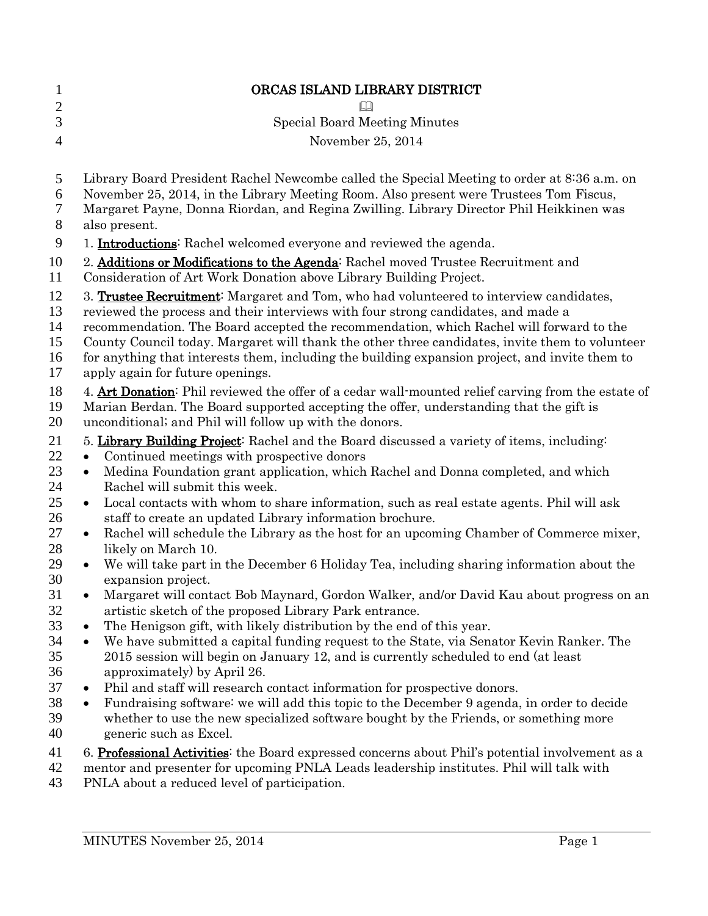# ORCAS ISLAND LIBRARY DISTRICT

📖

Special Board Meeting Minutes

November 25, 2014

Library Board President Rachel Newcombe called the Special Meeting to order at 8:36 a.m. on November 25, 2014, in the Library Meeting Room. Also present were Trustees Tom Fiscus, Margaret Payne, Donna Riordan, and Regina Zwilling. Library Director Phil Heikkinen was also present.

1. **Introductions**: Rachel welcomed everyone and reviewed the agenda.

2. **Additions or Modifications to the Agenda**: Rachel moved Trustee Recruitment and Consideration of Art Work Donation above Library Building Project.

3. **Trustee Recruitment**: Margaret and Tom, who had volunteered to interview candidates, reviewed the process and their interviews with four strong candidates, and made a recommendation. The Board accepted the recommendation, which Rachel will forward to the County Council today. Margaret will thank the other three candidates, invite them to volunteer for anything that interests them, including the building expansion project, and invite them to apply again for future openings.

4. **Art Donation**: Phil reviewed the offer of a cedar wall-mounted relief carving from the estate of Marian Berdan. The Board supported accepting the offer, understanding that the gift is unconditional; and Phil will follow up with the donors.

5. **Library Building Project**: Rachel and the Board discussed a variety of items, including:

- Continued meetings with prospective donors
- Medina Foundation grant application, which Rachel and Donna completed, and which Rachel will submit this week.
- Local contacts with whom to share information, such as real estate agents. Phil will ask staff to create an updated Library information brochure.
- Rachel will schedule the Library as the host for an upcoming Chamber of Commerce mixer, likely on March 10.
- We will take part in the December 6 Holiday Tea, including sharing information about the expansion project.
- Margaret will contact Bob Maynard, Gordon Walker, and/or David Kau about progress on an artistic sketch of the proposed Library Park entrance.
- The Henigson gift, with likely distribution by the end of this year.
- We have submitted a capital funding request to the State, via Senator Kevin Ranker. The 2015 session will begin on January 12, and is currently scheduled to end (at least approximately) by April 26.
- Phil and staff will research contact information for prospective donors.
- Fundraising software: we will add this topic to the December 9 agenda, in order to decide whether to use the new specialized software bought by the Friends, or something more generic such as Excel.

6. **Professional Activities**: the Board expressed concerns about Phil's potential involvement as a mentor and presenter for upcoming PNLA Leads leadership institutes. Phil will talk with PNLA about a reduced level of participation.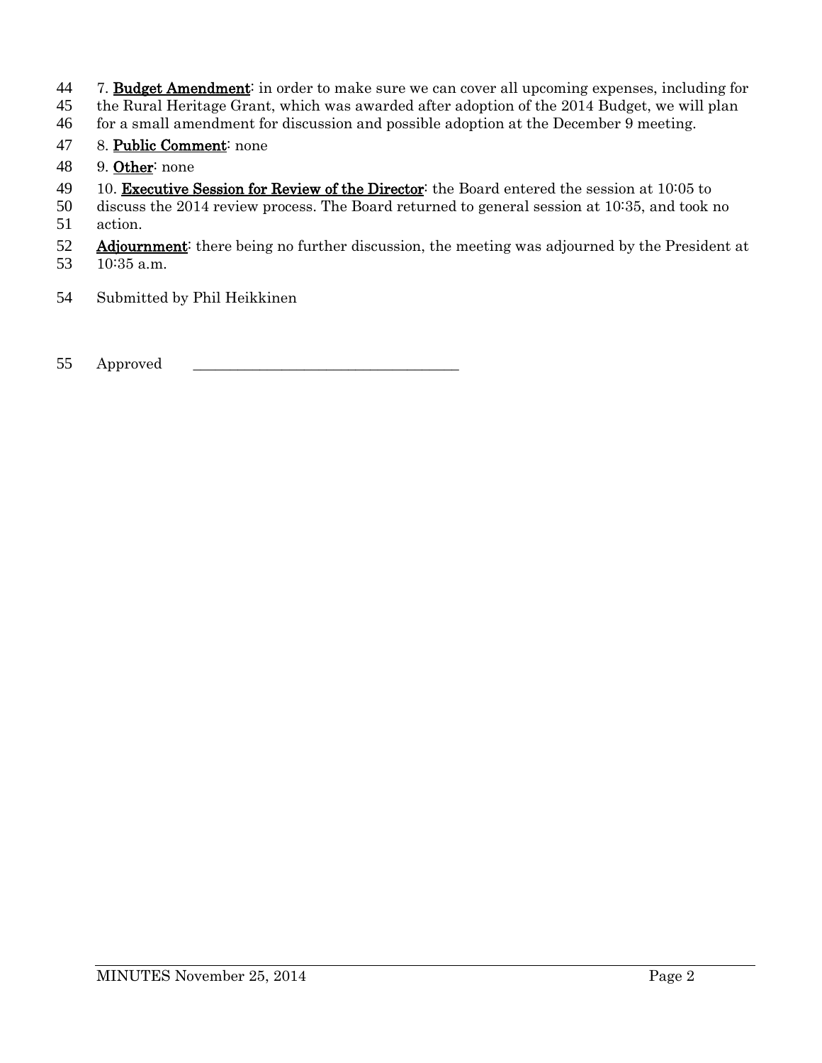7. **Budget Amendment**: in order to make sure we can cover all upcoming expenses, including for the Rural Heritage Grant, which was awarded after adoption of the 2014 Budget, we will plan for a small amendment for discussion and possible adoption at the December 9 meeting.

8. **Public Comment**: none

9. **Other**: none

10. **Executive Session for Review of the Director**: the Board entered the session at 10:05 to discuss the 2014 review process. The Board returned to general session at 10:35, and took no action.

**Adjournment**: there being no further discussion, the meeting was adjourned by the President at 10:35 a.m.

Submitted by Phil Heikkinen

Approved ___________________________________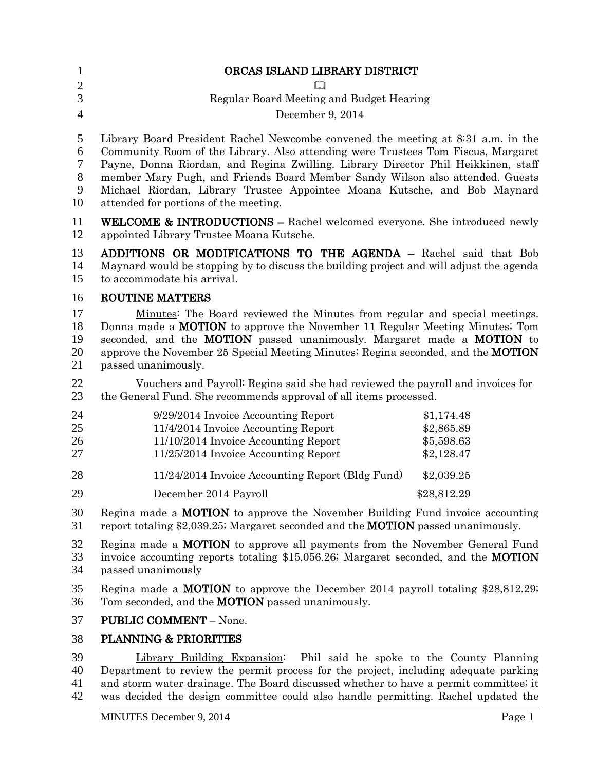# ORCAS ISLAND LIBRARY DISTRICT

Regular Board Meeting and Budget Hearing

December 9, 2014

Library Board President Rachel Newcombe convened the meeting at 8:31 a.m. in the Community Room of the Library. Also attending were Trustees Tom Fiscus, Margaret Payne, Donna Riordan, and Regina Zwilling. Library Director Phil Heikkinen, staff member Mary Pugh, and Friends Board Member Sandy Wilson also attended. Guests Michael Riordan, Library Trustee Appointee Moana Kutsche, and Bob Maynard attended for portions of the meeting.

**WELCOME & INTRODUCTIONS –** Rachel welcomed everyone. She introduced newly appointed Library Trustee Moana Kutsche.

**ADDITIONS OR MODIFICATIONS TO THE AGENDA –** Rachel said that Bob Maynard would be stopping by to discuss the building project and will adjust the agenda to accommodate his arrival.

## ROUTINE MATTERS

Minutes: The Board reviewed the Minutes from regular and special meetings. Donna made a **MOTION** to approve the November 11 Regular Meeting Minutes; Tom seconded, and the **MOTION** passed unanimously. Margaret made a **MOTION** to approve the November 25 Special Meeting Minutes; Regina seconded, and the **MOTION** passed unanimously.

Vouchers and Payroll: Regina said she had reviewed the payroll and invoices for the General Fund. She recommends approval of all items processed.

| | |
|---|---|
| 9/29/2014 Invoice Accounting Report | $1,174.48 |
| 11/4/2014 Invoice Accounting Report | $2,865.89 |
| 11/10/2014 Invoice Accounting Report | $5,598.63 |
| 11/25/2014 Invoice Accounting Report | $2,128.47 |
| 11/24/2014 Invoice Accounting Report (Bldg Fund) | $2,039.25 |
| December 2014 Payroll | $28,812.29 |

Regina made a **MOTION** to approve the November Building Fund invoice accounting report totaling $2,039.25; Margaret seconded and the **MOTION** passed unanimously.

Regina made a **MOTION** to approve all payments from the November General Fund invoice accounting reports totaling $15,056.26; Margaret seconded, and the **MOTION** passed unanimously

Regina made a **MOTION** to approve the December 2014 payroll totaling $28,812.29; Tom seconded, and the **MOTION** passed unanimously.

**PUBLIC COMMENT** – None.

## PLANNING & PRIORITIES

Library Building Expansion: Phil said he spoke to the County Planning Department to review the permit process for the project, including adequate parking and storm water drainage. The Board discussed whether to have a permit committee; it was decided the design committee could also handle permitting. Rachel updated the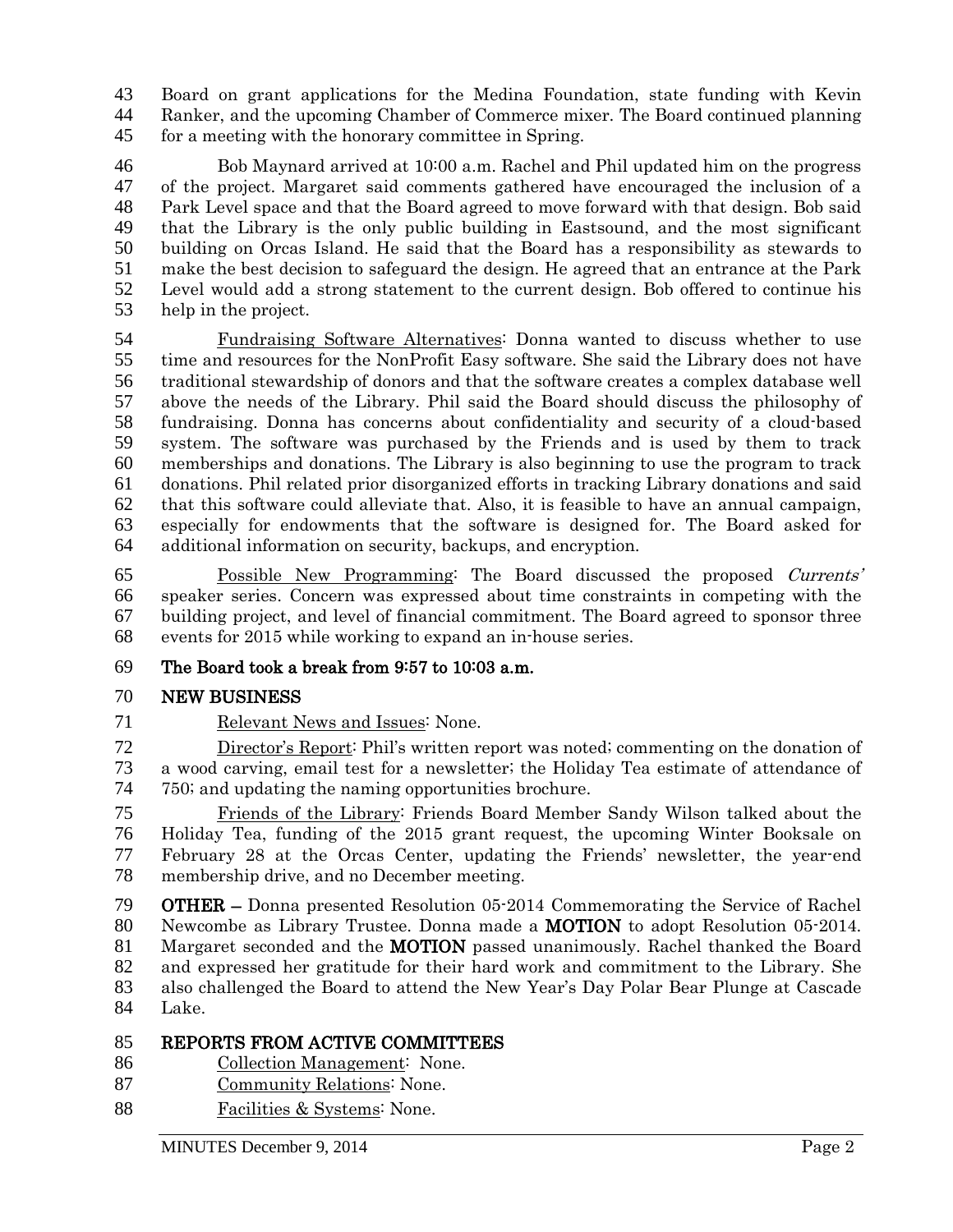Board on grant applications for the Medina Foundation, state funding with Kevin Ranker, and the upcoming Chamber of Commerce mixer. The Board continued planning for a meeting with the honorary committee in Spring.

Bob Maynard arrived at 10:00 a.m. Rachel and Phil updated him on the progress of the project. Margaret said comments gathered have encouraged the inclusion of a Park Level space and that the Board agreed to move forward with that design. Bob said that the Library is the only public building in Eastsound, and the most significant building on Orcas Island. He said that the Board has a responsibility as stewards to make the best decision to safeguard the design. He agreed that an entrance at the Park Level would add a strong statement to the current design. Bob offered to continue his help in the project.

Fundraising Software Alternatives: Donna wanted to discuss whether to use time and resources for the NonProfit Easy software. She said the Library does not have traditional stewardship of donors and that the software creates a complex database well above the needs of the Library. Phil said the Board should discuss the philosophy of fundraising. Donna has concerns about confidentiality and security of a cloud-based system. The software was purchased by the Friends and is used by them to track memberships and donations. The Library is also beginning to use the program to track donations. Phil related prior disorganized efforts in tracking Library donations and said that this software could alleviate that. Also, it is feasible to have an annual campaign, especially for endowments that the software is designed for. The Board asked for additional information on security, backups, and encryption.

Possible New Programming: The Board discussed the proposed *Currents'* speaker series. Concern was expressed about time constraints in competing with the building project, and level of financial commitment. The Board agreed to sponsor three events for 2015 while working to expand an in-house series.

**The Board took a break from 9:57 to 10:03 a.m.**

## NEW BUSINESS

Relevant News and Issues: None.

Director's Report: Phil's written report was noted; commenting on the donation of a wood carving, email test for a newsletter; the Holiday Tea estimate of attendance of 750; and updating the naming opportunities brochure.

Friends of the Library: Friends Board Member Sandy Wilson talked about the Holiday Tea, funding of the 2015 grant request, the upcoming Winter Booksale on February 28 at the Orcas Center, updating the Friends' newsletter, the year-end membership drive, and no December meeting.

**OTHER –** Donna presented Resolution 05-2014 Commemorating the Service of Rachel Newcombe as Library Trustee. Donna made a **MOTION** to adopt Resolution 05-2014. Margaret seconded and the **MOTION** passed unanimously. Rachel thanked the Board and expressed her gratitude for their hard work and commitment to the Library. She also challenged the Board to attend the New Year's Day Polar Bear Plunge at Cascade Lake.

## REPORTS FROM ACTIVE COMMITTEES

Collection Management: None.

Community Relations: None.

Facilities & Systems: None.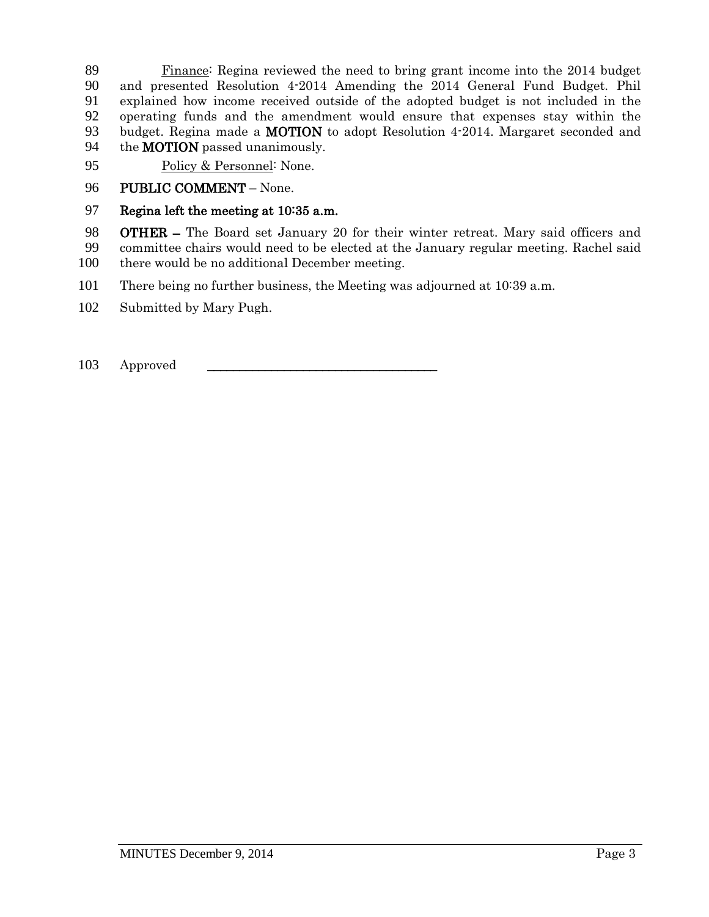<u>Finance</u>: Regina reviewed the need to bring grant income into the 2014 budget and presented Resolution 4-2014 Amending the 2014 General Fund Budget. Phil explained how income received outside of the adopted budget is not included in the operating funds and the amendment would ensure that expenses stay within the budget. Regina made a **MOTION** to adopt Resolution 4-2014. Margaret seconded and the **MOTION** passed unanimously.

<u>Policy & Personnel</u>: None.

**PUBLIC COMMENT** – None.

**Regina left the meeting at 10:35 a.m.**

**OTHER** – The Board set January 20 for their winter retreat. Mary said officers and committee chairs would need to be elected at the January regular meeting. Rachel said there would be no additional December meeting.

There being no further business, the Meeting was adjourned at 10:39 a.m.

Submitted by Mary Pugh.

Approved \_\_\_\_\_\_\_\_\_\_\_\_\_\_\_\_\_\_\_\_\_\_\_\_\_\_\_\_\_\_\_\_\_\_\_\_